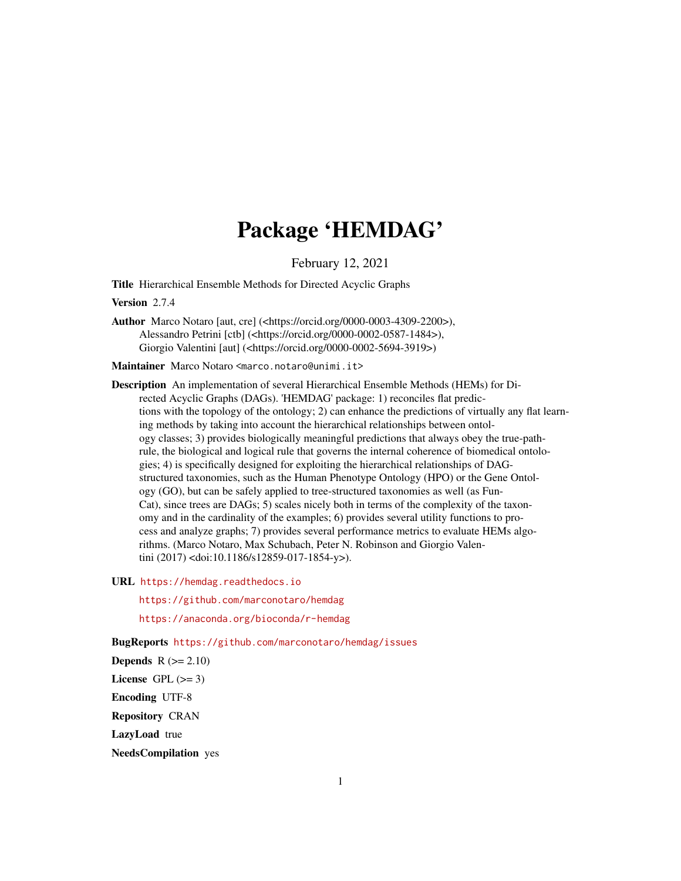# Package 'HEMDAG'

February 12, 2021

**Title** Hierarchical Ensemble Methods for Directed Acyclic Graphs

**Version** 2.7.4

**Author** Marco Notaro [aut, cre] (<https://orcid.org/0000-0003-4309-2200>), Alessandro Petrini [ctb] (<https://orcid.org/0000-0002-0587-1484>), Giorgio Valentini [aut] (<https://orcid.org/0000-0002-5694-3919>)

**Maintainer** Marco Notaro <marco.notaro@unimi.it>

**Description** An implementation of several Hierarchical Ensemble Methods (HEMs) for Directed Acyclic Graphs (DAGs). 'HEMDAG' package: 1) reconciles flat predictions with the topology of the ontology; 2) can enhance the predictions of virtually any flat learning methods by taking into account the hierarchical relationships between ontology classes; 3) provides biologically meaningful predictions that always obey the true-path-rule, the biological and logical rule that governs the internal coherence of biomedical ontologies; 4) is specifically designed for exploiting the hierarchical relationships of DAG-structured taxonomies, such as the Human Phenotype Ontology (HPO) or the Gene Ontology (GO), but can be safely applied to tree-structured taxonomies as well (as FunCat), since trees are DAGs; 5) scales nicely both in terms of the complexity of the taxonomy and in the cardinality of the examples; 6) provides several utility functions to process and analyze graphs; 7) provides several performance metrics to evaluate HEMs algorithms. (Marco Notaro, Max Schubach, Peter N. Robinson and Giorgio Valentini (2017) <doi:10.1186/s12859-017-1854-y>).

**URL** https://hemdag.readthedocs.io

https://github.com/marconotaro/hemdag

https://anaconda.org/bioconda/r-hemdag

**BugReports** https://github.com/marconotaro/hemdag/issues

**Depends** R (>= 2.10)

**License** GPL (>= 3)

**Encoding** UTF-8

**Repository** CRAN

**LazyLoad** true

**NeedsCompilation** yes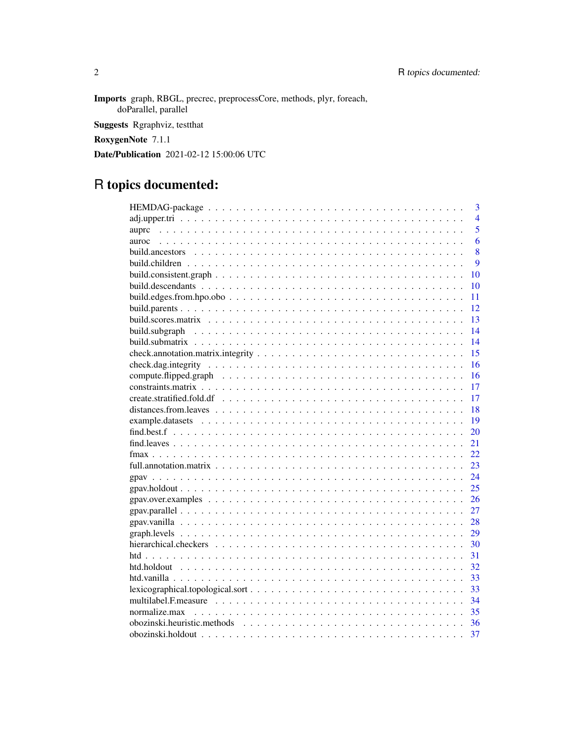**Imports** graph, RBGL, precrec, preprocessCore, methods, plyr, foreach, doParallel, parallel

**Suggests** Rgraphviz, testthat

**RoxygenNote** 7.1.1

**Date/Publication** 2021-02-12 15:00:06 UTC

# R topics documented:

| | |
|---|---|
| HEMDAG-package | 3 |
| adj.upper.tri | 4 |
| auprc | 5 |
| auroc | 6 |
| build.ancestors | 8 |
| build.children | 9 |
| build.consistent.graph | 10 |
| build.descendants | 10 |
| build.edges.from.hpo.obo | 11 |
| build.parents | 12 |
| build.scores.matrix | 13 |
| build.subgraph | 14 |
| build.submatrix | 14 |
| check.annotation.matrix.integrity | 15 |
| check.dag.integrity | 16 |
| compute.flipped.graph | 16 |
| constraints.matrix | 17 |
| create.stratified.fold.df | 17 |
| distances.from.leaves | 18 |
| example.datasets | 19 |
| find.best.f | 20 |
| find.leaves | 21 |
| fmax | 22 |
| full.annotation.matrix | 23 |
| gpav | 24 |
| gpav.holdout | 25 |
| gpav.over.examples | 26 |
| gpav.parallel | 27 |
| gpav.vanilla | 28 |
| graph.levels | 29 |
| hierarchical.checkers | 30 |
| htd | 31 |
| htd.holdout | 32 |
| htd.vanilla | 33 |
| lexicographical.topological.sort | 33 |
| multilabel.F.measure | 34 |
| normalize.max | 35 |
| obozinski.heuristic.methods | 36 |
| obozinski.holdout | 37 |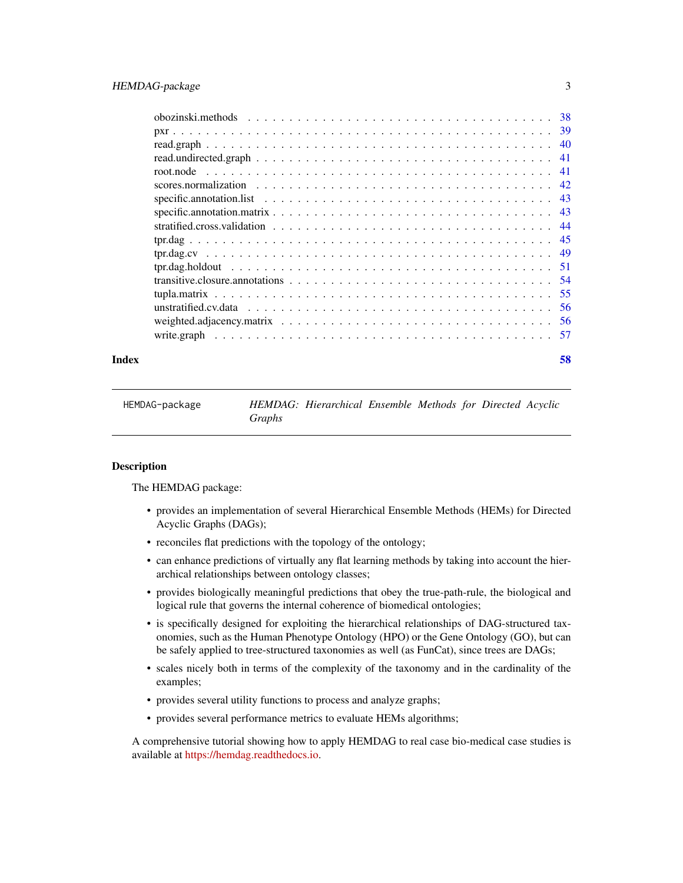obozinski.methods . . . . . . . . . . . . . . . . . . . . . . . . . . . . . . . . . . . 38
pxr . . . . . . . . . . . . . . . . . . . . . . . . . . . . . . . . . . . . . . . . . . . 39
read.graph . . . . . . . . . . . . . . . . . . . . . . . . . . . . . . . . . . . . . . . . 40
read.undirected.graph . . . . . . . . . . . . . . . . . . . . . . . . . . . . . . . . . . 41
root.node . . . . . . . . . . . . . . . . . . . . . . . . . . . . . . . . . . . . . . . . 41
scores.normalization . . . . . . . . . . . . . . . . . . . . . . . . . . . . . . . . . . 42
specific.annotation.list . . . . . . . . . . . . . . . . . . . . . . . . . . . . . . . . . 43
specific.annotation.matrix . . . . . . . . . . . . . . . . . . . . . . . . . . . . . . . . 43
stratified.cross.validation . . . . . . . . . . . . . . . . . . . . . . . . . . . . . . . . 44
tpr.dag . . . . . . . . . . . . . . . . . . . . . . . . . . . . . . . . . . . . . . . . . . 45
tpr.dag.cv . . . . . . . . . . . . . . . . . . . . . . . . . . . . . . . . . . . . . . . . 49
tpr.dag.holdout . . . . . . . . . . . . . . . . . . . . . . . . . . . . . . . . . . . . . 51
transitive.closure.annotations . . . . . . . . . . . . . . . . . . . . . . . . . . . . . . 54
tupla.matrix . . . . . . . . . . . . . . . . . . . . . . . . . . . . . . . . . . . . . . . 55
unstratified.cv.data . . . . . . . . . . . . . . . . . . . . . . . . . . . . . . . . . . . 56
weighted.adjacency.matrix . . . . . . . . . . . . . . . . . . . . . . . . . . . . . . . . 56
write.graph . . . . . . . . . . . . . . . . . . . . . . . . . . . . . . . . . . . . . . . 57

**Index** **58**

---

`HEMDAG-package` *HEMDAG: Hierarchical Ensemble Methods for Directed Acyclic Graphs*

---

### Description

The HEMDAG package:

- provides an implementation of several Hierarchical Ensemble Methods (HEMs) for Directed Acyclic Graphs (DAGs);
- reconciles flat predictions with the topology of the ontology;
- can enhance predictions of virtually any flat learning methods by taking into account the hierarchical relationships between ontology classes;
- provides biologically meaningful predictions that obey the true-path-rule, the biological and logical rule that governs the internal coherence of biomedical ontologies;
- is specifically designed for exploiting the hierarchical relationships of DAG-structured taxonomies, such as the Human Phenotype Ontology (HPO) or the Gene Ontology (GO), but can be safely applied to tree-structured taxonomies as well (as FunCat), since trees are DAGs;
- scales nicely both in terms of the complexity of the taxonomy and in the cardinality of the examples;
- provides several utility functions to process and analyze graphs;
- provides several performance metrics to evaluate HEMs algorithms;

A comprehensive tutorial showing how to apply HEMDAG to real case bio-medical case studies is available at https://hemdag.readthedocs.io.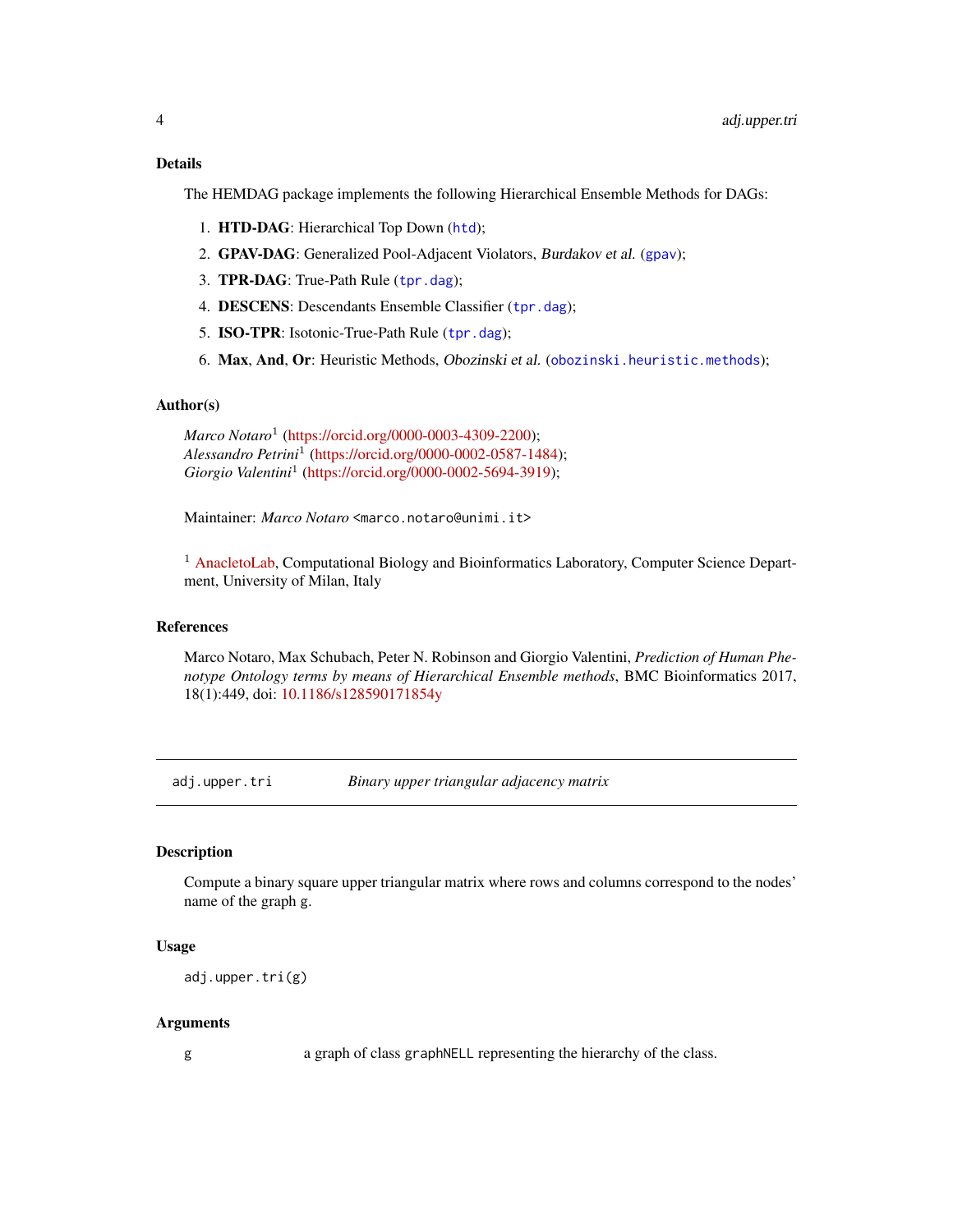### Details

The HEMDAG package implements the following Hierarchical Ensemble Methods for DAGs:

1. **HTD-DAG**: Hierarchical Top Down (`htd`);
2. **GPAV-DAG**: Generalized Pool-Adjacent Violators, *Burdakov et al.* (`gpav`);
3. **TPR-DAG**: True-Path Rule (`tpr.dag`);
4. **DESCENS**: Descendants Ensemble Classifier (`tpr.dag`);
5. **ISO-TPR**: Isotonic-True-Path Rule (`tpr.dag`);
6. **Max**, **And**, **Or**: Heuristic Methods, *Obozinski et al.* (`obozinski.heuristic.methods`);

### Author(s)

*Marco Notaro*[1] (https://orcid.org/0000-0003-4309-2200);
*Alessandro Petrini*[1] (https://orcid.org/0000-0002-0587-1484);
*Giorgio Valentini*[1] (https://orcid.org/0000-0002-5694-3919);

Maintainer: *Marco Notaro* <marco.notaro@unimi.it>

[1] AnacletoLab, Computational Biology and Bioinformatics Laboratory, Computer Science Department, University of Milan, Italy

### References

Marco Notaro, Max Schubach, Peter N. Robinson and Giorgio Valentini, *Prediction of Human Phenotype Ontology terms by means of Hierarchical Ensemble methods*, BMC Bioinformatics 2017, 18(1):449, doi: 10.1186/s128590171854y

---

## adj.upper.tri — *Binary upper triangular adjacency matrix*

---

### Description

Compute a binary square upper triangular matrix where rows and columns correspond to the nodes' name of the graph `g`.

### Usage

```
adj.upper.tri(g)
```

### Arguments

| | |
|---|---|
| `g` | a graph of class `graphNELL` representing the hierarchy of the class. |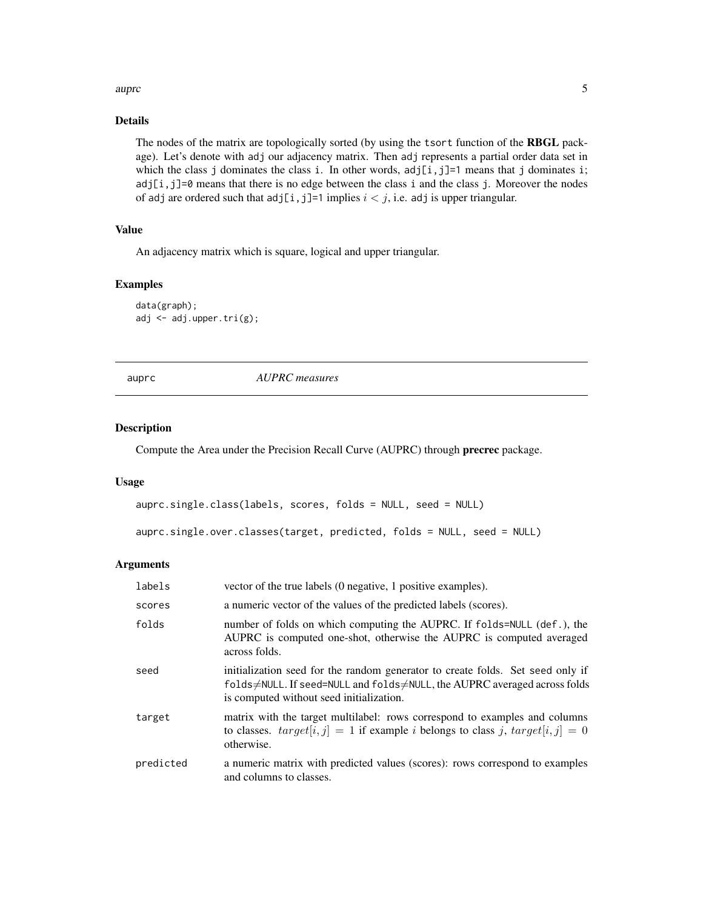## Details

The nodes of the matrix are topologically sorted (by using the `tsort` function of the **RBGL** package). Let's denote with `adj` our adjacency matrix. Then `adj` represents a partial order data set in which the class `j` dominates the class `i`. In other words, `adj[i,j]=1` means that `j` dominates `i`; `adj[i,j]=0` means that there is no edge between the class `i` and the class `j`. Moreover the nodes of `adj` are ordered such that `adj[i,j]=1` implies $i < j$, i.e. `adj` is upper triangular.

## Value

An adjacency matrix which is square, logical and upper triangular.

## Examples

```
data(graph);
adj <- adj.upper.tri(g);
```

---

# auprc — *AUPRC measures*

---

## Description

Compute the Area under the Precision Recall Curve (AUPRC) through **precrec** package.

## Usage

```
auprc.single.class(labels, scores, folds = NULL, seed = NULL)

auprc.single.over.classes(target, predicted, folds = NULL, seed = NULL)
```

## Arguments

| | |
|---|---|
| `labels` | vector of the true labels (0 negative, 1 positive examples). |
| `scores` | a numeric vector of the values of the predicted labels (scores). |
| `folds` | number of folds on which computing the AUPRC. If `folds=NULL` (`def.`), the AUPRC is computed one-shot, otherwise the AUPRC is computed averaged across folds. |
| `seed` | initialization seed for the random generator to create folds. Set `seed` only if `folds`≠`NULL`. If `seed=NULL` and `folds`≠`NULL`, the AUPRC averaged across folds is computed without seed initialization. |
| `target` | matrix with the target multilabel: rows correspond to examples and columns to classes. $target[i, j] = 1$ if example $i$ belongs to class $j$, $target[i, j] = 0$ otherwise. |
| `predicted` | a numeric matrix with predicted values (scores): rows correspond to examples and columns to classes. |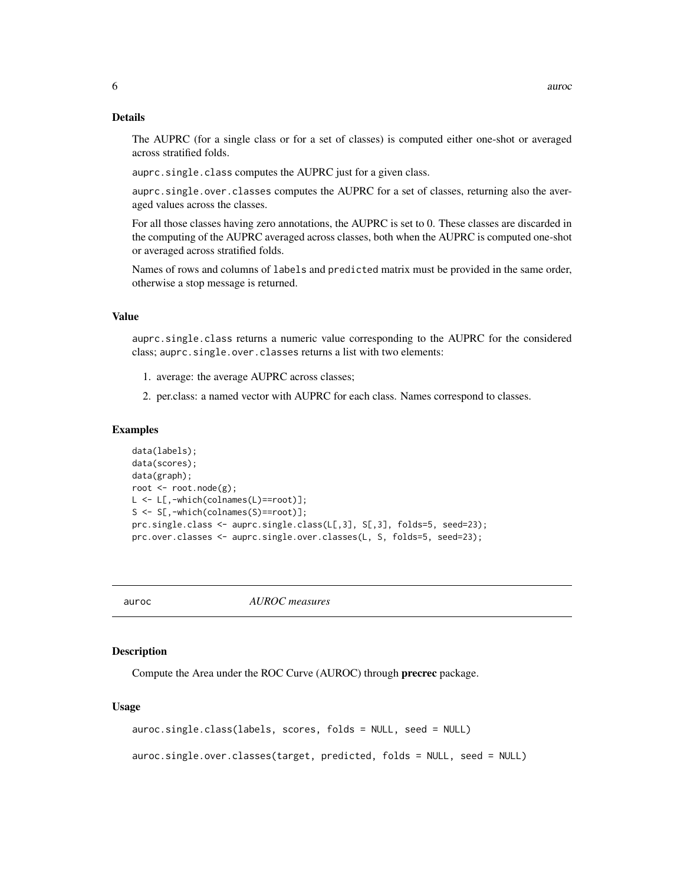### Details

The AUPRC (for a single class or for a set of classes) is computed either one-shot or averaged across stratified folds.

`auprc.single.class` computes the AUPRC just for a given class.

`auprc.single.over.classes` computes the AUPRC for a set of classes, returning also the averaged values across the classes.

For all those classes having zero annotations, the AUPRC is set to 0. These classes are discarded in the computing of the AUPRC averaged across classes, both when the AUPRC is computed one-shot or averaged across stratified folds.

Names of rows and columns of `labels` and `predicted` matrix must be provided in the same order, otherwise a stop message is returned.

### Value

`auprc.single.class` returns a numeric value corresponding to the AUPRC for the considered class; `auprc.single.over.classes` returns a list with two elements:

1. average: the average AUPRC across classes;
2. per.class: a named vector with AUPRC for each class. Names correspond to classes.

### Examples

```
data(labels);
data(scores);
data(graph);
root <- root.node(g);
L <- L[,-which(colnames(L)==root)];
S <- S[,-which(colnames(S)==root)];
prc.single.class <- auprc.single.class(L[,3], S[,3], folds=5, seed=23);
prc.over.classes <- auprc.single.over.classes(L, S, folds=5, seed=23);
```

---

## auroc *AUROC measures*

### Description

Compute the Area under the ROC Curve (AUROC) through **precrec** package.

### Usage

```
auroc.single.class(labels, scores, folds = NULL, seed = NULL)

auroc.single.over.classes(target, predicted, folds = NULL, seed = NULL)
```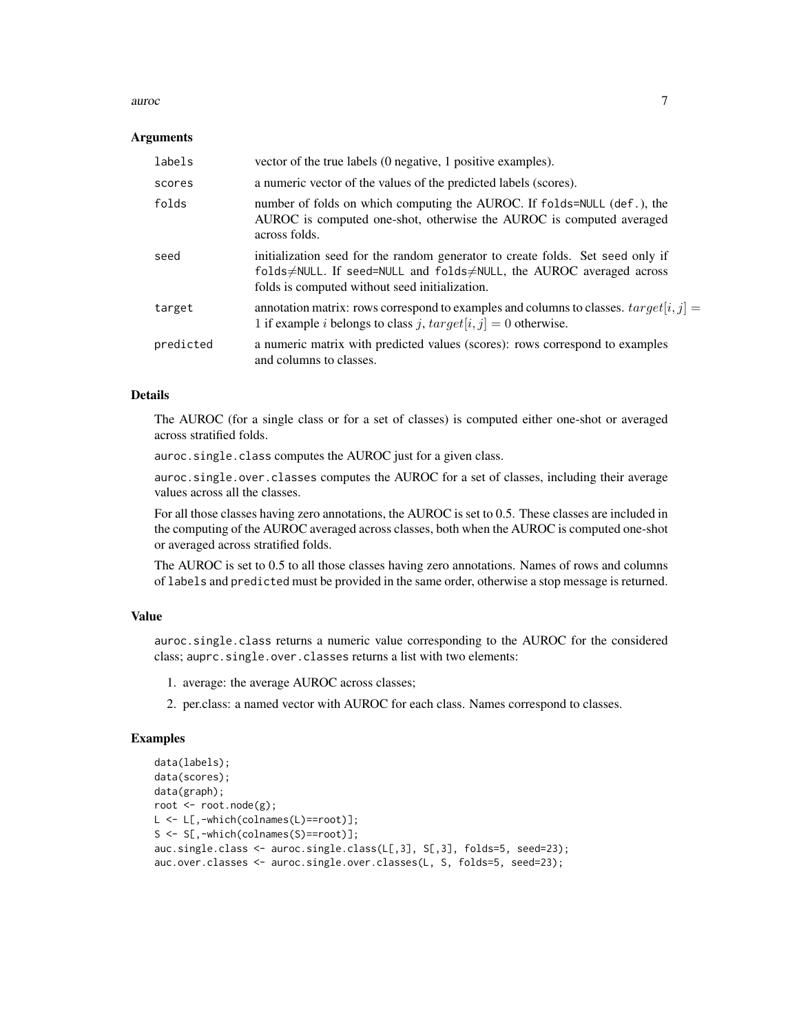### Arguments

| | |
|---|---|
| `labels` | vector of the true labels (0 negative, 1 positive examples). |
| `scores` | a numeric vector of the values of the predicted labels (scores). |
| `folds` | number of folds on which computing the AUROC. If `folds=NULL` (`def.`), the AUROC is computed one-shot, otherwise the AUROC is computed averaged across folds. |
| `seed` | initialization seed for the random generator to create folds. Set `seed` only if `folds`≠`NULL`. If `seed=NULL` and `folds`≠`NULL`, the AUROC averaged across folds is computed without seed initialization. |
| `target` | annotation matrix: rows correspond to examples and columns to classes. $target[i, j] = 1$ if example $i$ belongs to class $j$, $target[i, j] = 0$ otherwise. |
| `predicted` | a numeric matrix with predicted values (scores): rows correspond to examples and columns to classes. |

### Details

The AUROC (for a single class or for a set of classes) is computed either one-shot or averaged across stratified folds.

`auroc.single.class` computes the AUROC just for a given class.

`auroc.single.over.classes` computes the AUROC for a set of classes, including their average values across all the classes.

For all those classes having zero annotations, the AUROC is set to 0.5. These classes are included in the computing of the AUROC averaged across classes, both when the AUROC is computed one-shot or averaged across stratified folds.

The AUROC is set to 0.5 to all those classes having zero annotations. Names of rows and columns of `labels` and `predicted` must be provided in the same order, otherwise a stop message is returned.

### Value

`auroc.single.class` returns a numeric value corresponding to the AUROC for the considered class; `auprc.single.over.classes` returns a list with two elements:

1. average: the average AUROC across classes;
2. per.class: a named vector with AUROC for each class. Names correspond to classes.

### Examples

```
data(labels);
data(scores);
data(graph);
root <- root.node(g);
L <- L[,-which(colnames(L)==root)];
S <- S[,-which(colnames(S)==root)];
auc.single.class <- auroc.single.class(L[,3], S[,3], folds=5, seed=23);
auc.over.classes <- auroc.single.over.classes(L, S, folds=5, seed=23);
```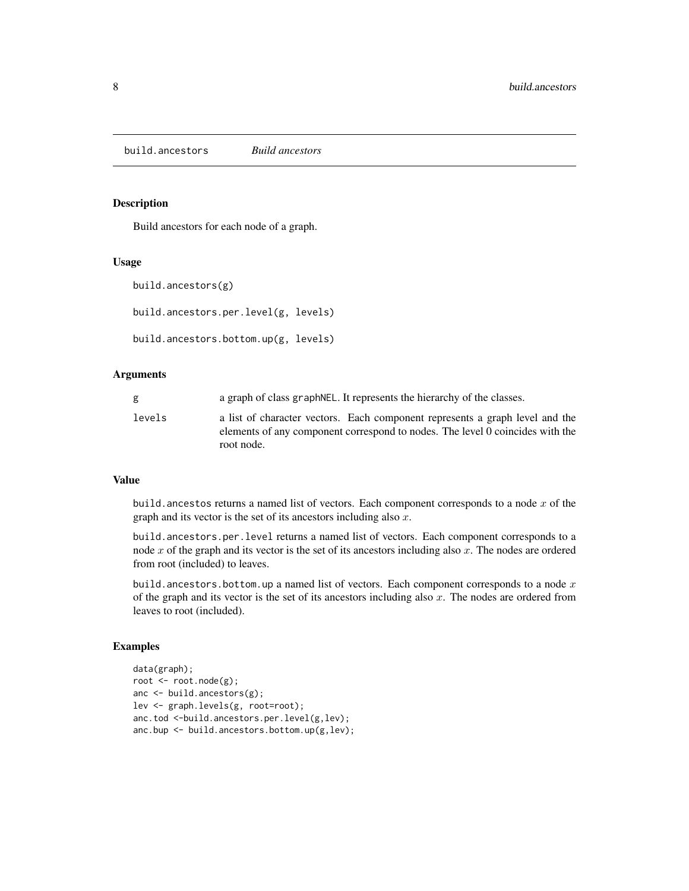## build.ancestors *Build ancestors*

### Description

Build ancestors for each node of a graph.

### Usage

```
build.ancestors(g)

build.ancestors.per.level(g, levels)

build.ancestors.bottom.up(g, levels)
```

### Arguments

| | |
|---|---|
| g | a graph of class graphNEL. It represents the hierarchy of the classes. |
| levels | a list of character vectors. Each component represents a graph level and the elements of any component correspond to nodes. The level 0 coincides with the root node. |

### Value

build.ancestos returns a named list of vectors. Each component corresponds to a node $x$ of the graph and its vector is the set of its ancestors including also $x$.

build.ancestors.per.level returns a named list of vectors. Each component corresponds to a node $x$ of the graph and its vector is the set of its ancestors including also $x$. The nodes are ordered from root (included) to leaves.

build.ancestors.bottom.up a named list of vectors. Each component corresponds to a node $x$ of the graph and its vector is the set of its ancestors including also $x$. The nodes are ordered from leaves to root (included).

### Examples

```
data(graph);
root <- root.node(g);
anc <- build.ancestors(g);
lev <- graph.levels(g, root=root);
anc.tod <-build.ancestors.per.level(g,lev);
anc.bup <- build.ancestors.bottom.up(g,lev);
```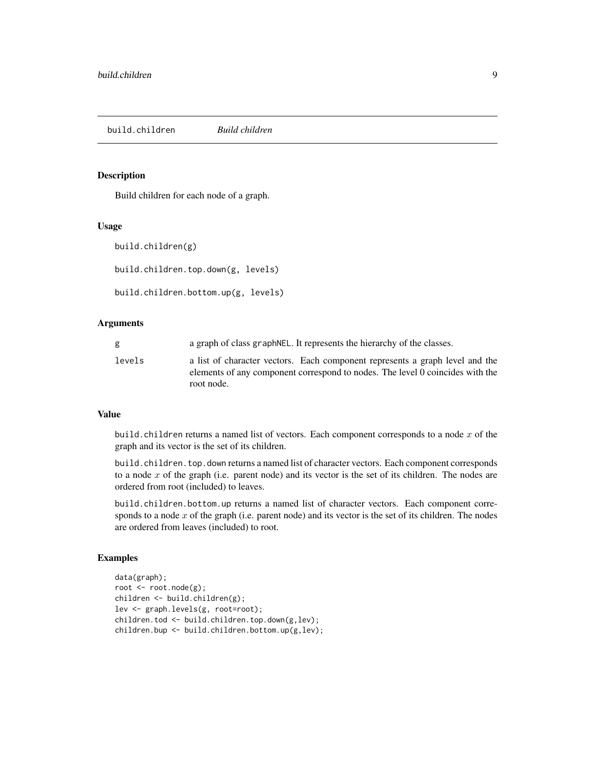## build.children *Build children*

### Description

Build children for each node of a graph.

### Usage

```
build.children(g)

build.children.top.down(g, levels)

build.children.bottom.up(g, levels)
```

### Arguments

| | |
|---|---|
| g | a graph of class graphNEL. It represents the hierarchy of the classes. |
| levels | a list of character vectors. Each component represents a graph level and the elements of any component correspond to nodes. The level 0 coincides with the root node. |

### Value

build.children returns a named list of vectors. Each component corresponds to a node $x$ of the graph and its vector is the set of its children.

build.children.top.down returns a named list of character vectors. Each component corresponds to a node $x$ of the graph (i.e. parent node) and its vector is the set of its children. The nodes are ordered from root (included) to leaves.

build.children.bottom.up returns a named list of character vectors. Each component corresponds to a node $x$ of the graph (i.e. parent node) and its vector is the set of its children. The nodes are ordered from leaves (included) to root.

### Examples

```
data(graph);
root <- root.node(g);
children <- build.children(g);
lev <- graph.levels(g, root=root);
children.tod <- build.children.top.down(g,lev);
children.bup <- build.children.bottom.up(g,lev);
```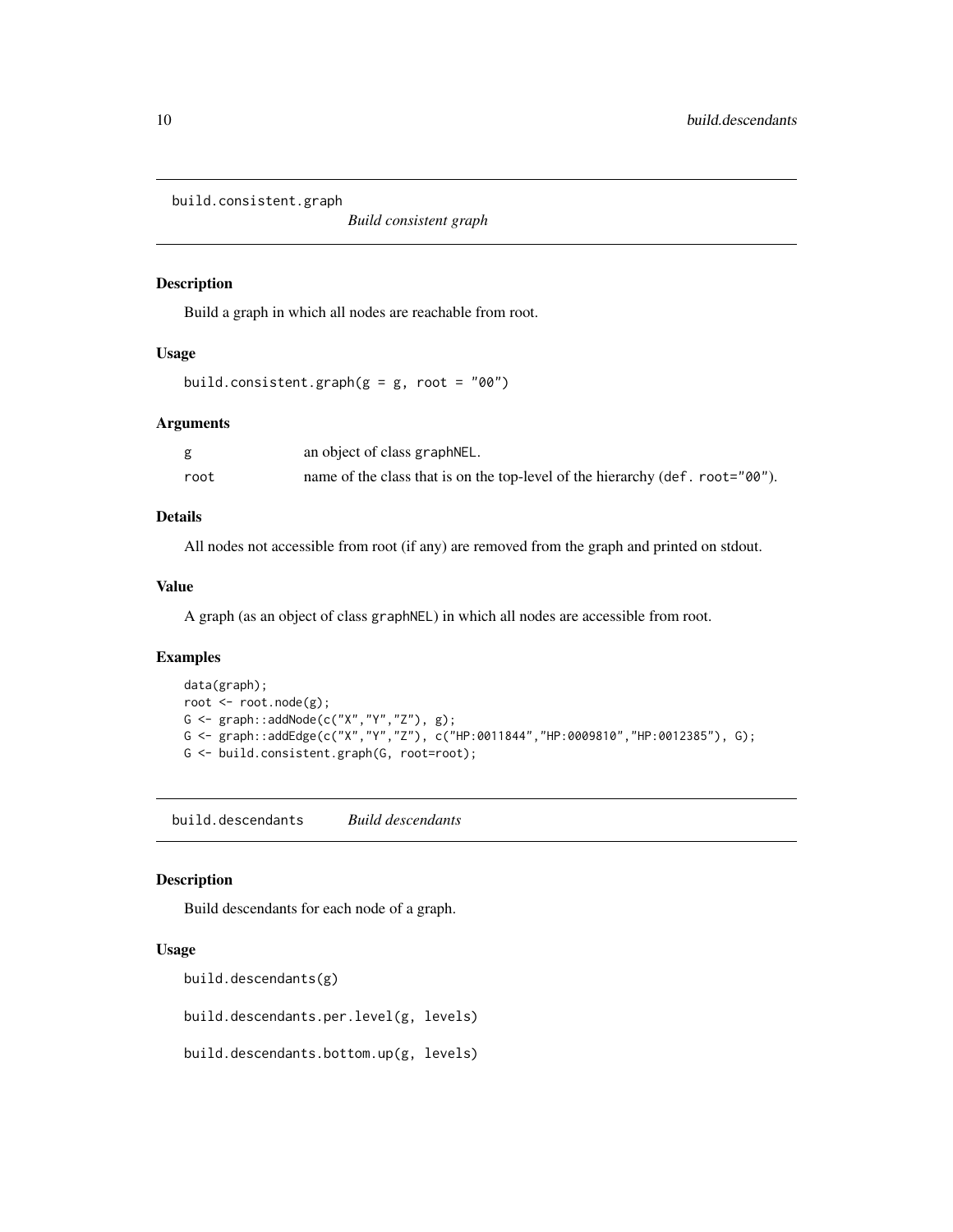## build.consistent.graph

*Build consistent graph*

### Description

Build a graph in which all nodes are reachable from root.

### Usage

```
build.consistent.graph(g = g, root = "00")
```

### Arguments

| | |
|---|---|
| g | an object of class graphNEL. |
| root | name of the class that is on the top-level of the hierarchy (def. root="00"). |

### Details

All nodes not accessible from root (if any) are removed from the graph and printed on stdout.

### Value

A graph (as an object of class graphNEL) in which all nodes are accessible from root.

### Examples

```
data(graph);
root <- root.node(g);
G <- graph::addNode(c("X","Y","Z"), g);
G <- graph::addEdge(c("X","Y","Z"), c("HP:0011844","HP:0009810","HP:0012385"), G);
G <- build.consistent.graph(G, root=root);
```

## build.descendants

*Build descendants*

### Description

Build descendants for each node of a graph.

### Usage

```
build.descendants(g)

build.descendants.per.level(g, levels)

build.descendants.bottom.up(g, levels)
```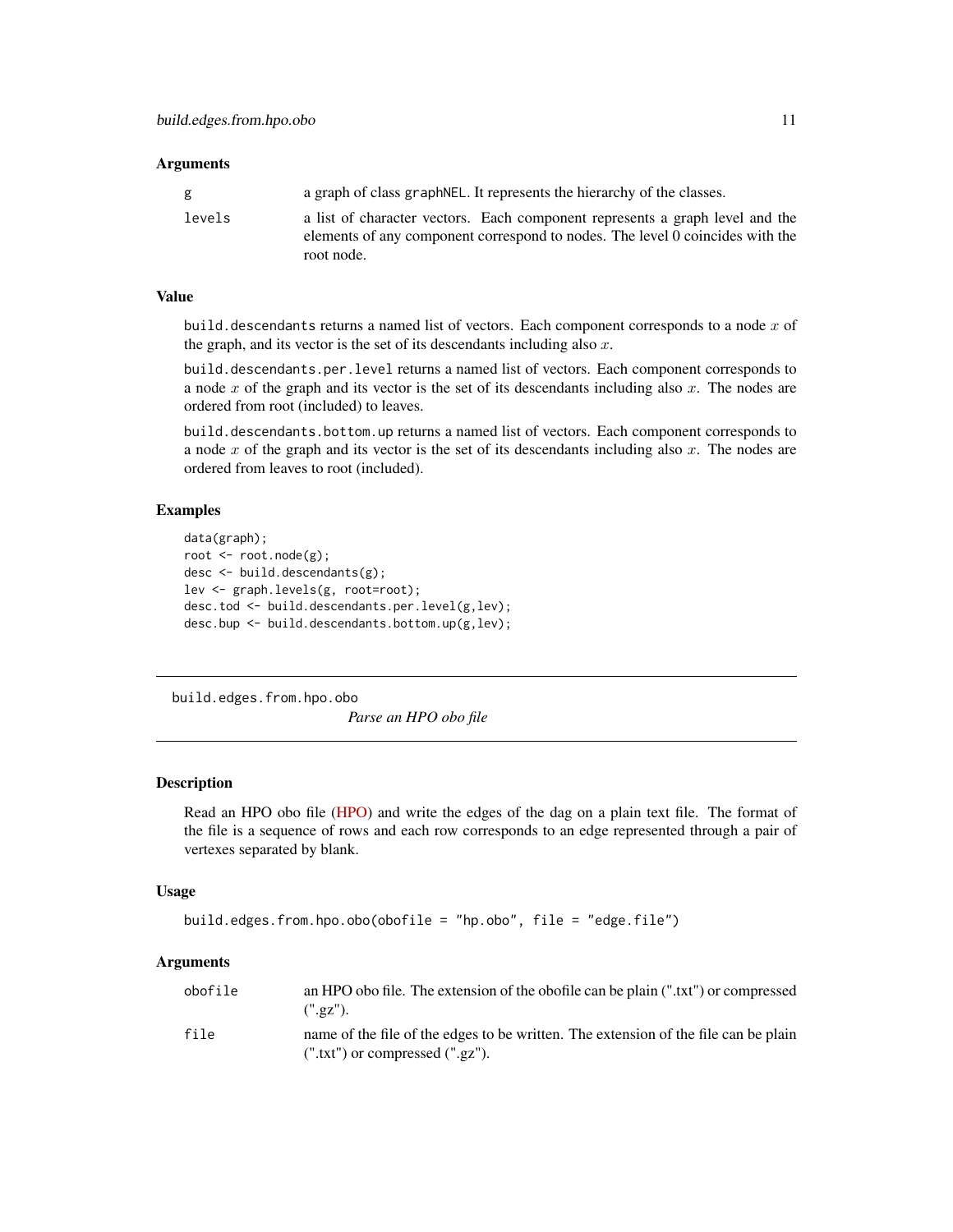### Arguments

| | |
|---|---|
| g | a graph of class graphNEL. It represents the hierarchy of the classes. |
| levels | a list of character vectors. Each component represents a graph level and the elements of any component correspond to nodes. The level 0 coincides with the root node. |

### Value

build.descendants returns a named list of vectors. Each component corresponds to a node $x$ of the graph, and its vector is the set of its descendants including also $x$.

build.descendants.per.level returns a named list of vectors. Each component corresponds to a node $x$ of the graph and its vector is the set of its descendants including also $x$. The nodes are ordered from root (included) to leaves.

build.descendants.bottom.up returns a named list of vectors. Each component corresponds to a node $x$ of the graph and its vector is the set of its descendants including also $x$. The nodes are ordered from leaves to root (included).

### Examples

```
data(graph);
root <- root.node(g);
desc <- build.descendants(g);
lev <- graph.levels(g, root=root);
desc.tod <- build.descendants.per.level(g,lev);
desc.bup <- build.descendants.bottom.up(g,lev);
```

---

## build.edges.from.hpo.obo

*Parse an HPO obo file*

---

### Description

Read an HPO obo file (HPO) and write the edges of the dag on a plain text file. The format of the file is a sequence of rows and each row corresponds to an edge represented through a pair of vertexes separated by blank.

### Usage

```
build.edges.from.hpo.obo(obofile = "hp.obo", file = "edge.file")
```

### Arguments

| | |
|---|---|
| obofile | an HPO obo file. The extension of the obofile can be plain (".txt") or compressed (".gz"). |
| file | name of the file of the edges to be written. The extension of the file can be plain (".txt") or compressed (".gz"). |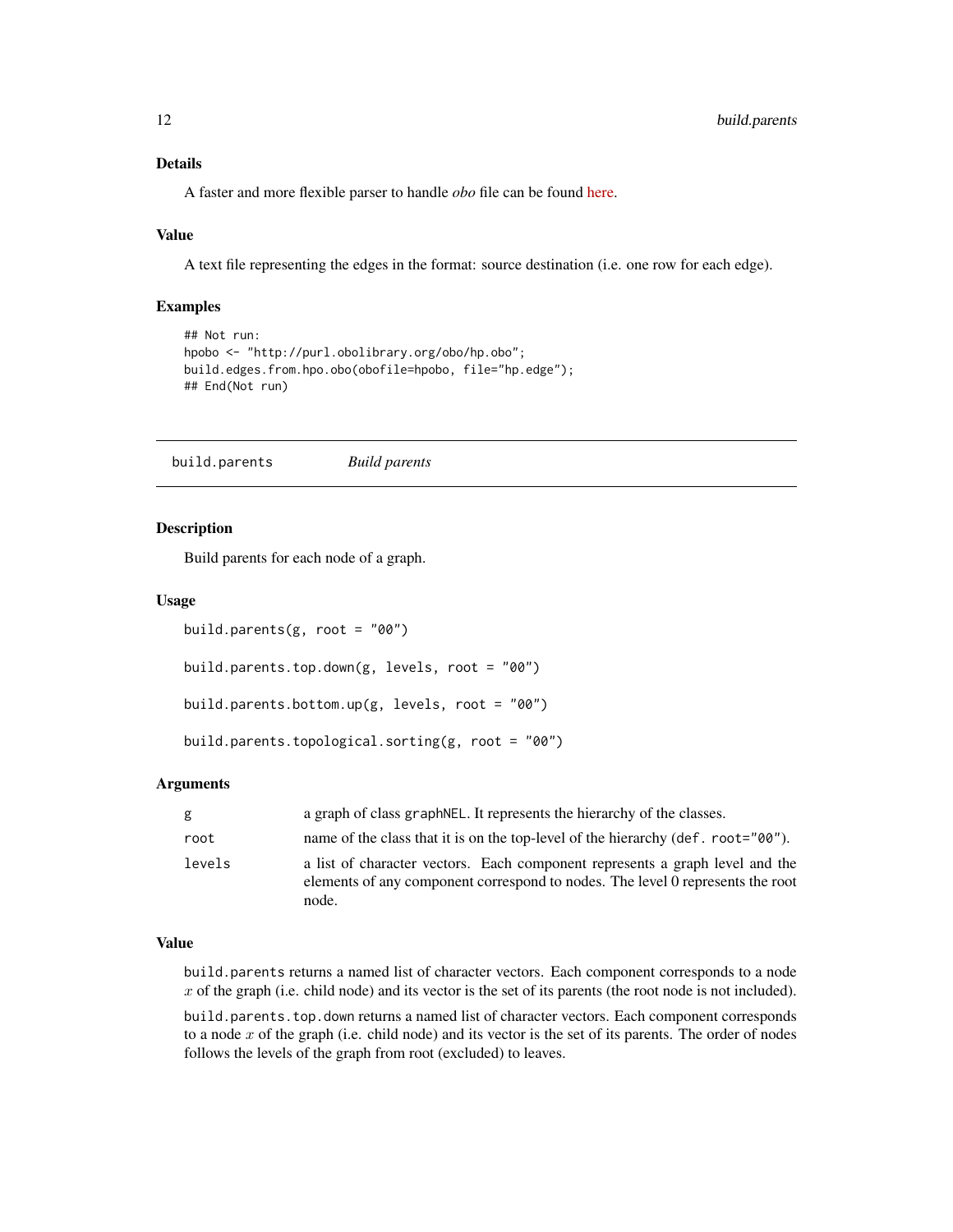### Details

A faster and more flexible parser to handle *obo* file can be found here.

### Value

A text file representing the edges in the format: source destination (i.e. one row for each edge).

### Examples

```
## Not run:
hpobo <- "http://purl.obolibrary.org/obo/hp.obo";
build.edges.from.hpo.obo(obofile=hpobo, file="hp.edge");
## End(Not run)
```

---

## build.parents — *Build parents*

### Description

Build parents for each node of a graph.

### Usage

```
build.parents(g, root = "00")

build.parents.top.down(g, levels, root = "00")

build.parents.bottom.up(g, levels, root = "00")

build.parents.topological.sorting(g, root = "00")
```

### Arguments

| | |
|---|---|
| g | a graph of class `graphNEL`. It represents the hierarchy of the classes. |
| root | name of the class that it is on the top-level of the hierarchy (`def. root="00"`). |
| levels | a list of character vectors. Each component represents a graph level and the elements of any component correspond to nodes. The level 0 represents the root node. |

### Value

`build.parents` returns a named list of character vectors. Each component corresponds to a node $x$ of the graph (i.e. child node) and its vector is the set of its parents (the root node is not included).

`build.parents.top.down` returns a named list of character vectors. Each component corresponds to a node $x$ of the graph (i.e. child node) and its vector is the set of its parents. The order of nodes follows the levels of the graph from root (excluded) to leaves.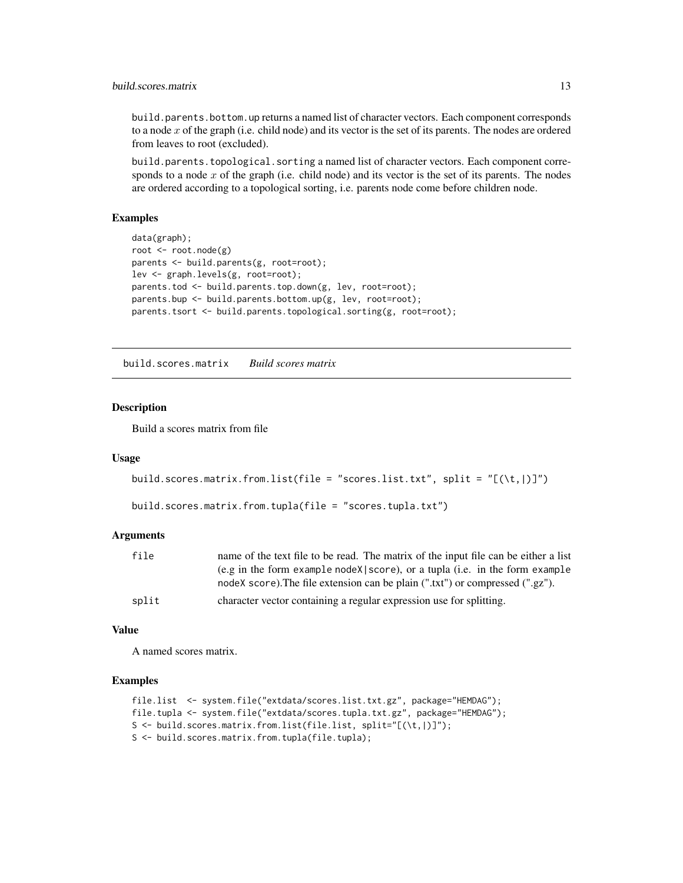build.parents.bottom.up returns a named list of character vectors. Each component corresponds to a node $x$ of the graph (i.e. child node) and its vector is the set of its parents. The nodes are ordered from leaves to root (excluded).

build.parents.topological.sorting a named list of character vectors. Each component corresponds to a node $x$ of the graph (i.e. child node) and its vector is the set of its parents. The nodes are ordered according to a topological sorting, i.e. parents node come before children node.

### Examples

```
data(graph);
root <- root.node(g)
parents <- build.parents(g, root=root);
lev <- graph.levels(g, root=root);
parents.tod <- build.parents.top.down(g, lev, root=root);
parents.bup <- build.parents.bottom.up(g, lev, root=root);
parents.tsort <- build.parents.topological.sorting(g, root=root);
```

## build.scores.matrix *Build scores matrix*

### Description

Build a scores matrix from file

### Usage

```
build.scores.matrix.from.list(file = "scores.list.txt", split = "[(\t,|)]")

build.scores.matrix.from.tupla(file = "scores.tupla.txt")
```

### Arguments

| | |
|---|---|
| file | name of the text file to be read. The matrix of the input file can be either a list (e.g in the form example nodeX\|score), or a tupla (i.e. in the form example nodeX score).The file extension can be plain (".txt") or compressed (".gz"). |
| split | character vector containing a regular expression use for splitting. |

### Value

A named scores matrix.

### Examples

```
file.list  <- system.file("extdata/scores.list.txt.gz", package="HEMDAG");
file.tupla <- system.file("extdata/scores.tupla.txt.gz", package="HEMDAG");
S <- build.scores.matrix.from.list(file.list, split="[(\t,|)]");
S <- build.scores.matrix.from.tupla(file.tupla);
```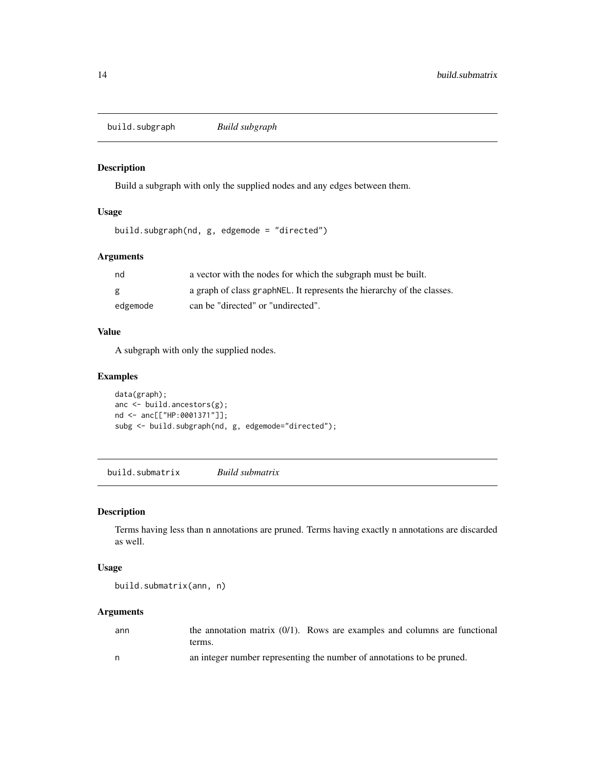## build.subgraph — *Build subgraph*

### Description

Build a subgraph with only the supplied nodes and any edges between them.

### Usage

```
build.subgraph(nd, g, edgemode = "directed")
```

### Arguments

| | |
|---|---|
| nd | a vector with the nodes for which the subgraph must be built. |
| g | a graph of class graphNEL. It represents the hierarchy of the classes. |
| edgemode | can be "directed" or "undirected". |

### Value

A subgraph with only the supplied nodes.

### Examples

```
data(graph);
anc <- build.ancestors(g);
nd <- anc[["HP:0001371"]];
subg <- build.subgraph(nd, g, edgemode="directed");
```

## build.submatrix — *Build submatrix*

### Description

Terms having less than n annotations are pruned. Terms having exactly n annotations are discarded as well.

### Usage

```
build.submatrix(ann, n)
```

### Arguments

| | |
|---|---|
| ann | the annotation matrix (0/1). Rows are examples and columns are functional terms. |
| n | an integer number representing the number of annotations to be pruned. |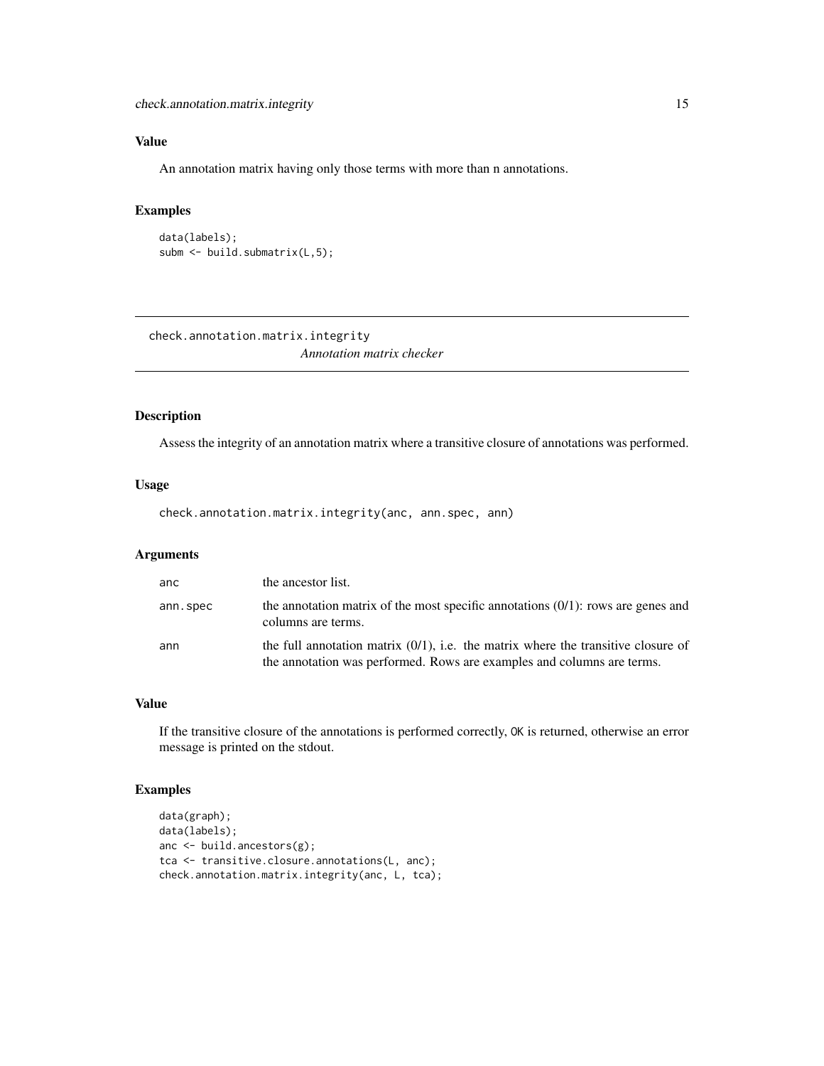## Value

An annotation matrix having only those terms with more than n annotations.

## Examples

```
data(labels);
subm <- build.submatrix(L,5);
```

---

# check.annotation.matrix.integrity

*Annotation matrix checker*

---

## Description

Assess the integrity of an annotation matrix where a transitive closure of annotations was performed.

## Usage

```
check.annotation.matrix.integrity(anc, ann.spec, ann)
```

## Arguments

| | |
|---|---|
| `anc` | the ancestor list. |
| `ann.spec` | the annotation matrix of the most specific annotations (0/1): rows are genes and columns are terms. |
| `ann` | the full annotation matrix (0/1), i.e. the matrix where the transitive closure of the annotation was performed. Rows are examples and columns are terms. |

## Value

If the transitive closure of the annotations is performed correctly, `OK` is returned, otherwise an error message is printed on the stdout.

## Examples

```
data(graph);
data(labels);
anc <- build.ancestors(g);
tca <- transitive.closure.annotations(L, anc);
check.annotation.matrix.integrity(anc, L, tca);
```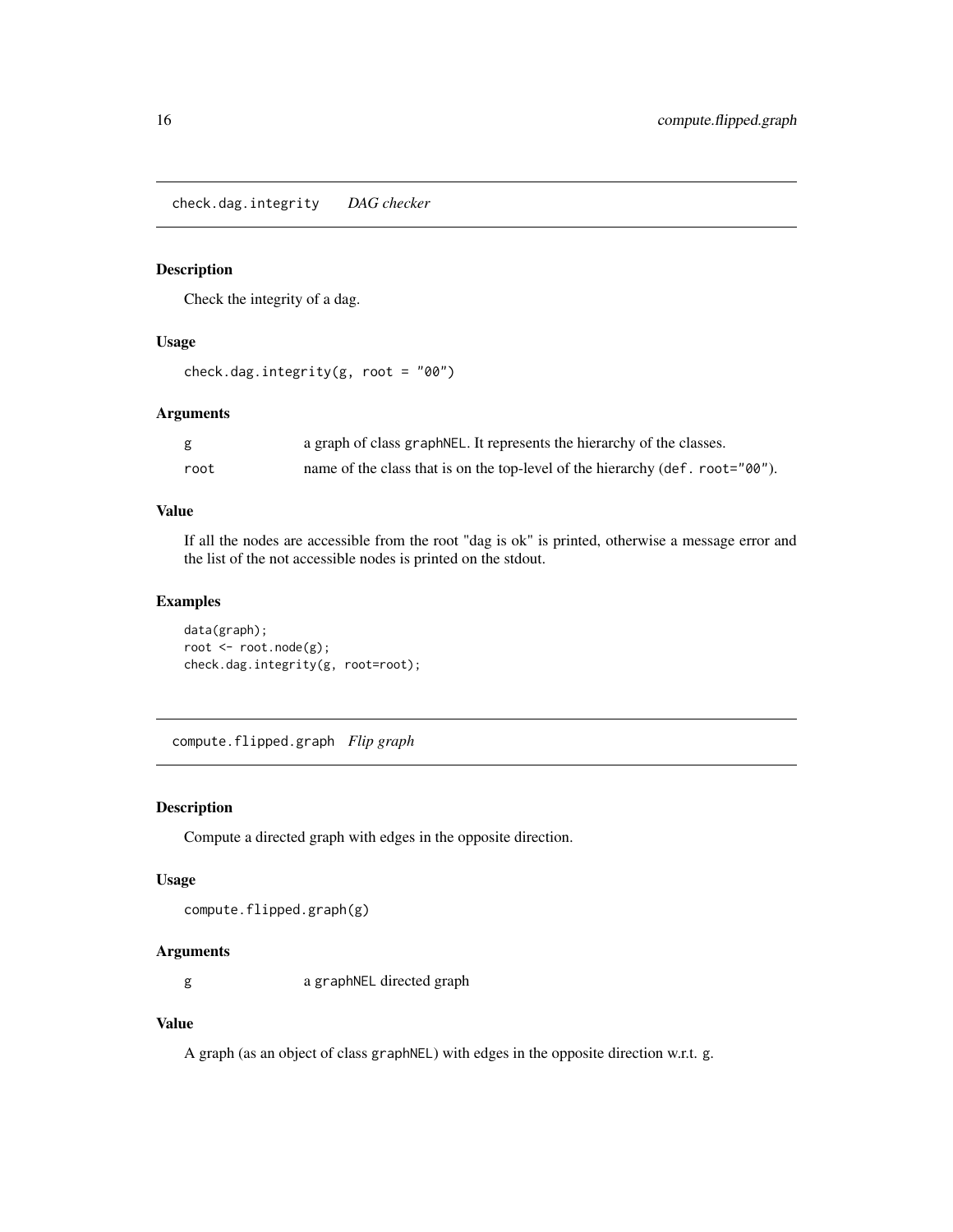## check.dag.integrity *DAG checker*

### Description

Check the integrity of a dag.

### Usage

```
check.dag.integrity(g, root = "00")
```

### Arguments

| | |
|---|---|
| g | a graph of class graphNEL. It represents the hierarchy of the classes. |
| root | name of the class that is on the top-level of the hierarchy (def. root="00"). |

### Value

If all the nodes are accessible from the root "dag is ok" is printed, otherwise a message error and the list of the not accessible nodes is printed on the stdout.

### Examples

```
data(graph);
root <- root.node(g);
check.dag.integrity(g, root=root);
```

## compute.flipped.graph *Flip graph*

### Description

Compute a directed graph with edges in the opposite direction.

### Usage

```
compute.flipped.graph(g)
```

### Arguments

| | |
|---|---|
| g | a graphNEL directed graph |

### Value

A graph (as an object of class graphNEL) with edges in the opposite direction w.r.t. g.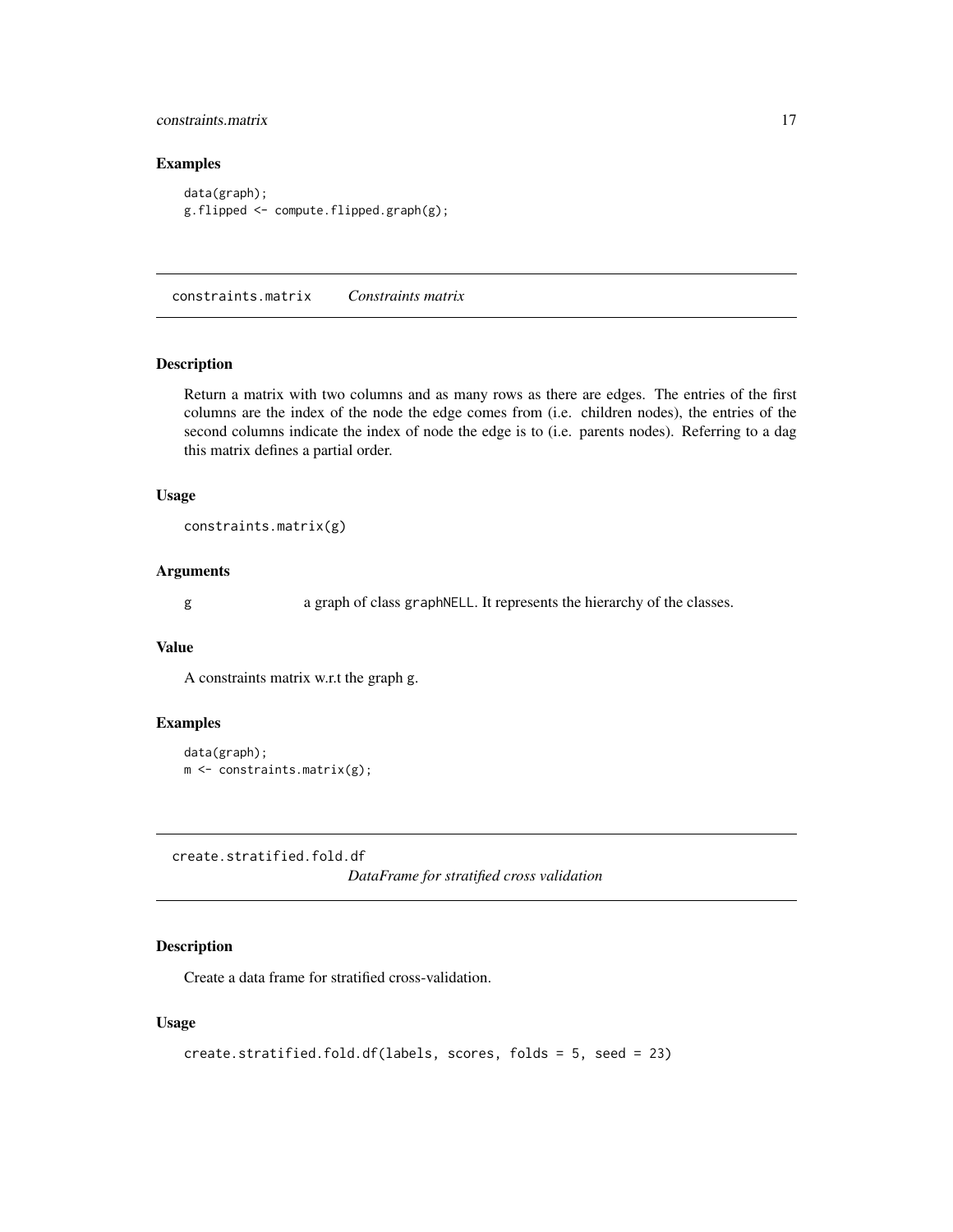### Examples

```
data(graph);
g.flipped <- compute.flipped.graph(g);
```

---

## constraints.matrix    *Constraints matrix*

---

### Description

Return a matrix with two columns and as many rows as there are edges. The entries of the first columns are the index of the node the edge comes from (i.e. children nodes), the entries of the second columns indicate the index of node the edge is to (i.e. parents nodes). Referring to a dag this matrix defines a partial order.

### Usage

```
constraints.matrix(g)
```

### Arguments

| | |
|---|---|
| g | a graph of class `graphNELL`. It represents the hierarchy of the classes. |

### Value

A constraints matrix w.r.t the graph g.

### Examples

```
data(graph);
m <- constraints.matrix(g);
```

---

## create.stratified.fold.df    *DataFrame for stratified cross validation*

---

### Description

Create a data frame for stratified cross-validation.

### Usage

```
create.stratified.fold.df(labels, scores, folds = 5, seed = 23)
```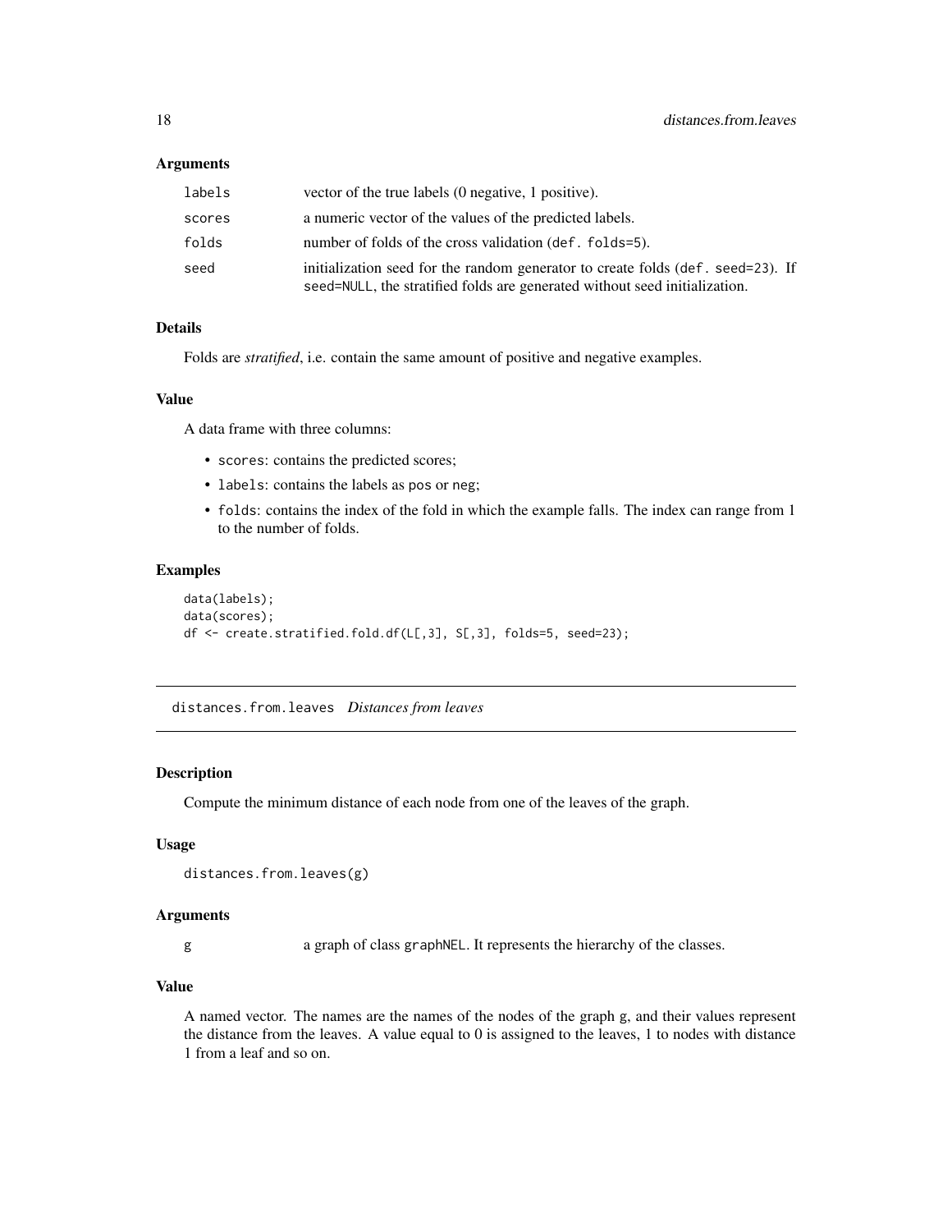### Arguments

| | |
|---|---|
| labels | vector of the true labels (0 negative, 1 positive). |
| scores | a numeric vector of the values of the predicted labels. |
| folds | number of folds of the cross validation (def. folds=5). |
| seed | initialization seed for the random generator to create folds (def. seed=23). If seed=NULL, the stratified folds are generated without seed initialization. |

### Details

Folds are *stratified*, i.e. contain the same amount of positive and negative examples.

### Value

A data frame with three columns:

- scores: contains the predicted scores;
- labels: contains the labels as pos or neg;
- folds: contains the index of the fold in which the example falls. The index can range from 1 to the number of folds.

### Examples

```
data(labels);
data(scores);
df <- create.stratified.fold.df(L[,3], S[,3], folds=5, seed=23);
```

---

## distances.from.leaves *Distances from leaves*

### Description

Compute the minimum distance of each node from one of the leaves of the graph.

### Usage

```
distances.from.leaves(g)
```

### Arguments

| | |
|---|---|
| g | a graph of class graphNEL. It represents the hierarchy of the classes. |

### Value

A named vector. The names are the names of the nodes of the graph g, and their values represent the distance from the leaves. A value equal to 0 is assigned to the leaves, 1 to nodes with distance 1 from a leaf and so on.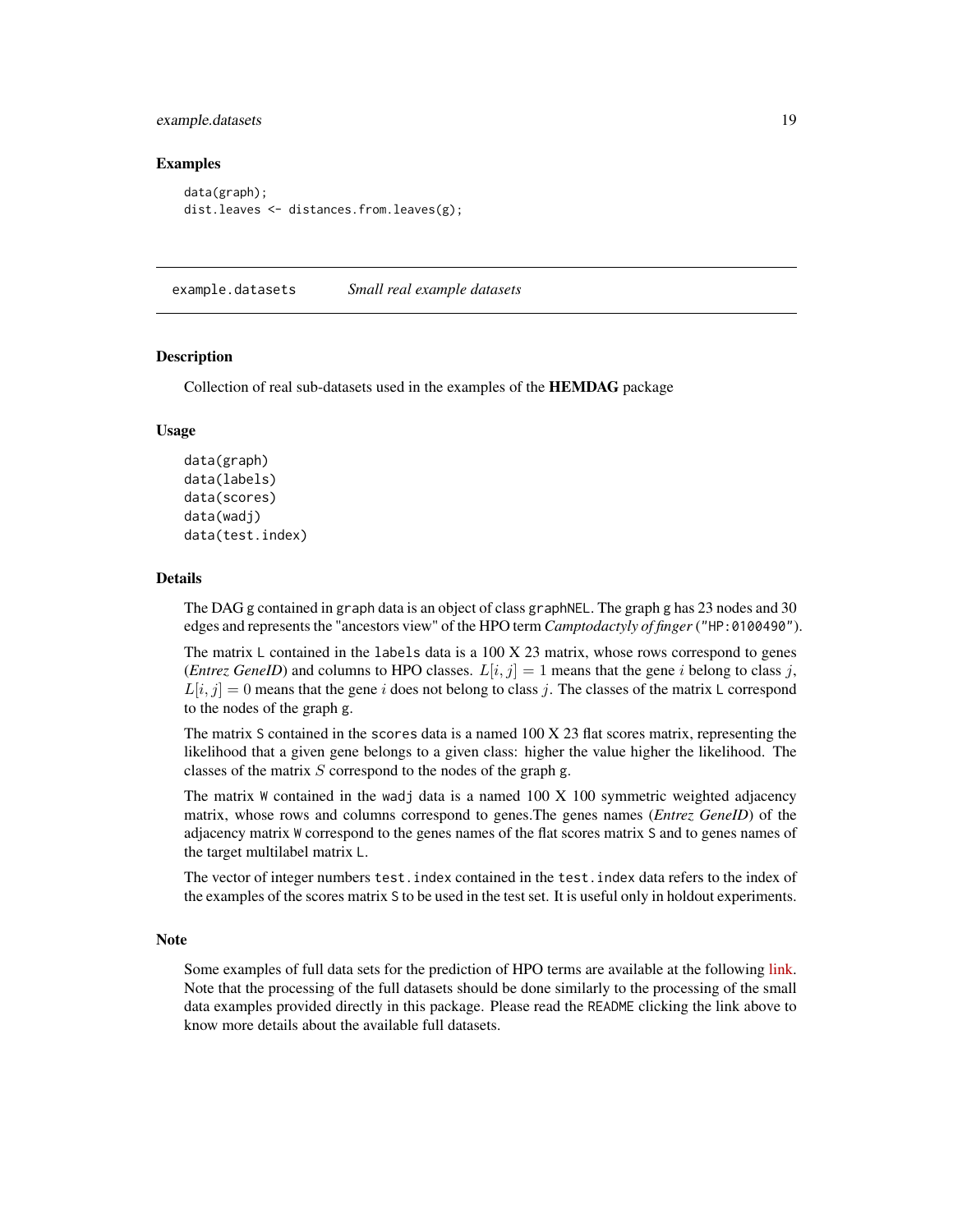### Examples

```
data(graph);
dist.leaves <- distances.from.leaves(g);
```

## example.datasets *Small real example datasets*

### Description

Collection of real sub-datasets used in the examples of the **HEMDAG** package

### Usage

```
data(graph)
data(labels)
data(scores)
data(wadj)
data(test.index)
```

### Details

The DAG g contained in graph data is an object of class graphNEL. The graph g has 23 nodes and 30 edges and represents the "ancestors view" of the HPO term *Camptodactyly of finger* ("HP:0100490").

The matrix L contained in the labels data is a 100 X 23 matrix, whose rows correspond to genes (*Entrez GeneID*) and columns to HPO classes. $L[i, j] = 1$ means that the gene $i$ belong to class $j$, $L[i, j] = 0$ means that the gene $i$ does not belong to class $j$. The classes of the matrix L correspond to the nodes of the graph g.

The matrix S contained in the scores data is a named 100 X 23 flat scores matrix, representing the likelihood that a given gene belongs to a given class: higher the value higher the likelihood. The classes of the matrix $S$ correspond to the nodes of the graph g.

The matrix W contained in the wadj data is a named 100 X 100 symmetric weighted adjacency matrix, whose rows and columns correspond to genes.The genes names (*Entrez GeneID*) of the adjacency matrix W correspond to the genes names of the flat scores matrix S and to genes names of the target multilabel matrix L.

The vector of integer numbers test.index contained in the test.index data refers to the index of the examples of the scores matrix S to be used in the test set. It is useful only in holdout experiments.

### Note

Some examples of full data sets for the prediction of HPO terms are available at the following link. Note that the processing of the full datasets should be done similarly to the processing of the small data examples provided directly in this package. Please read the README clicking the link above to know more details about the available full datasets.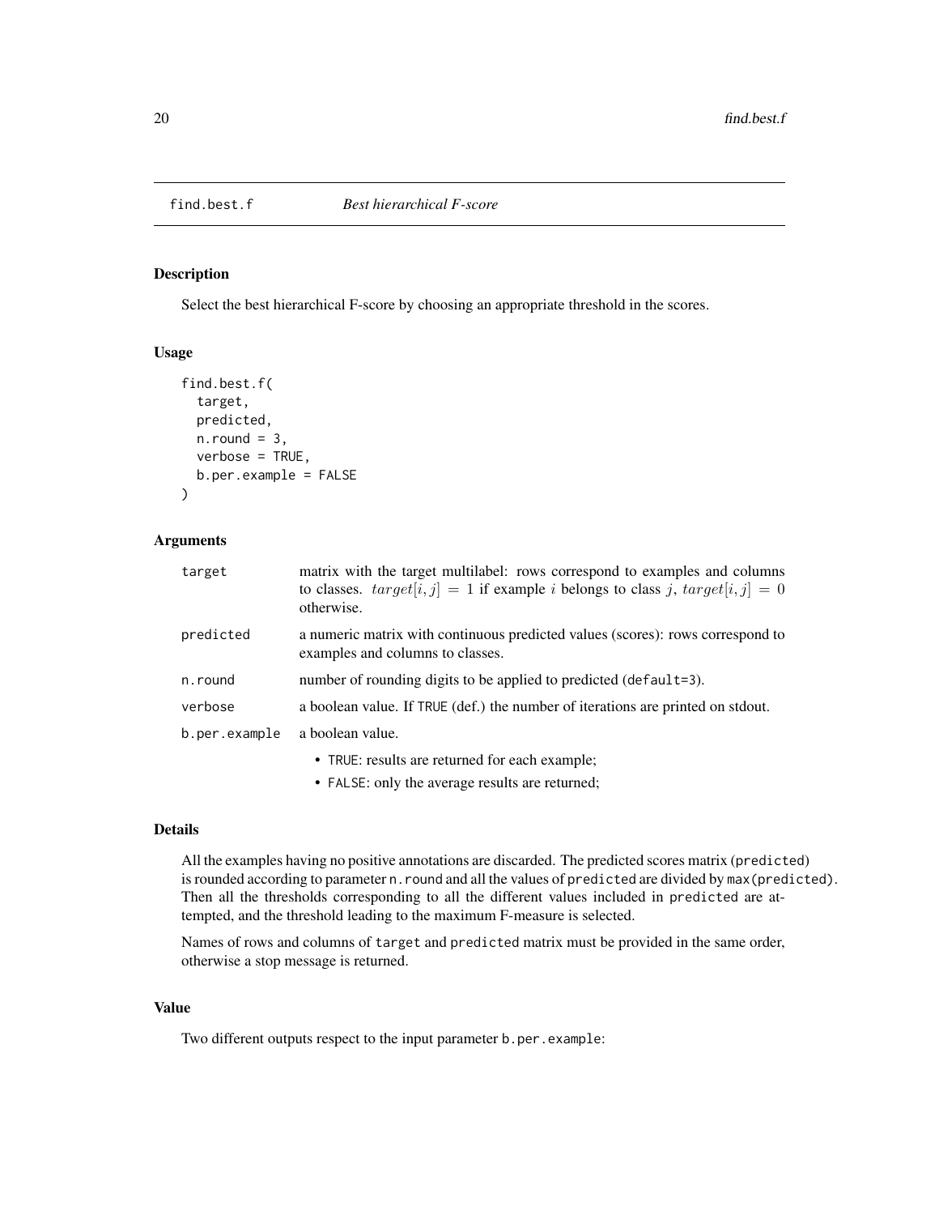## find.best.f *Best hierarchical F-score*

### Description

Select the best hierarchical F-score by choosing an appropriate threshold in the scores.

### Usage

```
find.best.f(
  target,
  predicted,
  n.round = 3,
  verbose = TRUE,
  b.per.example = FALSE
)
```

### Arguments

| | |
|---|---|
| target | matrix with the target multilabel: rows correspond to examples and columns to classes. $target[i, j] = 1$ if example $i$ belongs to class $j$, $target[i, j] = 0$ otherwise. |
| predicted | a numeric matrix with continuous predicted values (scores): rows correspond to examples and columns to classes. |
| n.round | number of rounding digits to be applied to predicted (default=3). |
| verbose | a boolean value. If TRUE (def.) the number of iterations are printed on stdout. |
| b.per.example | a boolean value. <br>• TRUE: results are returned for each example; <br>• FALSE: only the average results are returned; |

### Details

All the examples having no positive annotations are discarded. The predicted scores matrix (predicted) is rounded according to parameter n.round and all the values of predicted are divided by max(predicted). Then all the thresholds corresponding to all the different values included in predicted are attempted, and the threshold leading to the maximum F-measure is selected.

Names of rows and columns of target and predicted matrix must be provided in the same order, otherwise a stop message is returned.

### Value

Two different outputs respect to the input parameter b.per.example: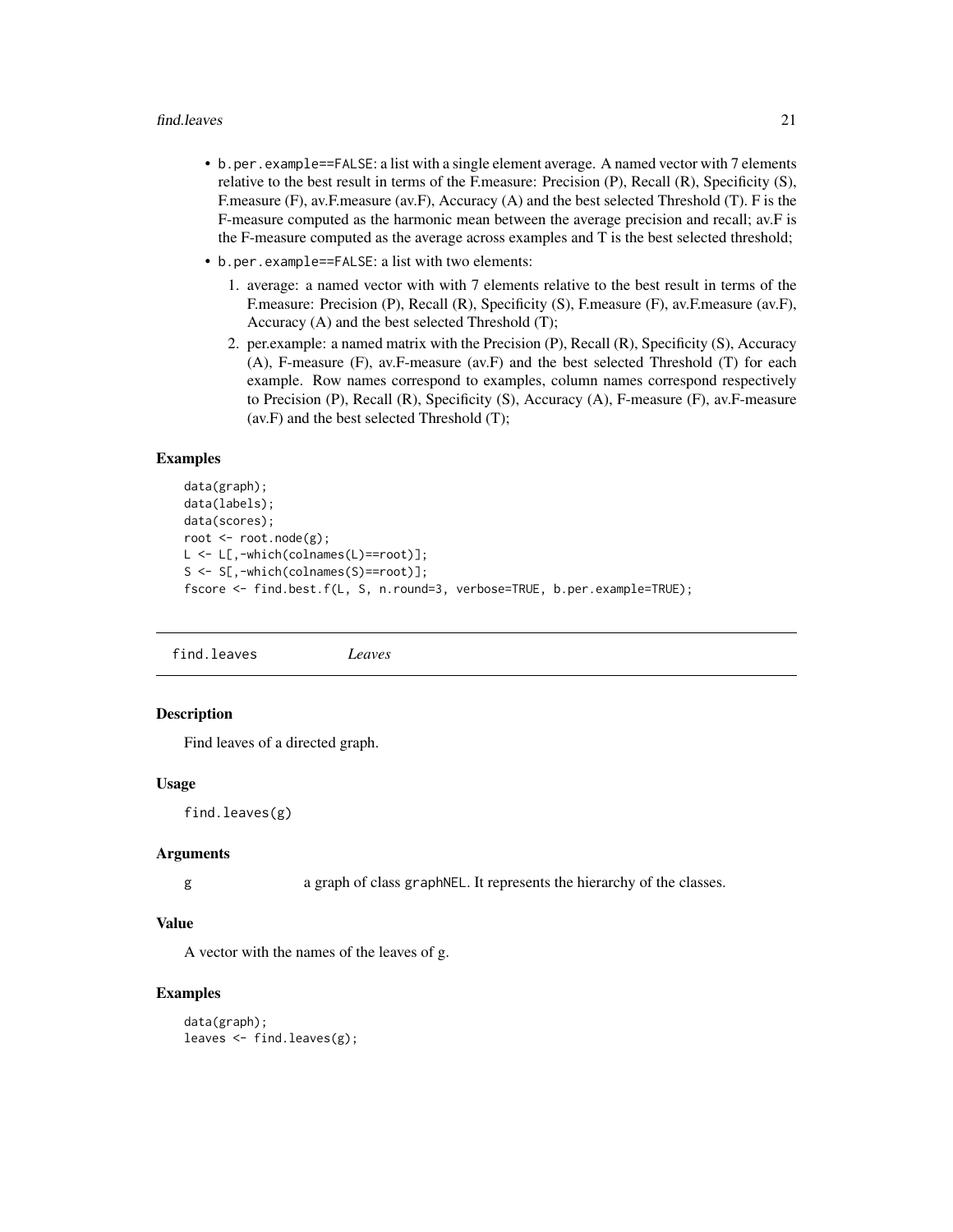- `b.per.example==FALSE`: a list with a single element average. A named vector with 7 elements relative to the best result in terms of the F.measure: Precision (P), Recall (R), Specificity (S), F.measure (F), av.F.measure (av.F), Accuracy (A) and the best selected Threshold (T). F is the F-measure computed as the harmonic mean between the average precision and recall; av.F is the F-measure computed as the average across examples and T is the best selected threshold;
- `b.per.example==FALSE`: a list with two elements:
  1. average: a named vector with with 7 elements relative to the best result in terms of the F.measure: Precision (P), Recall (R), Specificity (S), F.measure (F), av.F.measure (av.F), Accuracy (A) and the best selected Threshold (T);
  2. per.example: a named matrix with the Precision (P), Recall (R), Specificity (S), Accuracy (A), F-measure (F), av.F-measure (av.F) and the best selected Threshold (T) for each example. Row names correspond to examples, column names correspond respectively to Precision (P), Recall (R), Specificity (S), Accuracy (A), F-measure (F), av.F-measure (av.F) and the best selected Threshold (T);

### Examples

```
data(graph);
data(labels);
data(scores);
root <- root.node(g);
L <- L[,-which(colnames(L)==root)];
S <- S[,-which(colnames(S)==root)];
fscore <- find.best.f(L, S, n.round=3, verbose=TRUE, b.per.example=TRUE);
```

## find.leaves *Leaves*

### Description

Find leaves of a directed graph.

### Usage

```
find.leaves(g)
```

### Arguments

| | |
|---|---|
| g | a graph of class `graphNEL`. It represents the hierarchy of the classes. |

### Value

A vector with the names of the leaves of g.

### Examples

```
data(graph);
leaves <- find.leaves(g);
```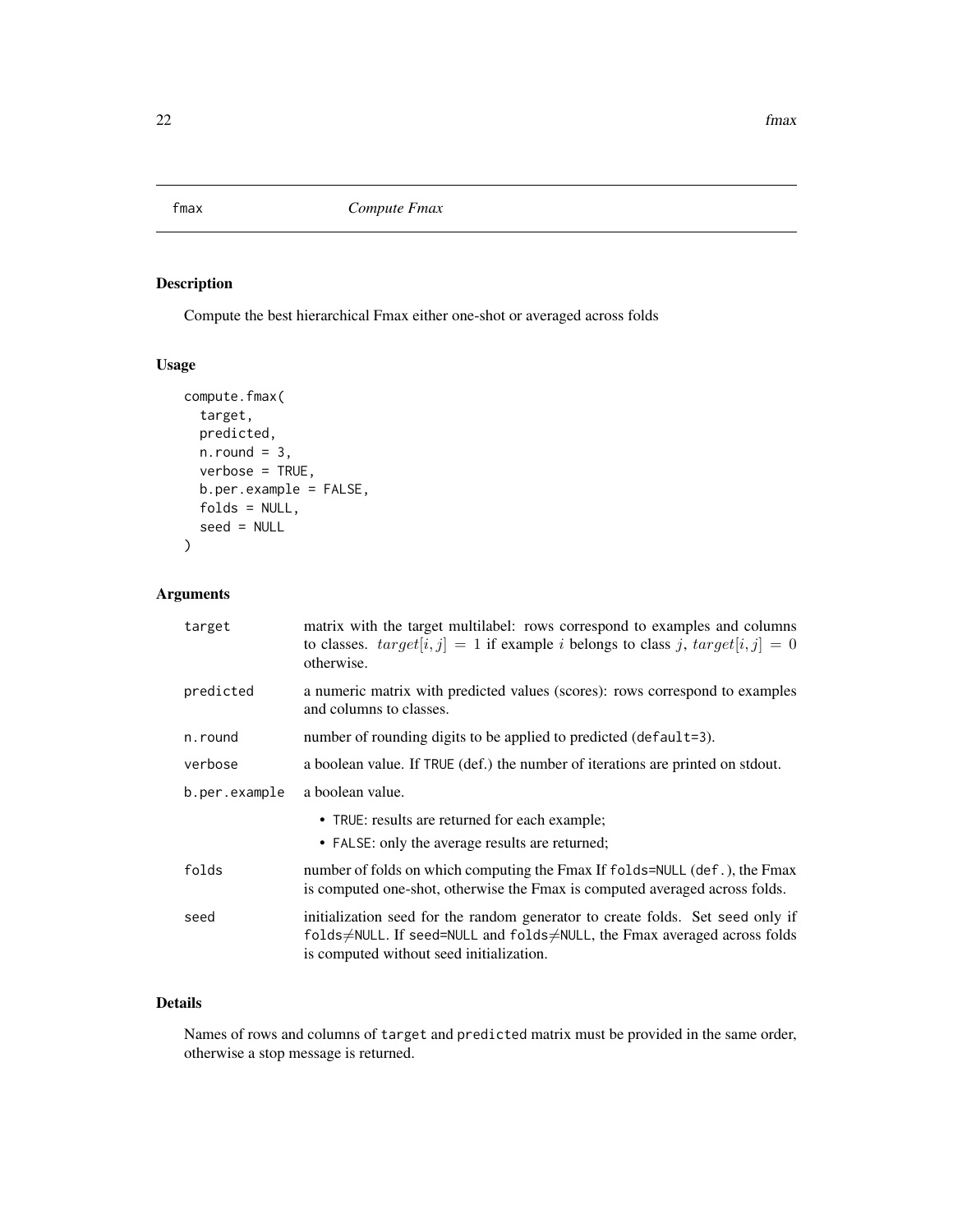## fmax *Compute Fmax*

### Description

Compute the best hierarchical Fmax either one-shot or averaged across folds

### Usage

```
compute.fmax(
  target,
  predicted,
  n.round = 3,
  verbose = TRUE,
  b.per.example = FALSE,
  folds = NULL,
  seed = NULL
)
```

### Arguments

| | |
|---|---|
| target | matrix with the target multilabel: rows correspond to examples and columns to classes. $target[i, j] = 1$ if example $i$ belongs to class $j$, $target[i, j] = 0$ otherwise. |
| predicted | a numeric matrix with predicted values (scores): rows correspond to examples and columns to classes. |
| n.round | number of rounding digits to be applied to predicted (default=3). |
| verbose | a boolean value. If TRUE (def.) the number of iterations are printed on stdout. |
| b.per.example | a boolean value. <br>• TRUE: results are returned for each example; <br>• FALSE: only the average results are returned; |
| folds | number of folds on which computing the Fmax If folds=NULL (def.), the Fmax is computed one-shot, otherwise the Fmax is computed averaged across folds. |
| seed | initialization seed for the random generator to create folds. Set seed only if folds≠NULL. If seed=NULL and folds≠NULL, the Fmax averaged across folds is computed without seed initialization. |

### Details

Names of rows and columns of target and predicted matrix must be provided in the same order, otherwise a stop message is returned.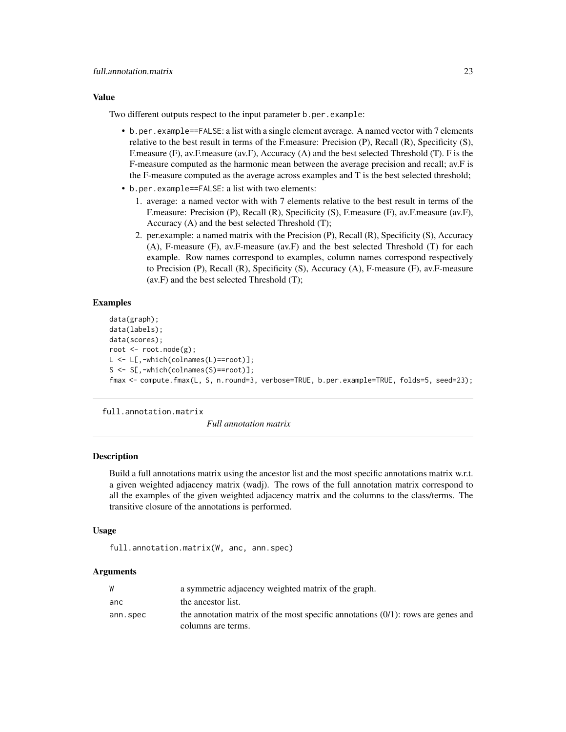### Value

Two different outputs respect to the input parameter `b.per.example`:

- `b.per.example==FALSE`: a list with a single element average. A named vector with 7 elements relative to the best result in terms of the F.measure: Precision (P), Recall (R), Specificity (S), F.measure (F), av.F.measure (av.F), Accuracy (A) and the best selected Threshold (T). F is the F-measure computed as the harmonic mean between the average precision and recall; av.F is the F-measure computed as the average across examples and T is the best selected threshold;
- `b.per.example==FALSE`: a list with two elements:
  1. average: a named vector with with 7 elements relative to the best result in terms of the F.measure: Precision (P), Recall (R), Specificity (S), F.measure (F), av.F.measure (av.F), Accuracy (A) and the best selected Threshold (T);
  2. per.example: a named matrix with the Precision (P), Recall (R), Specificity (S), Accuracy (A), F-measure (F), av.F-measure (av.F) and the best selected Threshold (T) for each example. Row names correspond to examples, column names correspond respectively to Precision (P), Recall (R), Specificity (S), Accuracy (A), F-measure (F), av.F-measure (av.F) and the best selected Threshold (T);

### Examples

```
data(graph);
data(labels);
data(scores);
root <- root.node(g);
L <- L[,-which(colnames(L)==root)];
S <- S[,-which(colnames(S)==root)];
fmax <- compute.fmax(L, S, n.round=3, verbose=TRUE, b.per.example=TRUE, folds=5, seed=23);
```

---

## full.annotation.matrix

*Full annotation matrix*

### Description

Build a full annotations matrix using the ancestor list and the most specific annotations matrix w.r.t. a given weighted adjacency matrix (wadj). The rows of the full annotation matrix correspond to all the examples of the given weighted adjacency matrix and the columns to the class/terms. The transitive closure of the annotations is performed.

### Usage

```
full.annotation.matrix(W, anc, ann.spec)
```

### Arguments

| | |
|---|---|
| `W` | a symmetric adjacency weighted matrix of the graph. |
| `anc` | the ancestor list. |
| `ann.spec` | the annotation matrix of the most specific annotations (0/1): rows are genes and columns are terms. |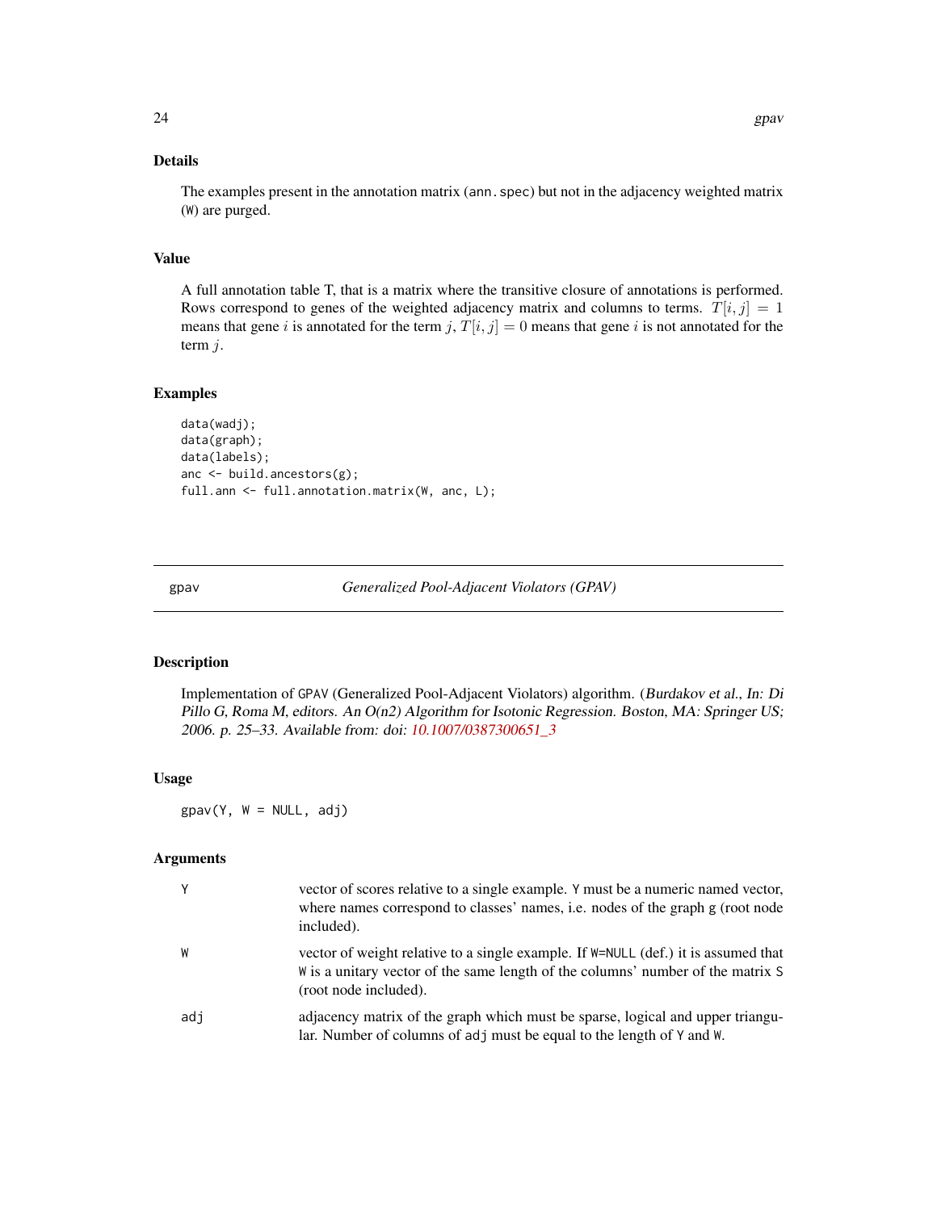### Details

The examples present in the annotation matrix (`ann.spec`) but not in the adjacency weighted matrix (`W`) are purged.

### Value

A full annotation table T, that is a matrix where the transitive closure of annotations is performed. Rows correspond to genes of the weighted adjacency matrix and columns to terms. $T[i, j] = 1$ means that gene $i$ is annotated for the term $j$, $T[i, j] = 0$ means that gene $i$ is not annotated for the term $j$.

### Examples

```
data(wadj);
data(graph);
data(labels);
anc <- build.ancestors(g);
full.ann <- full.annotation.matrix(W, anc, L);
```

---

## gpav — *Generalized Pool-Adjacent Violators (GPAV)*

### Description

Implementation of `GPAV` (Generalized Pool-Adjacent Violators) algorithm. (*Burdakov et al., In: Di Pillo G, Roma M, editors. An O(n2) Algorithm for Isotonic Regression. Boston, MA: Springer US; 2006. p. 25–33. Available from: doi: 10.1007/0387300651_3*

### Usage

```
gpav(Y, W = NULL, adj)
```

### Arguments

| | |
|---|---|
| `Y` | vector of scores relative to a single example. `Y` must be a numeric named vector, where names correspond to classes' names, i.e. nodes of the graph `g` (root node included). |
| `W` | vector of weight relative to a single example. If `W=NULL` (def.) it is assumed that `W` is a unitary vector of the same length of the columns' number of the matrix `S` (root node included). |
| `adj` | adjacency matrix of the graph which must be sparse, logical and upper triangular. Number of columns of `adj` must be equal to the length of `Y` and `W`. |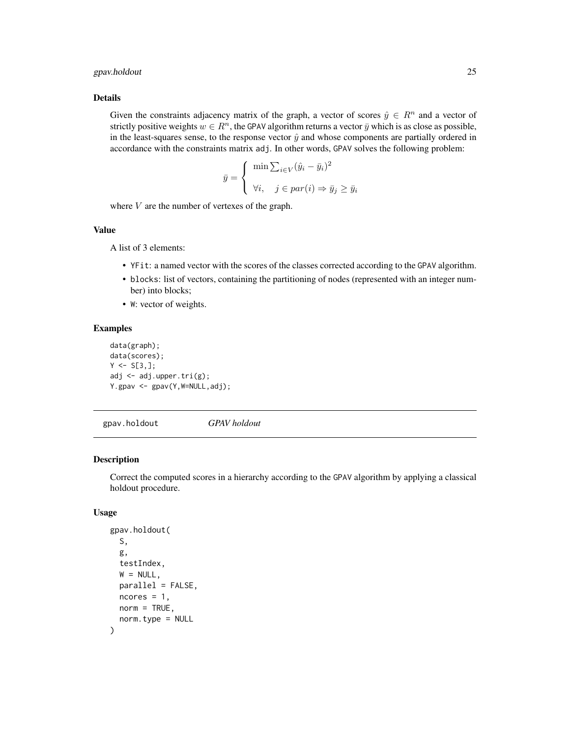### Details

Given the constraints adjacency matrix of the graph, a vector of scores $\hat{y} \in R^n$ and a vector of strictly positive weights $w \in R^n$, the GPAV algorithm returns a vector $\bar{y}$ which is as close as possible, in the least-squares sense, to the response vector $\hat{y}$ and whose components are partially ordered in accordance with the constraints matrix `adj`. In other words, GPAV solves the following problem:

$$\bar{y} = \begin{cases} \min \sum_{i \in V} (\hat{y}_i - \bar{y}_i)^2 \\ \forall i, \quad j \in par(i) \Rightarrow \bar{y}_j \geq \bar{y}_i \end{cases}$$

where $V$ are the number of vertexes of the graph.

### Value

A list of 3 elements:

- `YFit`: a named vector with the scores of the classes corrected according to the GPAV algorithm.
- `blocks`: list of vectors, containing the partitioning of nodes (represented with an integer number) into blocks;
- `W`: vector of weights.

### Examples

```
data(graph);
data(scores);
Y <- S[3,];
adj <- adj.upper.tri(g);
Y.gpav <- gpav(Y,W=NULL,adj);
```

---

## gpav.holdout *GPAV holdout*

### Description

Correct the computed scores in a hierarchy according to the GPAV algorithm by applying a classical holdout procedure.

### Usage

```
gpav.holdout(
  S,
  g,
  testIndex,
  W = NULL,
  parallel = FALSE,
  ncores = 1,
  norm = TRUE,
  norm.type = NULL
)
```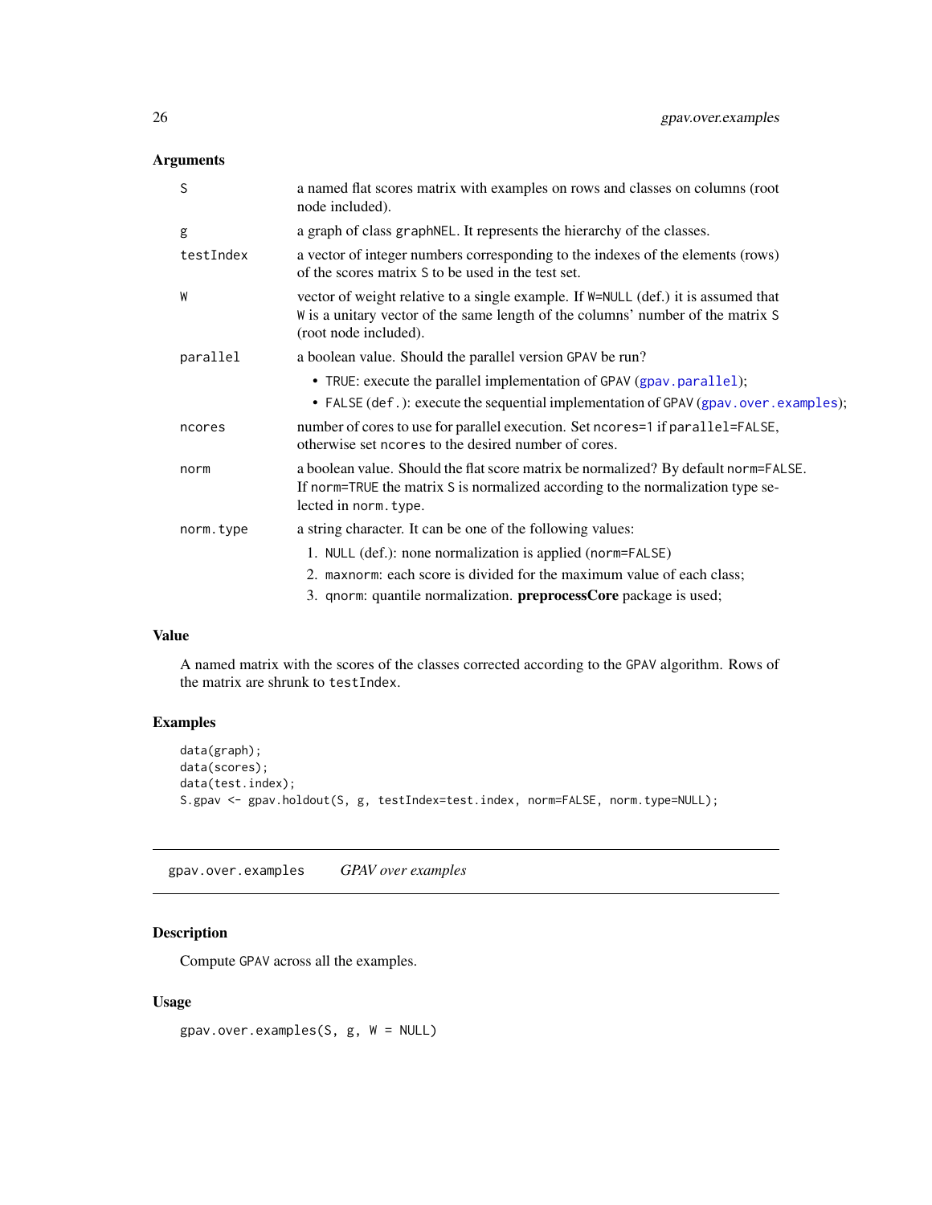### Arguments

| | |
|---|---|
| `S` | a named flat scores matrix with examples on rows and classes on columns (root node included). |
| `g` | a graph of class `graphNEL`. It represents the hierarchy of the classes. |
| `testIndex` | a vector of integer numbers corresponding to the indexes of the elements (rows) of the scores matrix `S` to be used in the test set. |
| `W` | vector of weight relative to a single example. If `W=NULL` (def.) it is assumed that `W` is a unitary vector of the same length of the columns' number of the matrix `S` (root node included). |
| `parallel` | a boolean value. Should the parallel version `GPAV` be run? <br>• `TRUE`: execute the parallel implementation of `GPAV` (`gpav.parallel`); <br>• `FALSE` (`def.`): execute the sequential implementation of `GPAV` (`gpav.over.examples`); |
| `ncores` | number of cores to use for parallel execution. Set `ncores=1` if `parallel=FALSE`, otherwise set `ncores` to the desired number of cores. |
| `norm` | a boolean value. Should the flat score matrix be normalized? By default `norm=FALSE`. If `norm=TRUE` the matrix `S` is normalized according to the normalization type selected in `norm.type`. |
| `norm.type` | a string character. It can be one of the following values: <br>1. `NULL` (def.): none normalization is applied (`norm=FALSE`) <br>2. `maxnorm`: each score is divided for the maximum value of each class; <br>3. `qnorm`: quantile normalization. **preprocessCore** package is used; |

### Value

A named matrix with the scores of the classes corrected according to the `GPAV` algorithm. Rows of the matrix are shrunk to `testIndex`.

### Examples

```
data(graph);
data(scores);
data(test.index);
S.gpav <- gpav.holdout(S, g, testIndex=test.index, norm=FALSE, norm.type=NULL);
```

## gpav.over.examples *GPAV over examples*

### Description

Compute `GPAV` across all the examples.

### Usage

```
gpav.over.examples(S, g, W = NULL)
```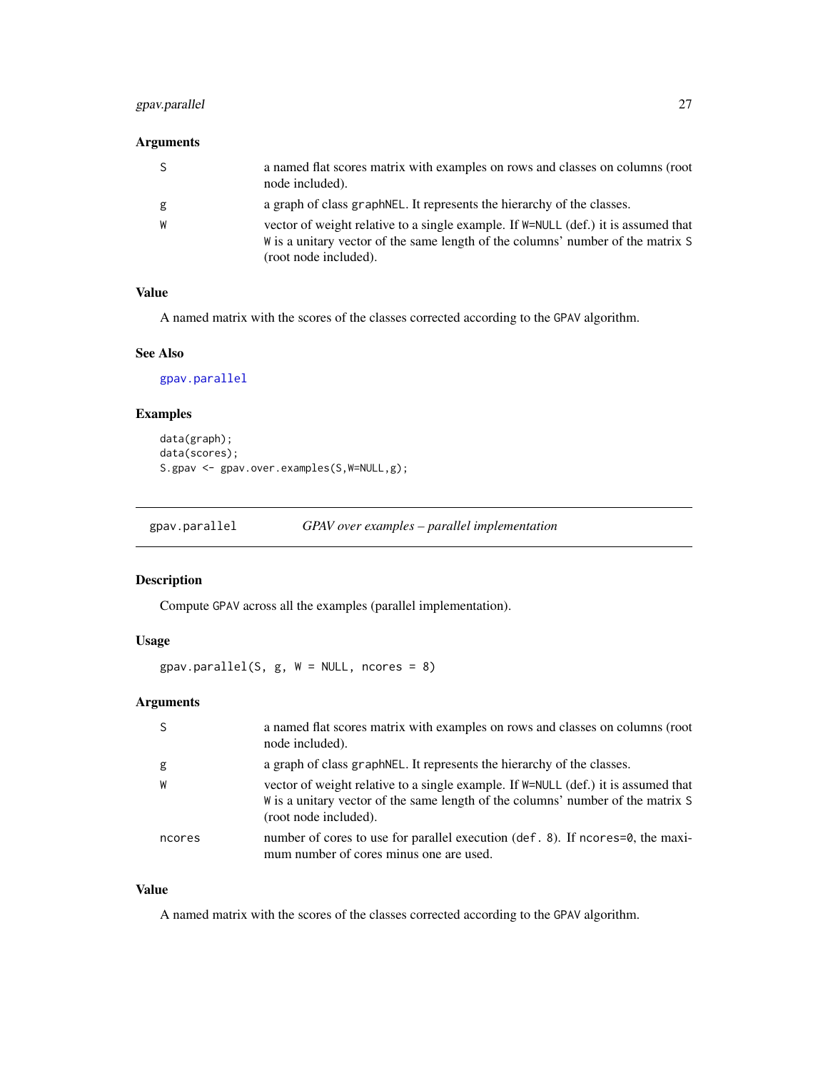### Arguments

| | |
|---|---|
| S | a named flat scores matrix with examples on rows and classes on columns (root node included). |
| g | a graph of class `graphNEL`. It represents the hierarchy of the classes. |
| W | vector of weight relative to a single example. If `W=NULL` (def.) it is assumed that `W` is a unitary vector of the same length of the columns' number of the matrix `S` (root node included). |

### Value

A named matrix with the scores of the classes corrected according to the `GPAV` algorithm.

### See Also

`gpav.parallel`

### Examples

```
data(graph);
data(scores);
S.gpav <- gpav.over.examples(S,W=NULL,g);
```

---

## gpav.parallel — *GPAV over examples – parallel implementation*

---

### Description

Compute `GPAV` across all the examples (parallel implementation).

### Usage

```
gpav.parallel(S, g, W = NULL, ncores = 8)
```

### Arguments

| | |
|---|---|
| S | a named flat scores matrix with examples on rows and classes on columns (root node included). |
| g | a graph of class `graphNEL`. It represents the hierarchy of the classes. |
| W | vector of weight relative to a single example. If `W=NULL` (def.) it is assumed that `W` is a unitary vector of the same length of the columns' number of the matrix `S` (root node included). |
| ncores | number of cores to use for parallel execution (`def. 8`). If `ncores=0`, the maximum number of cores minus one are used. |

### Value

A named matrix with the scores of the classes corrected according to the `GPAV` algorithm.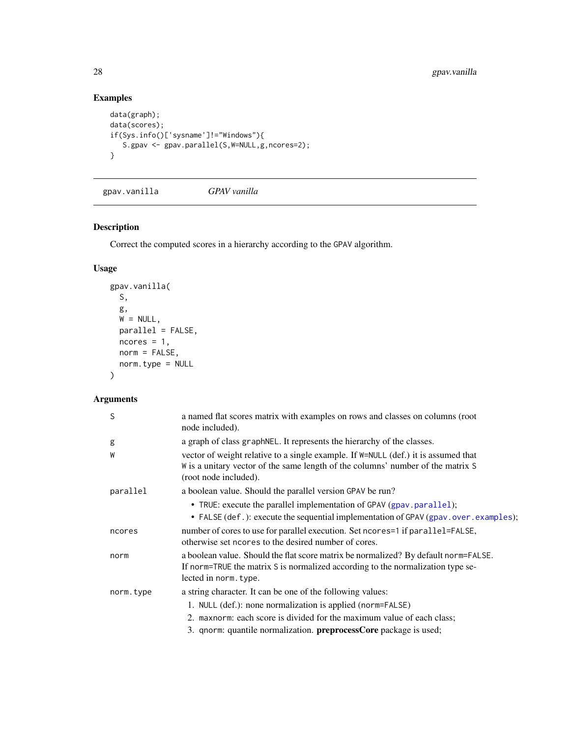## Examples

```
data(graph);
data(scores);
if(Sys.info()['sysname']!="Windows"){
   S.gpav <- gpav.parallel(S,W=NULL,g,ncores=2);
}
```

---

## gpav.vanilla *GPAV vanilla*

---

### Description

Correct the computed scores in a hierarchy according to the GPAV algorithm.

### Usage

```
gpav.vanilla(
  S,
  g,
  W = NULL,
  parallel = FALSE,
  ncores = 1,
  norm = FALSE,
  norm.type = NULL
)
```

### Arguments

- `S` — a named flat scores matrix with examples on rows and classes on columns (root node included).
- `g` — a graph of class graphNEL. It represents the hierarchy of the classes.
- `W` — vector of weight relative to a single example. If W=NULL (def.) it is assumed that W is a unitary vector of the same length of the columns' number of the matrix S (root node included).
- `parallel` — a boolean value. Should the parallel version GPAV be run?
  - TRUE: execute the parallel implementation of GPAV (gpav.parallel);
  - FALSE (def.): execute the sequential implementation of GPAV (gpav.over.examples);
- `ncores` — number of cores to use for parallel execution. Set ncores=1 if parallel=FALSE, otherwise set ncores to the desired number of cores.
- `norm` — a boolean value. Should the flat score matrix be normalized? By default norm=FALSE. If norm=TRUE the matrix S is normalized according to the normalization type selected in norm.type.
- `norm.type` — a string character. It can be one of the following values:
  1. NULL (def.): none normalization is applied (norm=FALSE)
  2. maxnorm: each score is divided for the maximum value of each class;
  3. qnorm: quantile normalization. **preprocessCore** package is used;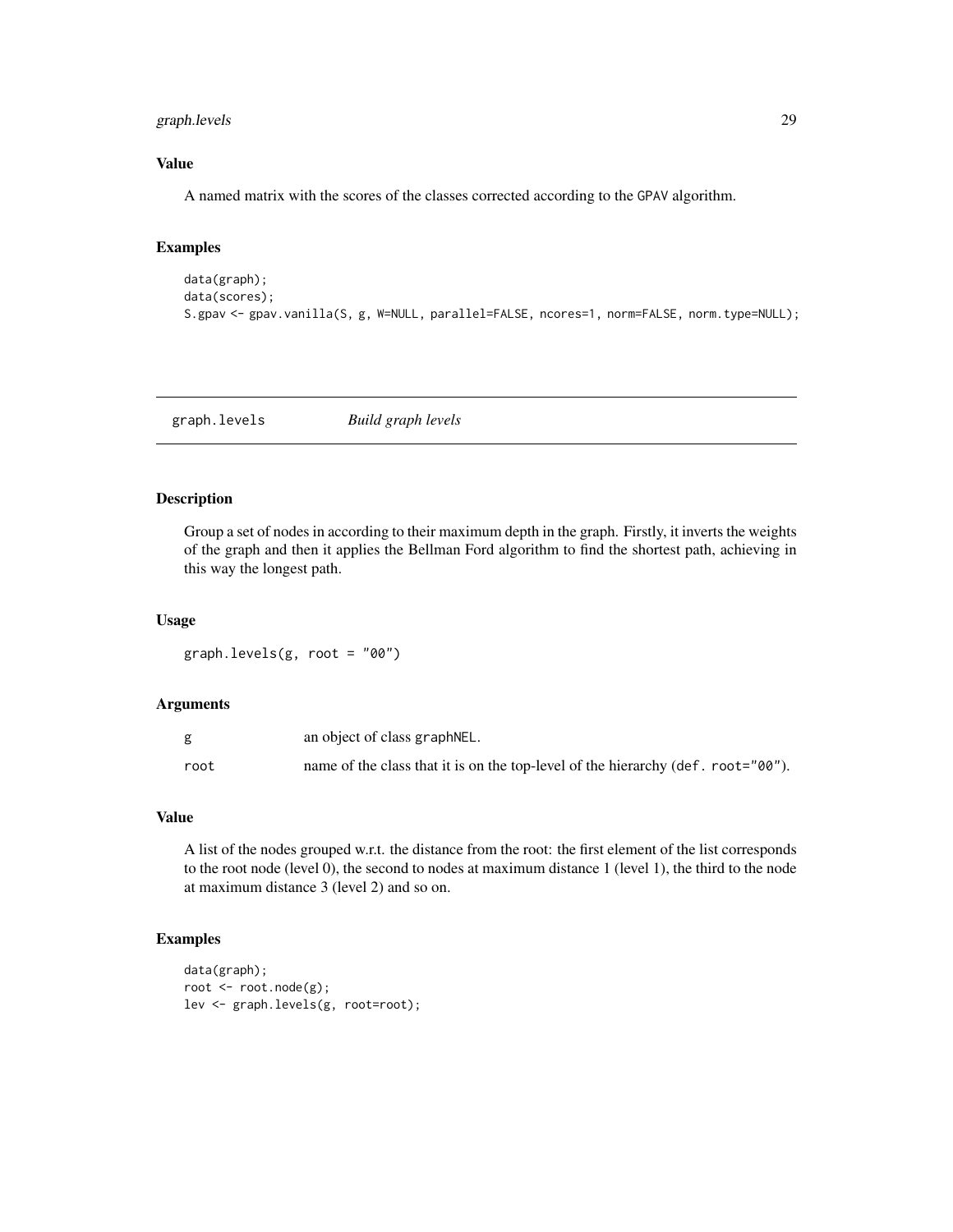## Value

A named matrix with the scores of the classes corrected according to the GPAV algorithm.

## Examples

```
data(graph);
data(scores);
S.gpav <- gpav.vanilla(S, g, W=NULL, parallel=FALSE, ncores=1, norm=FALSE, norm.type=NULL);
```

---

# graph.levels *Build graph levels*

---

## Description

Group a set of nodes in according to their maximum depth in the graph. Firstly, it inverts the weights of the graph and then it applies the Bellman Ford algorithm to find the shortest path, achieving in this way the longest path.

## Usage

```
graph.levels(g, root = "00")
```

## Arguments

| | |
|---|---|
| g | an object of class graphNEL. |
| root | name of the class that it is on the top-level of the hierarchy (def. root="00"). |

## Value

A list of the nodes grouped w.r.t. the distance from the root: the first element of the list corresponds to the root node (level 0), the second to nodes at maximum distance 1 (level 1), the third to the node at maximum distance 3 (level 2) and so on.

## Examples

```
data(graph);
root <- root.node(g);
lev <- graph.levels(g, root=root);
```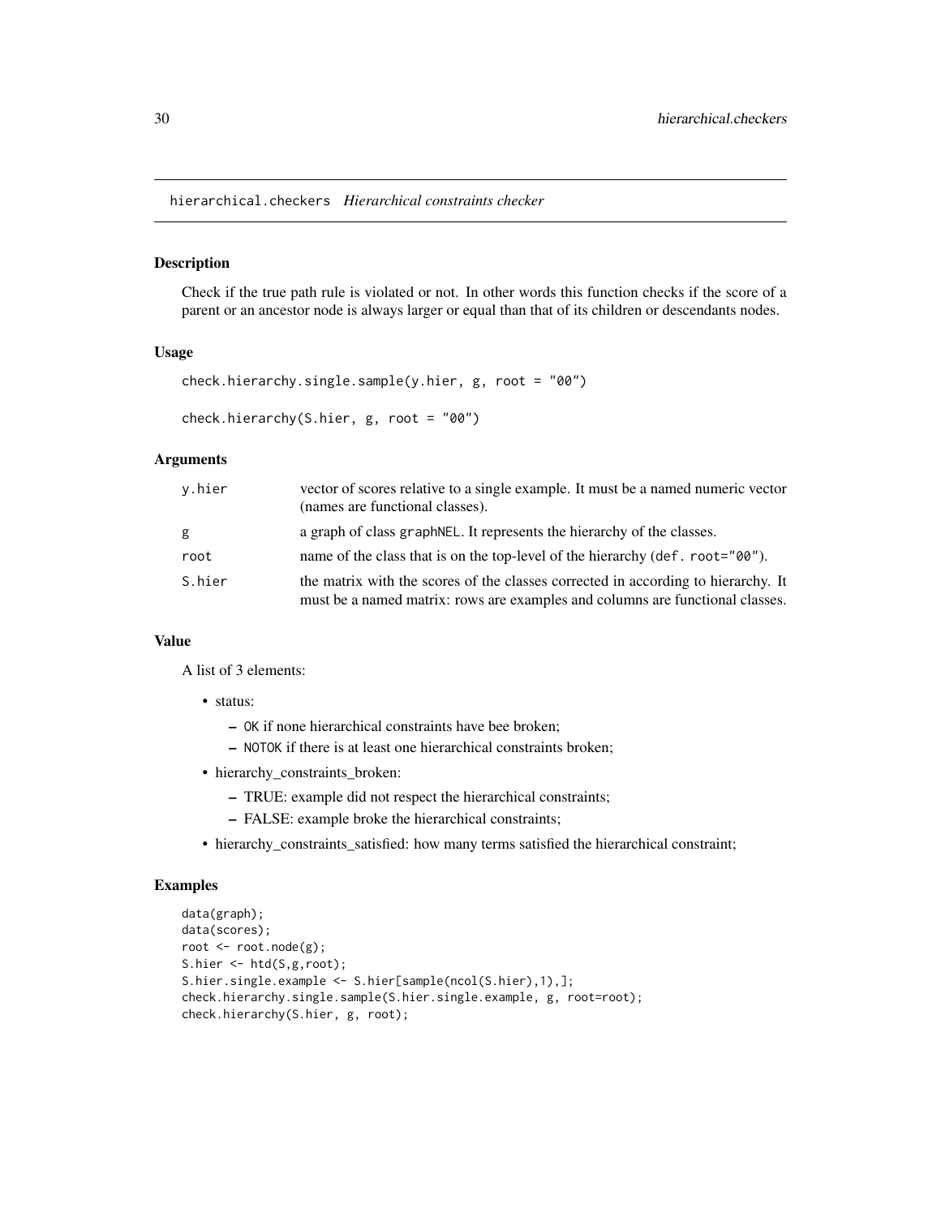# hierarchical.checkers *Hierarchical constraints checker*

## Description

Check if the true path rule is violated or not. In other words this function checks if the score of a parent or an ancestor node is always larger or equal than that of its children or descendants nodes.

## Usage

```
check.hierarchy.single.sample(y.hier, g, root = "00")

check.hierarchy(S.hier, g, root = "00")
```

## Arguments

| | |
|---|---|
| y.hier | vector of scores relative to a single example. It must be a named numeric vector (names are functional classes). |
| g | a graph of class `graphNEL`. It represents the hierarchy of the classes. |
| root | name of the class that is on the top-level of the hierarchy (`def. root="00"`). |
| S.hier | the matrix with the scores of the classes corrected in according to hierarchy. It must be a named matrix: rows are examples and columns are functional classes. |

## Value

A list of 3 elements:

- status:
  - `OK` if none hierarchical constraints have bee broken;
  - `NOTOK` if there is at least one hierarchical constraints broken;
- hierarchy_constraints_broken:
  - TRUE: example did not respect the hierarchical constraints;
  - FALSE: example broke the hierarchical constraints;
- hierarchy_constraints_satisfied: how many terms satisfied the hierarchical constraint;

## Examples

```
data(graph);
data(scores);
root <- root.node(g);
S.hier <- htd(S,g,root);
S.hier.single.example <- S.hier[sample(ncol(S.hier),1),];
check.hierarchy.single.sample(S.hier.single.example, g, root=root);
check.hierarchy(S.hier, g, root);
```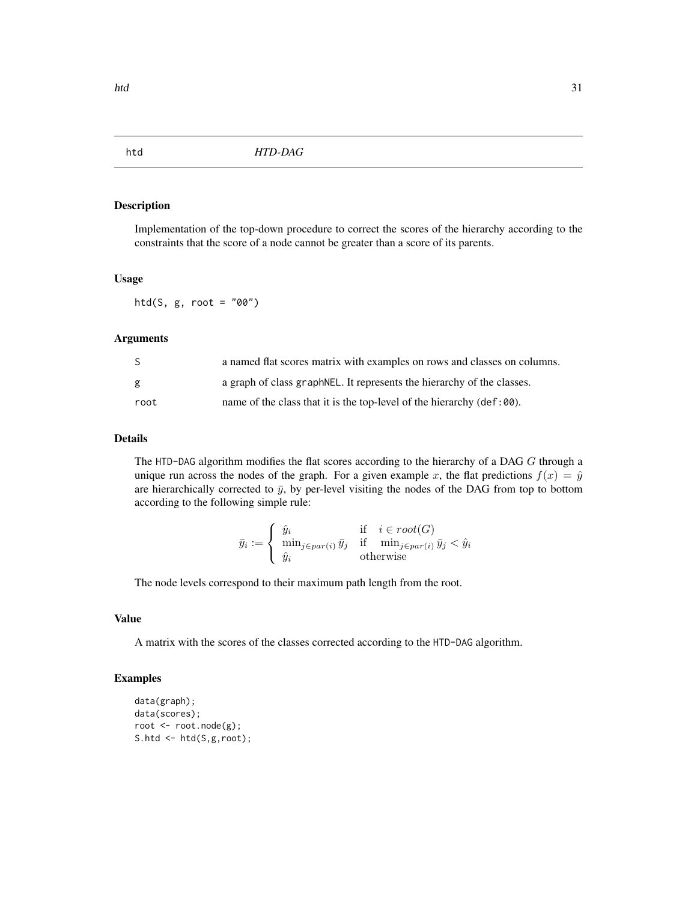## htd *HTD-DAG*

### Description

Implementation of the top-down procedure to correct the scores of the hierarchy according to the constraints that the score of a node cannot be greater than a score of its parents.

### Usage

```
htd(S, g, root = "00")
```

### Arguments

| | |
|---|---|
| S | a named flat scores matrix with examples on rows and classes on columns. |
| g | a graph of class `graphNEL`. It represents the hierarchy of the classes. |
| root | name of the class that it is the top-level of the hierarchy (`def:00`). |

### Details

The `HTD-DAG` algorithm modifies the flat scores according to the hierarchy of a DAG $G$ through a unique run across the nodes of the graph. For a given example $x$, the flat predictions $f(x) = \hat{y}$ are hierarchically corrected to $\bar{y}$, by per-level visiting the nodes of the DAG from top to bottom according to the following simple rule:

$$\bar{y}_i := \begin{cases} \hat{y}_i & \text{if} \quad i \in root(G) \\ \min_{j \in par(i)} \bar{y}_j & \text{if} \quad \min_{j \in par(i)} \bar{y}_j < \hat{y}_i \\ \hat{y}_i & \text{otherwise} \end{cases}$$

The node levels correspond to their maximum path length from the root.

### Value

A matrix with the scores of the classes corrected according to the `HTD-DAG` algorithm.

### Examples

```
data(graph);
data(scores);
root <- root.node(g);
S.htd <- htd(S,g,root);
```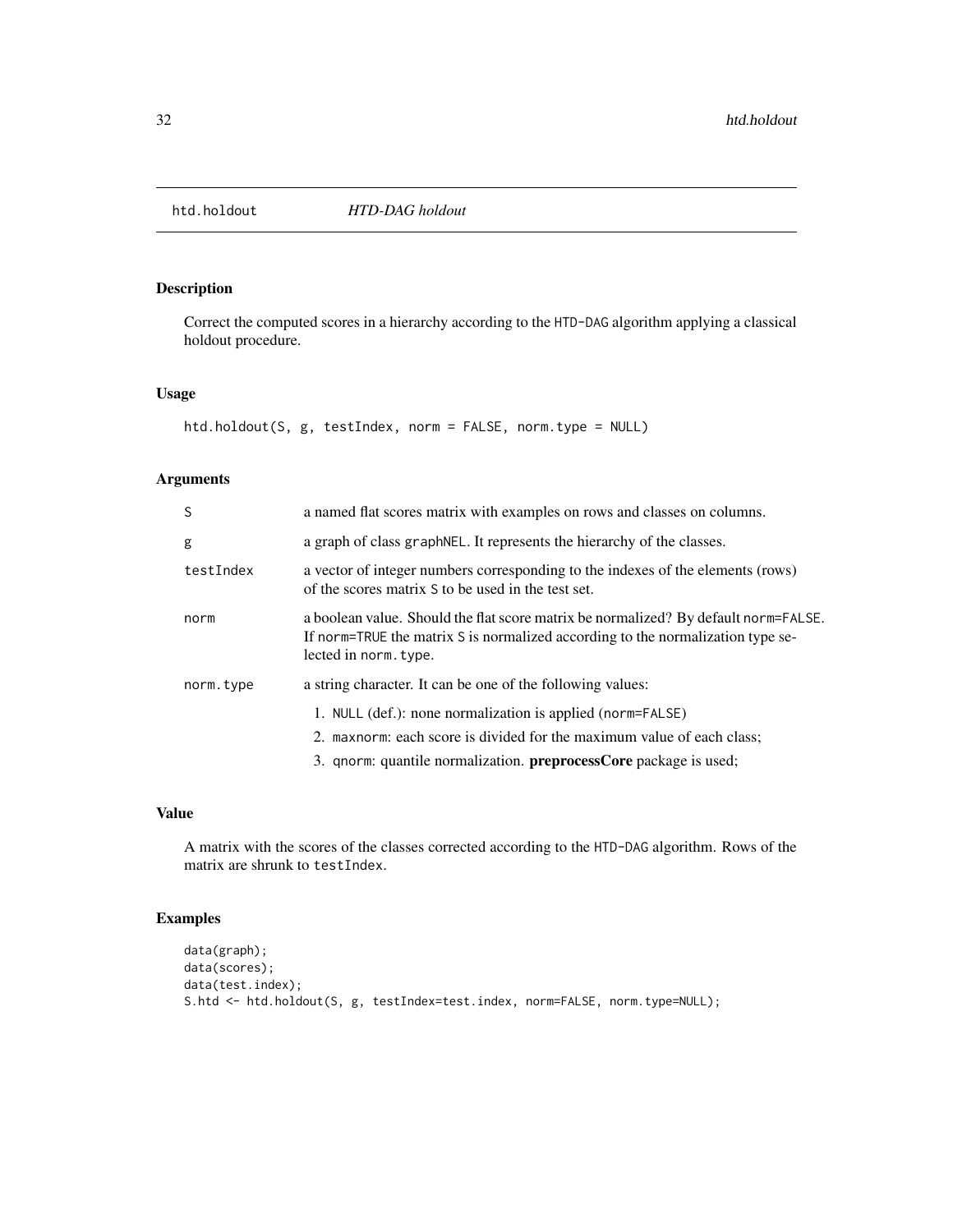`htd.holdout` *HTD-DAG holdout*

## Description

Correct the computed scores in a hierarchy according to the HTD-DAG algorithm applying a classical holdout procedure.

## Usage

```
htd.holdout(S, g, testIndex, norm = FALSE, norm.type = NULL)
```

## Arguments

| | |
|---|---|
| S | a named flat scores matrix with examples on rows and classes on columns. |
| g | a graph of class graphNEL. It represents the hierarchy of the classes. |
| testIndex | a vector of integer numbers corresponding to the indexes of the elements (rows) of the scores matrix S to be used in the test set. |
| norm | a boolean value. Should the flat score matrix be normalized? By default norm=FALSE. If norm=TRUE the matrix S is normalized according to the normalization type selected in norm.type. |
| norm.type | a string character. It can be one of the following values: 1. NULL (def.): none normalization is applied (norm=FALSE) 2. maxnorm: each score is divided for the maximum value of each class; 3. qnorm: quantile normalization. **preprocessCore** package is used; |

## Value

A matrix with the scores of the classes corrected according to the HTD-DAG algorithm. Rows of the matrix are shrunk to testIndex.

## Examples

```
data(graph);
data(scores);
data(test.index);
S.htd <- htd.holdout(S, g, testIndex=test.index, norm=FALSE, norm.type=NULL);
```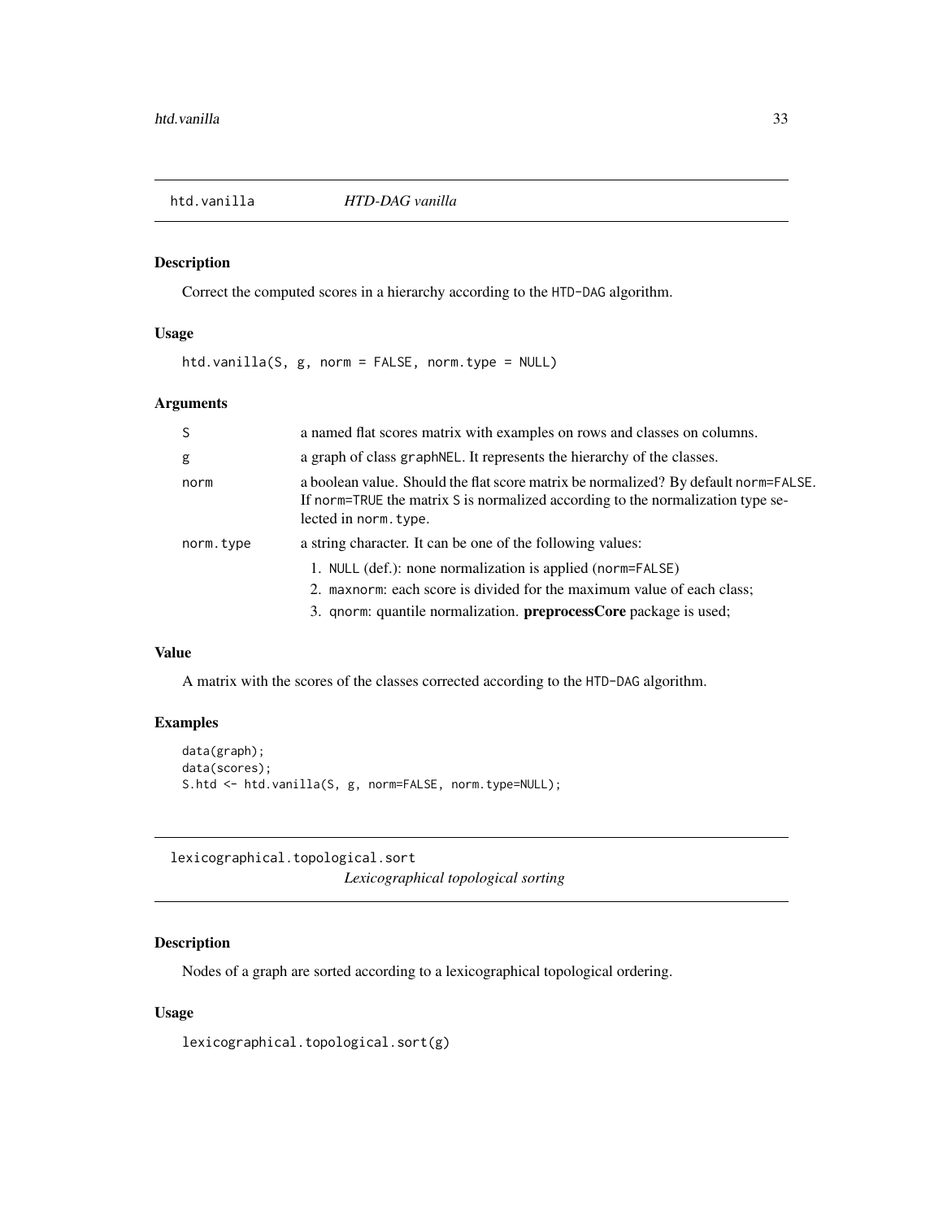## htd.vanilla *HTD-DAG vanilla*

### Description

Correct the computed scores in a hierarchy according to the HTD-DAG algorithm.

### Usage

```
htd.vanilla(S, g, norm = FALSE, norm.type = NULL)
```

### Arguments

| | |
|---|---|
| S | a named flat scores matrix with examples on rows and classes on columns. |
| g | a graph of class graphNEL. It represents the hierarchy of the classes. |
| norm | a boolean value. Should the flat score matrix be normalized? By default norm=FALSE. If norm=TRUE the matrix S is normalized according to the normalization type selected in norm.type. |
| norm.type | a string character. It can be one of the following values:<br>1. NULL (def.): none normalization is applied (norm=FALSE)<br>2. maxnorm: each score is divided for the maximum value of each class;<br>3. qnorm: quantile normalization. **preprocessCore** package is used; |

### Value

A matrix with the scores of the classes corrected according to the HTD-DAG algorithm.

### Examples

```
data(graph);
data(scores);
S.htd <- htd.vanilla(S, g, norm=FALSE, norm.type=NULL);
```

## lexicographical.topological.sort *Lexicographical topological sorting*

### Description

Nodes of a graph are sorted according to a lexicographical topological ordering.

### Usage

```
lexicographical.topological.sort(g)
```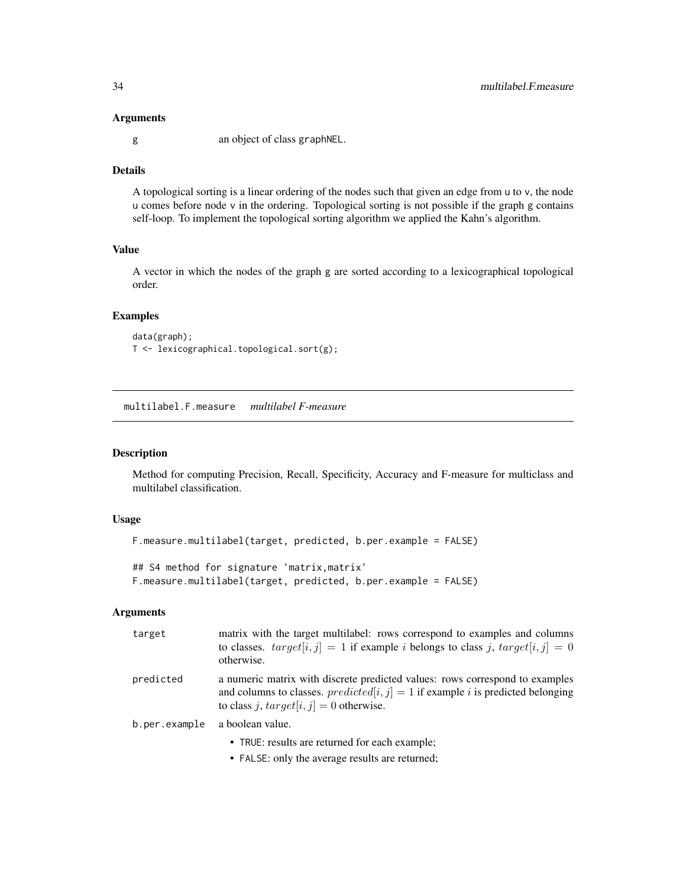### Arguments

g an object of class graphNEL.

### Details

A topological sorting is a linear ordering of the nodes such that given an edge from u to v, the node u comes before node v in the ordering. Topological sorting is not possible if the graph g contains self-loop. To implement the topological sorting algorithm we applied the Kahn's algorithm.

### Value

A vector in which the nodes of the graph g are sorted according to a lexicographical topological order.

### Examples

```
data(graph);
T <- lexicographical.topological.sort(g);
```

---

## multilabel.F.measure *multilabel F-measure*

### Description

Method for computing Precision, Recall, Specificity, Accuracy and F-measure for multiclass and multilabel classification.

### Usage

```
F.measure.multilabel(target, predicted, b.per.example = FALSE)

## S4 method for signature 'matrix,matrix'
F.measure.multilabel(target, predicted, b.per.example = FALSE)
```

### Arguments

- **target** matrix with the target multilabel: rows correspond to examples and columns to classes. $target[i, j] = 1$ if example $i$ belongs to class $j$, $target[i, j] = 0$ otherwise.
- **predicted** a numeric matrix with discrete predicted values: rows correspond to examples and columns to classes. $predicted[i, j] = 1$ if example $i$ is predicted belonging to class $j$, $target[i, j] = 0$ otherwise.
- **b.per.example** a boolean value.
  - TRUE: results are returned for each example;
  - FALSE: only the average results are returned;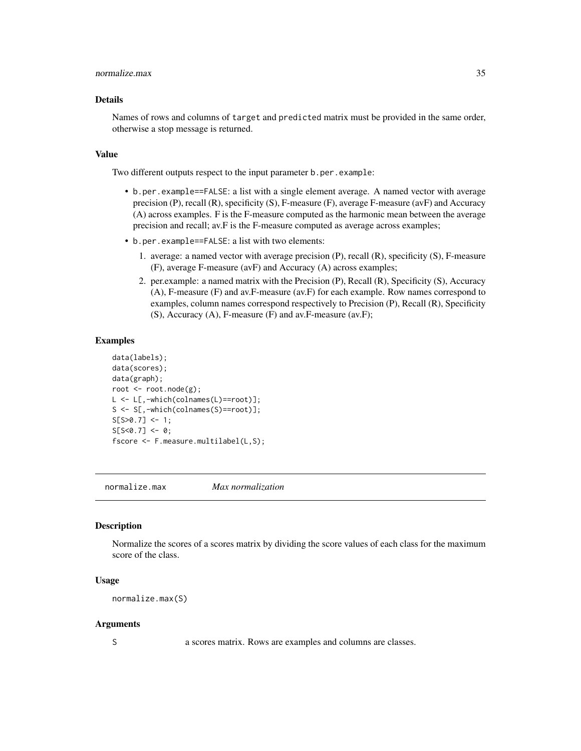### Details

Names of rows and columns of `target` and `predicted` matrix must be provided in the same order, otherwise a stop message is returned.

### Value

Two different outputs respect to the input parameter `b.per.example`:

- `b.per.example==FALSE`: a list with a single element average. A named vector with average precision (P), recall (R), specificity (S), F-measure (F), average F-measure (avF) and Accuracy (A) across examples. F is the F-measure computed as the harmonic mean between the average precision and recall; av.F is the F-measure computed as average across examples;
- `b.per.example==FALSE`: a list with two elements:
  1. average: a named vector with average precision (P), recall (R), specificity (S), F-measure (F), average F-measure (avF) and Accuracy (A) across examples;
  2. per.example: a named matrix with the Precision (P), Recall (R), Specificity (S), Accuracy (A), F-measure (F) and av.F-measure (av.F) for each example. Row names correspond to examples, column names correspond respectively to Precision (P), Recall (R), Specificity (S), Accuracy (A), F-measure (F) and av.F-measure (av.F);

### Examples

```
data(labels);
data(scores);
data(graph);
root <- root.node(g);
L <- L[,-which(colnames(L)==root)];
S <- S[,-which(colnames(S)==root)];
S[S>0.7] <- 1;
S[S<0.7] <- 0;
fscore <- F.measure.multilabel(L,S);
```

---

## normalize.max *Max normalization*

### Description

Normalize the scores of a scores matrix by dividing the score values of each class for the maximum score of the class.

### Usage

```
normalize.max(S)
```

### Arguments

| | |
|---|---|
| S | a scores matrix. Rows are examples and columns are classes. |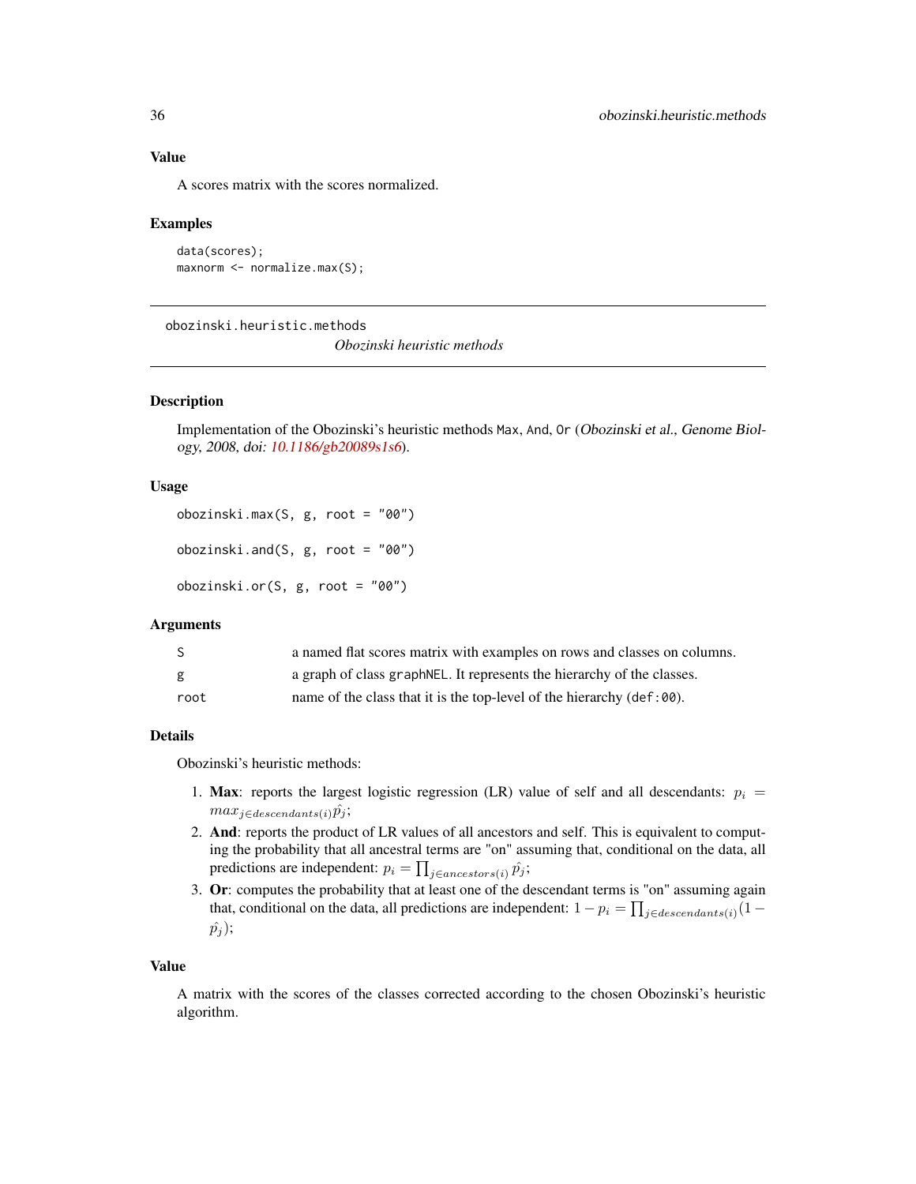## Value

A scores matrix with the scores normalized.

## Examples

```
data(scores);
maxnorm <- normalize.max(S);
```

---

# obozinski.heuristic.methods

*Obozinski heuristic methods*

---

## Description

Implementation of the Obozinski's heuristic methods `Max`, `And`, `Or` (*Obozinski et al., Genome Biology, 2008, doi: 10.1186/gb20089s1s6*).

## Usage

```
obozinski.max(S, g, root = "00")

obozinski.and(S, g, root = "00")

obozinski.or(S, g, root = "00")
```

## Arguments

| | |
|---|---|
| `S` | a named flat scores matrix with examples on rows and classes on columns. |
| `g` | a graph of class `graphNEL`. It represents the hierarchy of the classes. |
| `root` | name of the class that it is the top-level of the hierarchy (`def:00`). |

## Details

Obozinski's heuristic methods:

1. **Max**: reports the largest logistic regression (LR) value of self and all descendants: $p_i = max_{j \in descendants(i)} \hat{p_j}$;
2. **And**: reports the product of LR values of all ancestors and self. This is equivalent to computing the probability that all ancestral terms are "on" assuming that, conditional on the data, all predictions are independent: $p_i = \prod_{j \in ancestors(i)} \hat{p_j}$;
3. **Or**: computes the probability that at least one of the descendant terms is "on" assuming again that, conditional on the data, all predictions are independent: $1 - p_i = \prod_{j \in descendants(i)} (1 - \hat{p_j})$;

## Value

A matrix with the scores of the classes corrected according to the chosen Obozinski's heuristic algorithm.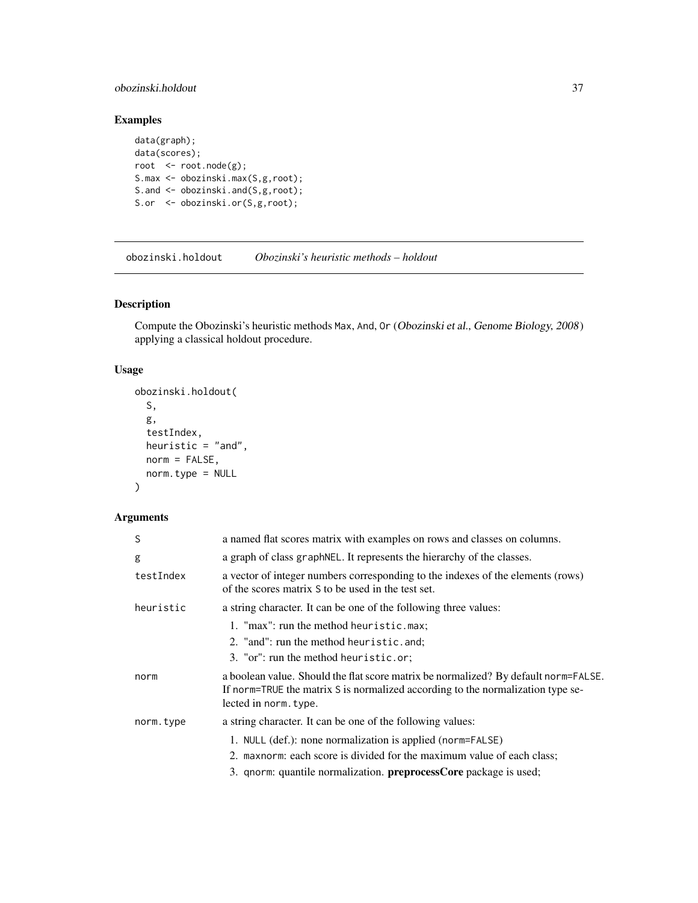## Examples

```
data(graph);
data(scores);
root  <- root.node(g);
S.max <- obozinski.max(S,g,root);
S.and <- obozinski.and(S,g,root);
S.or  <- obozinski.or(S,g,root);
```

---

## obozinski.holdout    *Obozinski's heuristic methods – holdout*

---

### Description

Compute the Obozinski's heuristic methods Max, And, Or (*Obozinski et al., Genome Biology, 2008*) applying a classical holdout procedure.

### Usage

```
obozinski.holdout(
  S,
  g,
  testIndex,
  heuristic = "and",
  norm = FALSE,
  norm.type = NULL
)
```

### Arguments

| | |
|---|---|
| S | a named flat scores matrix with examples on rows and classes on columns. |
| g | a graph of class graphNEL. It represents the hierarchy of the classes. |
| testIndex | a vector of integer numbers corresponding to the indexes of the elements (rows) of the scores matrix S to be used in the test set. |
| heuristic | a string character. It can be one of the following three values: 1. "max": run the method heuristic.max; 2. "and": run the method heuristic.and; 3. "or": run the method heuristic.or; |
| norm | a boolean value. Should the flat score matrix be normalized? By default norm=FALSE. If norm=TRUE the matrix S is normalized according to the normalization type selected in norm.type. |
| norm.type | a string character. It can be one of the following values: 1. NULL (def.): none normalization is applied (norm=FALSE) 2. maxnorm: each score is divided for the maximum value of each class; 3. qnorm: quantile normalization. **preprocessCore** package is used; |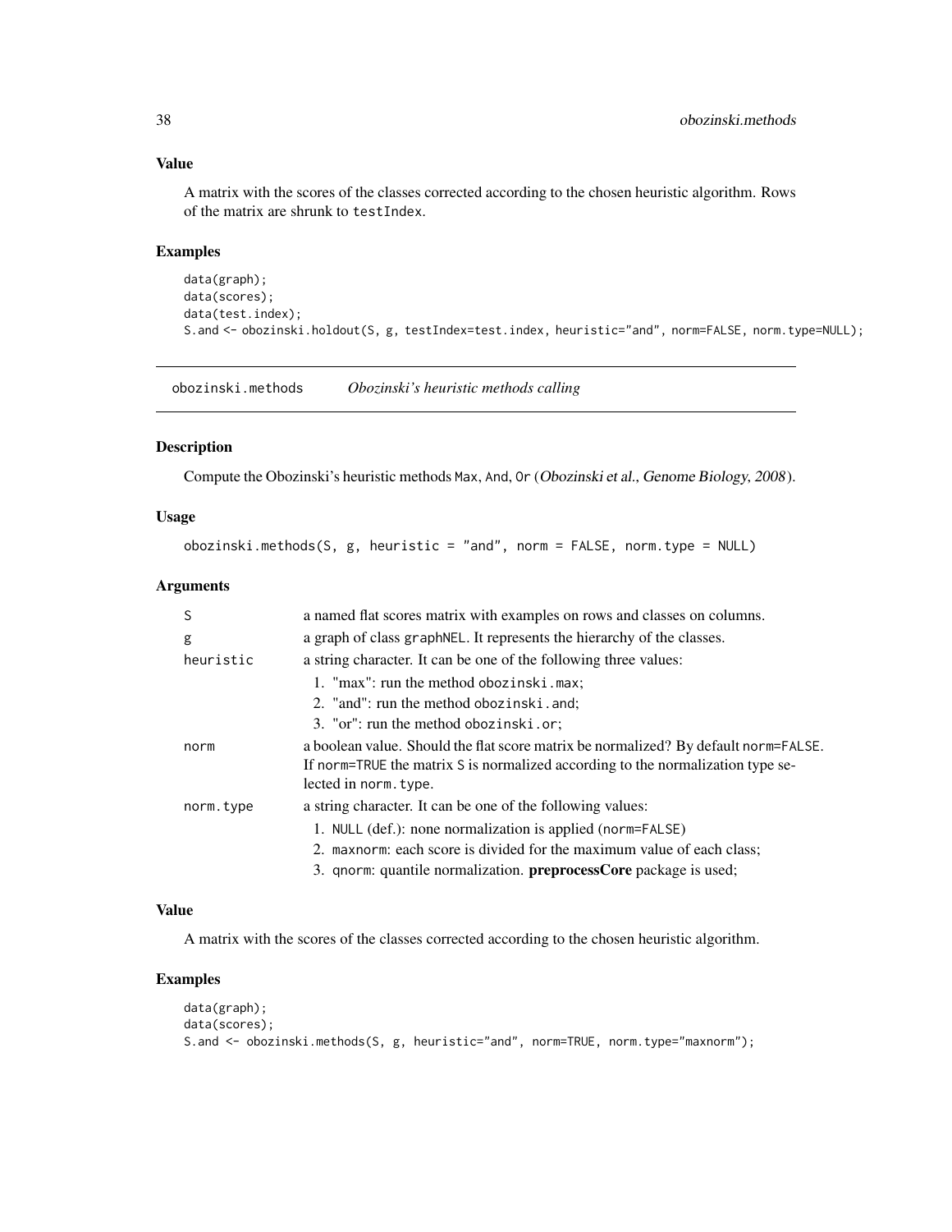### Value

A matrix with the scores of the classes corrected according to the chosen heuristic algorithm. Rows of the matrix are shrunk to `testIndex`.

### Examples

```
data(graph);
data(scores);
data(test.index);
S.and <- obozinski.holdout(S, g, testIndex=test.index, heuristic="and", norm=FALSE, norm.type=NULL);
```

---

## obozinski.methods — *Obozinski's heuristic methods calling*

### Description

Compute the Obozinski's heuristic methods `Max`, `And`, `Or` (*Obozinski et al., Genome Biology, 2008*).

### Usage

```
obozinski.methods(S, g, heuristic = "and", norm = FALSE, norm.type = NULL)
```

### Arguments

| | |
|---|---|
| `S` | a named flat scores matrix with examples on rows and classes on columns. |
| `g` | a graph of class `graphNEL`. It represents the hierarchy of the classes. |
| `heuristic` | a string character. It can be one of the following three values: 1. "max": run the method `obozinski.max`; 2. "and": run the method `obozinski.and`; 3. "or": run the method `obozinski.or`; |
| `norm` | a boolean value. Should the flat score matrix be normalized? By default `norm=FALSE`. If `norm=TRUE` the matrix `S` is normalized according to the normalization type selected in `norm.type`. |
| `norm.type` | a string character. It can be one of the following values: 1. `NULL` (def.): none normalization is applied (`norm=FALSE`) 2. `maxnorm`: each score is divided for the maximum value of each class; 3. `qnorm`: quantile normalization. **preprocessCore** package is used; |

### Value

A matrix with the scores of the classes corrected according to the chosen heuristic algorithm.

### Examples

```
data(graph);
data(scores);
S.and <- obozinski.methods(S, g, heuristic="and", norm=TRUE, norm.type="maxnorm");
```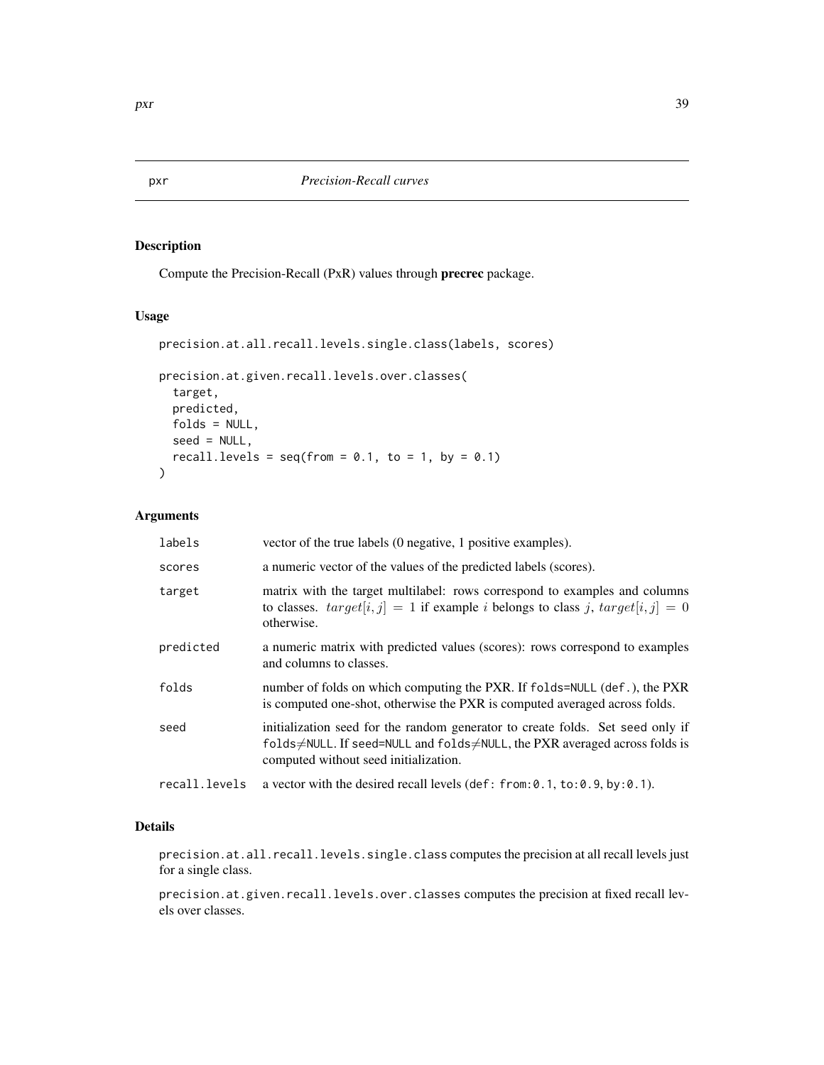## pxr *Precision-Recall curves*

### Description

Compute the Precision-Recall (PxR) values through **precrec** package.

### Usage

```
precision.at.all.recall.levels.single.class(labels, scores)

precision.at.given.recall.levels.over.classes(
  target,
  predicted,
  folds = NULL,
  seed = NULL,
  recall.levels = seq(from = 0.1, to = 1, by = 0.1)
)
```

### Arguments

| | |
|---|---|
| `labels` | vector of the true labels (0 negative, 1 positive examples). |
| `scores` | a numeric vector of the values of the predicted labels (scores). |
| `target` | matrix with the target multilabel: rows correspond to examples and columns to classes. $target[i, j] = 1$ if example $i$ belongs to class $j$, $target[i, j] = 0$ otherwise. |
| `predicted` | a numeric matrix with predicted values (scores): rows correspond to examples and columns to classes. |
| `folds` | number of folds on which computing the PXR. If `folds=NULL` (`def.`), the PXR is computed one-shot, otherwise the PXR is computed averaged across folds. |
| `seed` | initialization seed for the random generator to create folds. Set `seed` only if `folds`≠`NULL`. If `seed=NULL` and `folds`≠`NULL`, the PXR averaged across folds is computed without seed initialization. |
| `recall.levels` | a vector with the desired recall levels (`def: from:0.1, to:0.9, by:0.1`). |

### Details

`precision.at.all.recall.levels.single.class` computes the precision at all recall levels just for a single class.

`precision.at.given.recall.levels.over.classes` computes the precision at fixed recall levels over classes.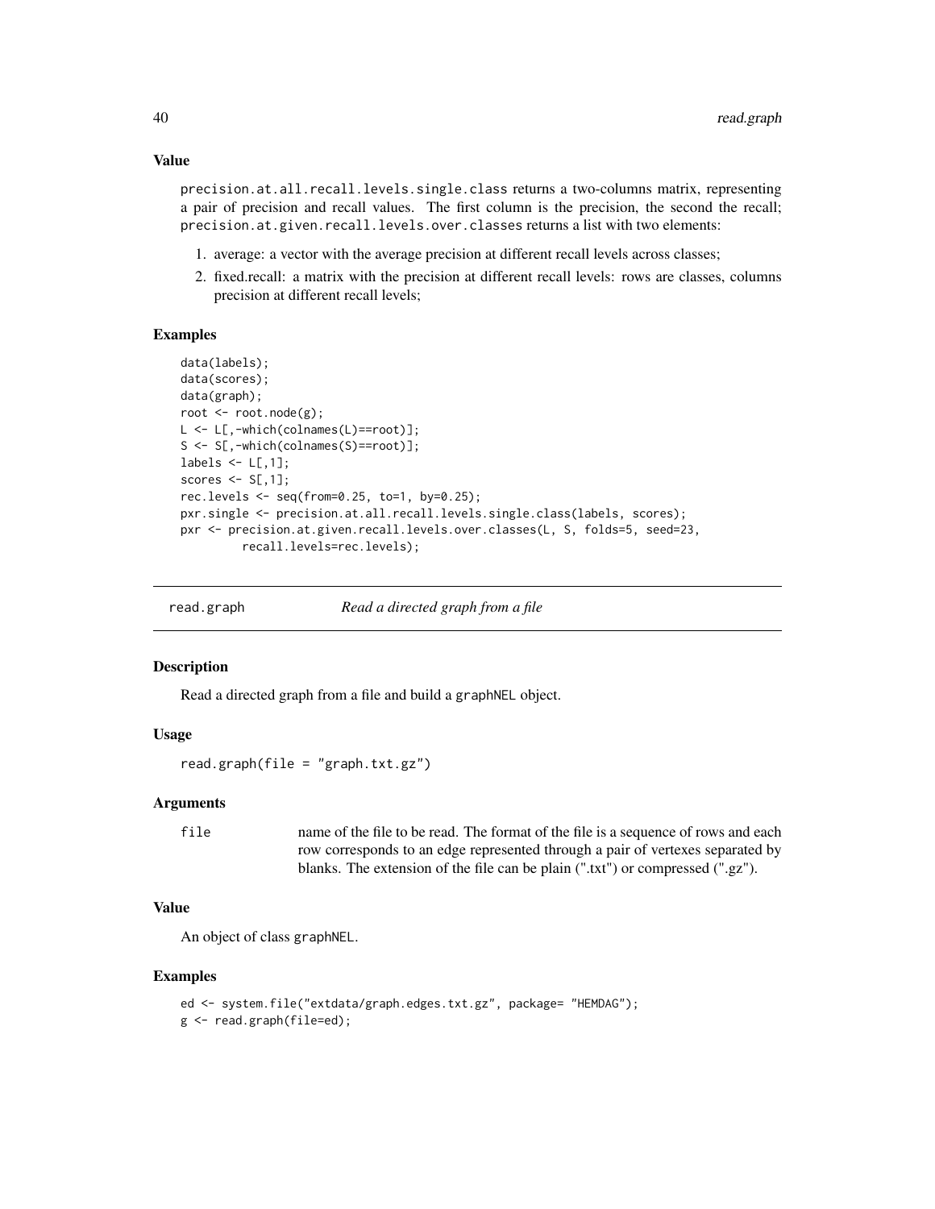### Value

precision.at.all.recall.levels.single.class returns a two-columns matrix, representing a pair of precision and recall values. The first column is the precision, the second the recall; precision.at.given.recall.levels.over.classes returns a list with two elements:

1. average: a vector with the average precision at different recall levels across classes;
2. fixed.recall: a matrix with the precision at different recall levels: rows are classes, columns precision at different recall levels;

### Examples

```
data(labels);
data(scores);
data(graph);
root <- root.node(g);
L <- L[,-which(colnames(L)==root)];
S <- S[,-which(colnames(S)==root)];
labels <- L[,1];
scores <- S[,1];
rec.levels <- seq(from=0.25, to=1, by=0.25);
pxr.single <- precision.at.all.recall.levels.single.class(labels, scores);
pxr <- precision.at.given.recall.levels.over.classes(L, S, folds=5, seed=23,
        recall.levels=rec.levels);
```

---

## read.graph *Read a directed graph from a file*

### Description

Read a directed graph from a file and build a graphNEL object.

### Usage

```
read.graph(file = "graph.txt.gz")
```

### Arguments

| | |
|---|---|
| file | name of the file to be read. The format of the file is a sequence of rows and each row corresponds to an edge represented through a pair of vertexes separated by blanks. The extension of the file can be plain (".txt") or compressed (".gz"). |

### Value

An object of class graphNEL.

### Examples

```
ed <- system.file("extdata/graph.edges.txt.gz", package= "HEMDAG");
g <- read.graph(file=ed);
```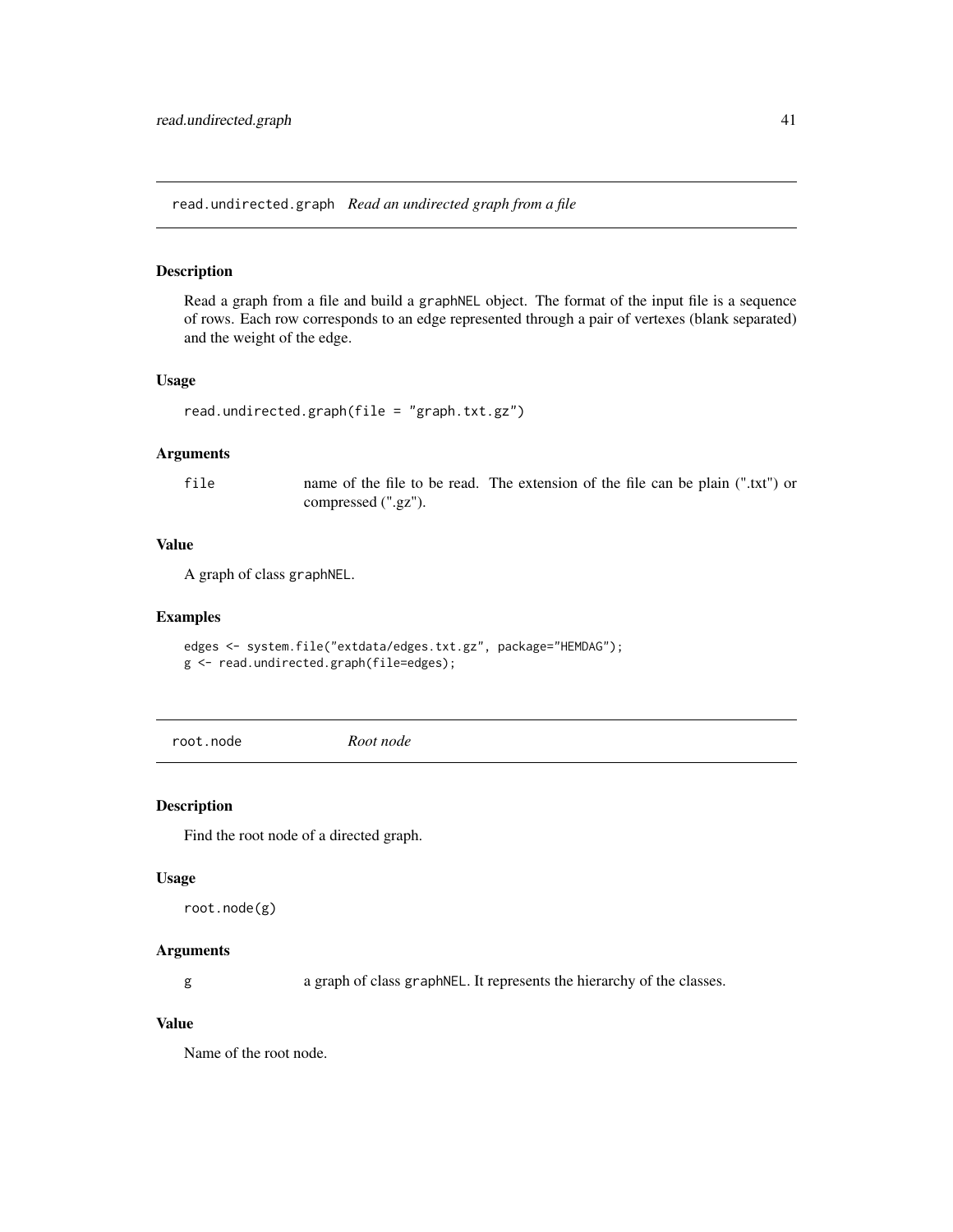## read.undirected.graph *Read an undirected graph from a file*

### Description

Read a graph from a file and build a `graphNEL` object. The format of the input file is a sequence of rows. Each row corresponds to an edge represented through a pair of vertexes (blank separated) and the weight of the edge.

### Usage

```
read.undirected.graph(file = "graph.txt.gz")
```

### Arguments

| | |
|---|---|
| `file` | name of the file to be read. The extension of the file can be plain (".txt") or compressed (".gz"). |

### Value

A graph of class `graphNEL`.

### Examples

```
edges <- system.file("extdata/edges.txt.gz", package="HEMDAG");
g <- read.undirected.graph(file=edges);
```

## root.node *Root node*

### Description

Find the root node of a directed graph.

### Usage

```
root.node(g)
```

### Arguments

| | |
|---|---|
| `g` | a graph of class `graphNEL`. It represents the hierarchy of the classes. |

### Value

Name of the root node.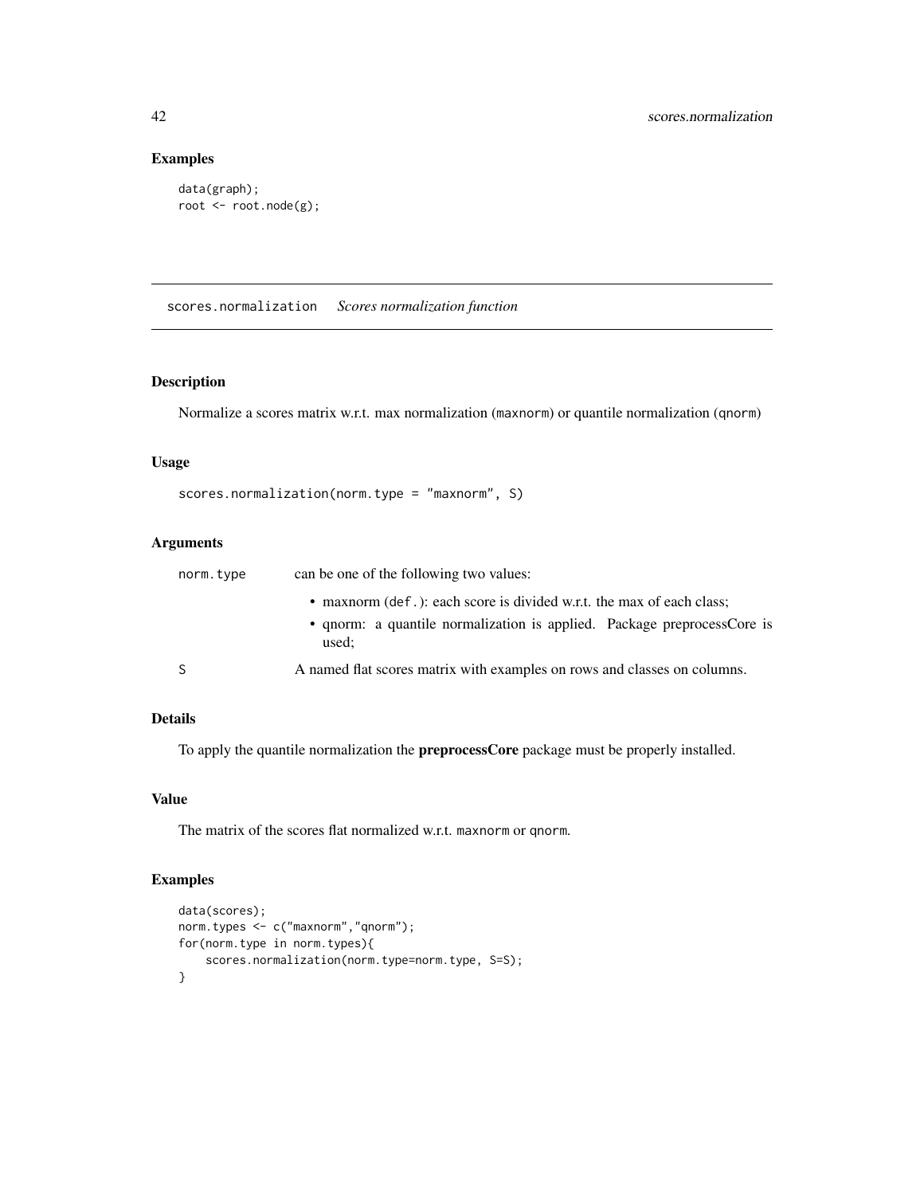## Examples

```
data(graph);
root <- root.node(g);
```

---

# scores.normalization *Scores normalization function*

---

## Description

Normalize a scores matrix w.r.t. max normalization (`maxnorm`) or quantile normalization (`qnorm`)

## Usage

```
scores.normalization(norm.type = "maxnorm", S)
```

## Arguments

| | |
|---|---|
| `norm.type` | can be one of the following two values:<br>• maxnorm (`def.`): each score is divided w.r.t. the max of each class;<br>• qnorm: a quantile normalization is applied. Package preprocessCore is used; |
| `S` | A named flat scores matrix with examples on rows and classes on columns. |

## Details

To apply the quantile normalization the **preprocessCore** package must be properly installed.

## Value

The matrix of the scores flat normalized w.r.t. `maxnorm` or `qnorm`.

## Examples

```
data(scores);
norm.types <- c("maxnorm","qnorm");
for(norm.type in norm.types){
    scores.normalization(norm.type=norm.type, S=S);
}
```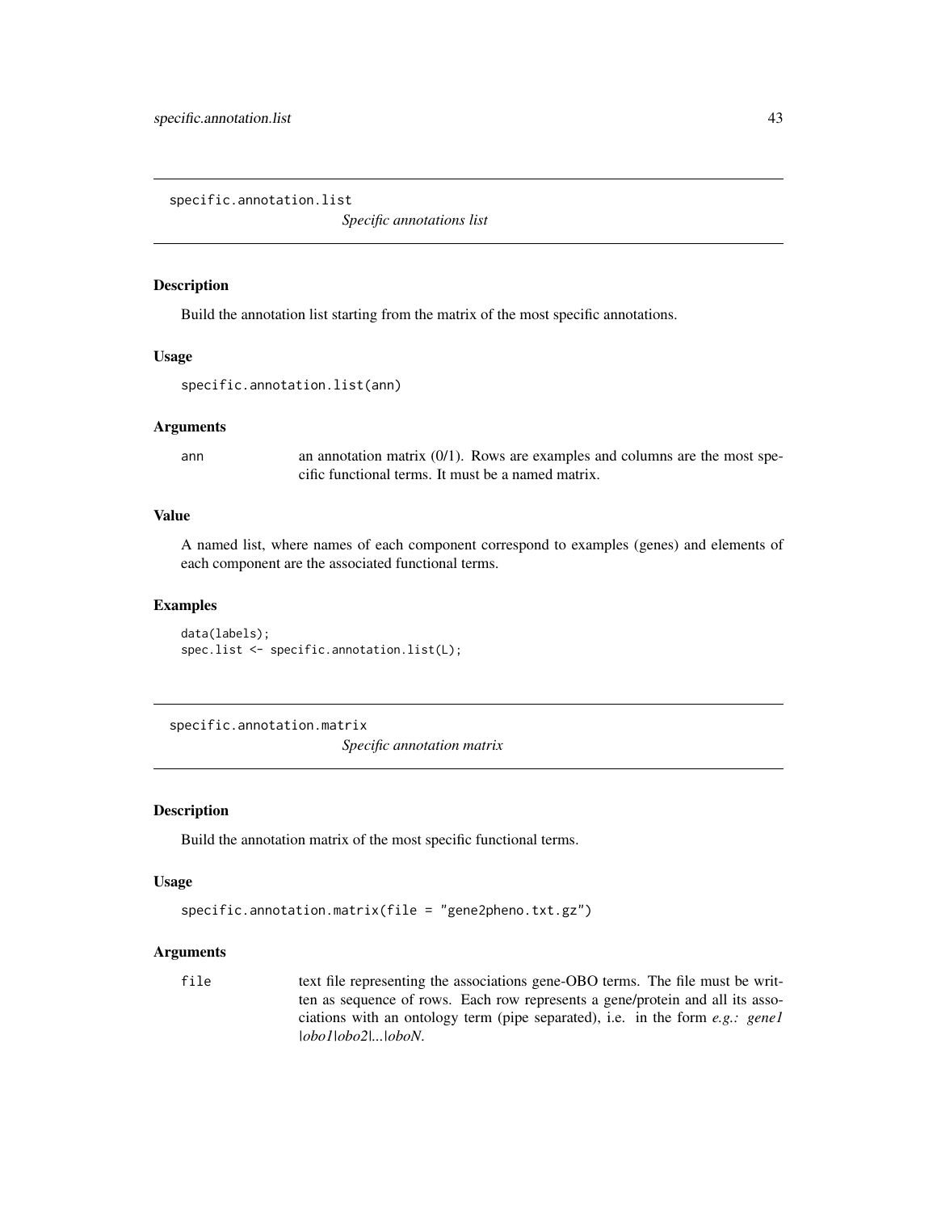## specific.annotation.list

*Specific annotations list*

### Description

Build the annotation list starting from the matrix of the most specific annotations.

### Usage

```
specific.annotation.list(ann)
```

### Arguments

| | |
|---|---|
| `ann` | an annotation matrix (0/1). Rows are examples and columns are the most specific functional terms. It must be a named matrix. |

### Value

A named list, where names of each component correspond to examples (genes) and elements of each component are the associated functional terms.

### Examples

```
data(labels);
spec.list <- specific.annotation.list(L);
```

## specific.annotation.matrix

*Specific annotation matrix*

### Description

Build the annotation matrix of the most specific functional terms.

### Usage

```
specific.annotation.matrix(file = "gene2pheno.txt.gz")
```

### Arguments

| | |
|---|---|
| `file` | text file representing the associations gene-OBO terms. The file must be written as sequence of rows. Each row represents a gene/protein and all its associations with an ontology term (pipe separated), i.e. in the form *e.g.: gene1 \|obo1\|obo2\|...\|oboN*. |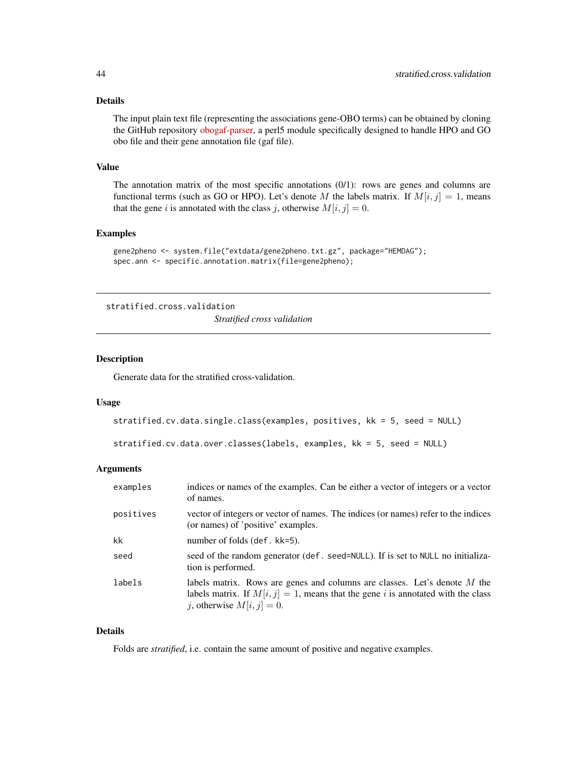### Details

The input plain text file (representing the associations gene-OBO terms) can be obtained by cloning the GitHub repository obogaf-parser, a perl5 module specifically designed to handle HPO and GO obo file and their gene annotation file (gaf file).

### Value

The annotation matrix of the most specific annotations (0/1): rows are genes and columns are functional terms (such as GO or HPO). Let's denote $M$ the labels matrix. If $M[i, j] = 1$, means that the gene $i$ is annotated with the class $j$, otherwise $M[i, j] = 0$.

### Examples

```
gene2pheno <- system.file("extdata/gene2pheno.txt.gz", package="HEMDAG");
spec.ann <- specific.annotation.matrix(file=gene2pheno);
```

---

## stratified.cross.validation

*Stratified cross validation*

---

### Description

Generate data for the stratified cross-validation.

### Usage

```
stratified.cv.data.single.class(examples, positives, kk = 5, seed = NULL)

stratified.cv.data.over.classes(labels, examples, kk = 5, seed = NULL)
```

### Arguments

| | |
|---|---|
| `examples` | indices or names of the examples. Can be either a vector of integers or a vector of names. |
| `positives` | vector of integers or vector of names. The indices (or names) refer to the indices (or names) of 'positive' examples. |
| `kk` | number of folds (`def. kk=5`). |
| `seed` | seed of the random generator (`def. seed=NULL`). If is set to `NULL` no initialization is performed. |
| `labels` | labels matrix. Rows are genes and columns are classes. Let's denote $M$ the labels matrix. If $M[i, j] = 1$, means that the gene $i$ is annotated with the class $j$, otherwise $M[i, j] = 0$. |

### Details

Folds are *stratified*, i.e. contain the same amount of positive and negative examples.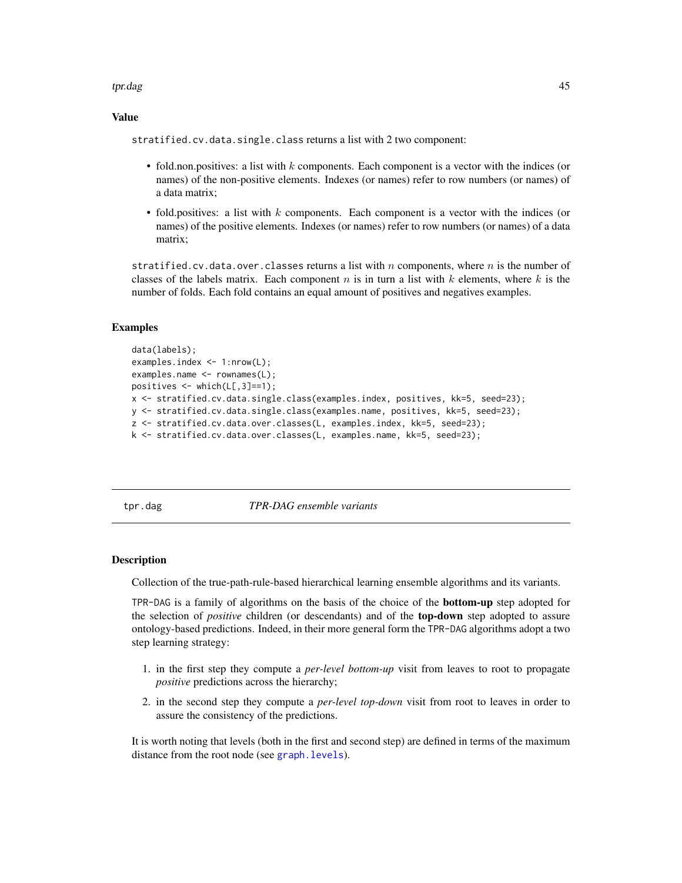### Value

`stratified.cv.data.single.class` returns a list with 2 two component:

- fold.non.positives: a list with $k$ components. Each component is a vector with the indices (or names) of the non-positive elements. Indexes (or names) refer to row numbers (or names) of a data matrix;
- fold.positives: a list with $k$ components. Each component is a vector with the indices (or names) of the positive elements. Indexes (or names) refer to row numbers (or names) of a data matrix;

`stratified.cv.data.over.classes` returns a list with $n$ components, where $n$ is the number of classes of the labels matrix. Each component $n$ is in turn a list with $k$ elements, where $k$ is the number of folds. Each fold contains an equal amount of positives and negatives examples.

### Examples

```
data(labels);
examples.index <- 1:nrow(L);
examples.name <- rownames(L);
positives <- which(L[,3]==1);
x <- stratified.cv.data.single.class(examples.index, positives, kk=5, seed=23);
y <- stratified.cv.data.single.class(examples.name, positives, kk=5, seed=23);
z <- stratified.cv.data.over.classes(L, examples.index, kk=5, seed=23);
k <- stratified.cv.data.over.classes(L, examples.name, kk=5, seed=23);
```

---

## tpr.dag — *TPR-DAG ensemble variants*

### Description

Collection of the true-path-rule-based hierarchical learning ensemble algorithms and its variants.

`TPR-DAG` is a family of algorithms on the basis of the choice of the **bottom-up** step adopted for the selection of *positive* children (or descendants) and of the **top-down** step adopted to assure ontology-based predictions. Indeed, in their more general form the `TPR-DAG` algorithms adopt a two step learning strategy:

1. in the first step they compute a *per-level bottom-up* visit from leaves to root to propagate *positive* predictions across the hierarchy;
2. in the second step they compute a *per-level top-down* visit from root to leaves in order to assure the consistency of the predictions.

It is worth noting that levels (both in the first and second step) are defined in terms of the maximum distance from the root node (see `graph.levels`).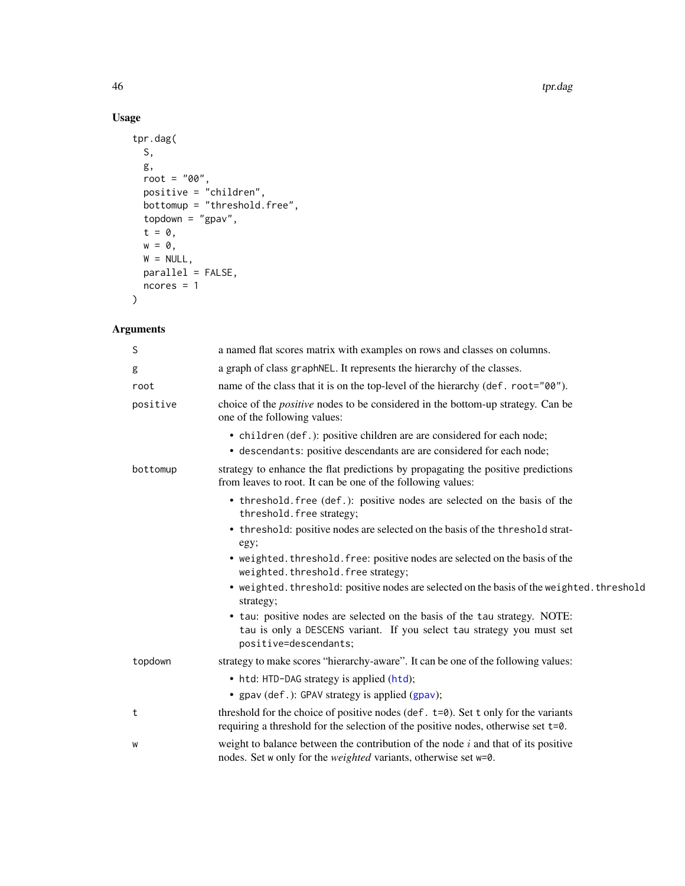## Usage

```
tpr.dag(
  S,
  g,
  root = "00",
  positive = "children",
  bottomup = "threshold.free",
  topdown = "gpav",
  t = 0,
  w = 0,
  W = NULL,
  parallel = FALSE,
  ncores = 1
)
```

## Arguments

`S` a named flat scores matrix with examples on rows and classes on columns.

`g` a graph of class `graphNEL`. It represents the hierarchy of the classes.

`root` name of the class that it is on the top-level of the hierarchy (`def. root="00"`).

`positive` choice of the *positive* nodes to be considered in the bottom-up strategy. Can be one of the following values:

- `children` (`def.`): positive children are are considered for each node;
- `descendants`: positive descendants are are considered for each node;

`bottomup` strategy to enhance the flat predictions by propagating the positive predictions from leaves to root. It can be one of the following values:

- `threshold.free` (`def.`): positive nodes are selected on the basis of the `threshold.free` strategy;
- `threshold`: positive nodes are selected on the basis of the `threshold` strategy;
- `weighted.threshold.free`: positive nodes are selected on the basis of the `weighted.threshold.free` strategy;
- `weighted.threshold`: positive nodes are selected on the basis of the `weighted.threshold` strategy;
- `tau`: positive nodes are selected on the basis of the `tau` strategy. NOTE: `tau` is only a `DESCENS` variant. If you select `tau` strategy you must set `positive=descendants`;

`topdown` strategy to make scores "hierarchy-aware". It can be one of the following values:

- `htd`: `HTD-DAG` strategy is applied (`htd`);
- `gpav` (`def.`): `GPAV` strategy is applied (`gpav`);

`t` threshold for the choice of positive nodes (`def. t=0`). Set `t` only for the variants requiring a threshold for the selection of the positive nodes, otherwise set `t=0`.

`w` weight to balance between the contribution of the node $i$ and that of its positive nodes. Set `w` only for the *weighted* variants, otherwise set `w=0`.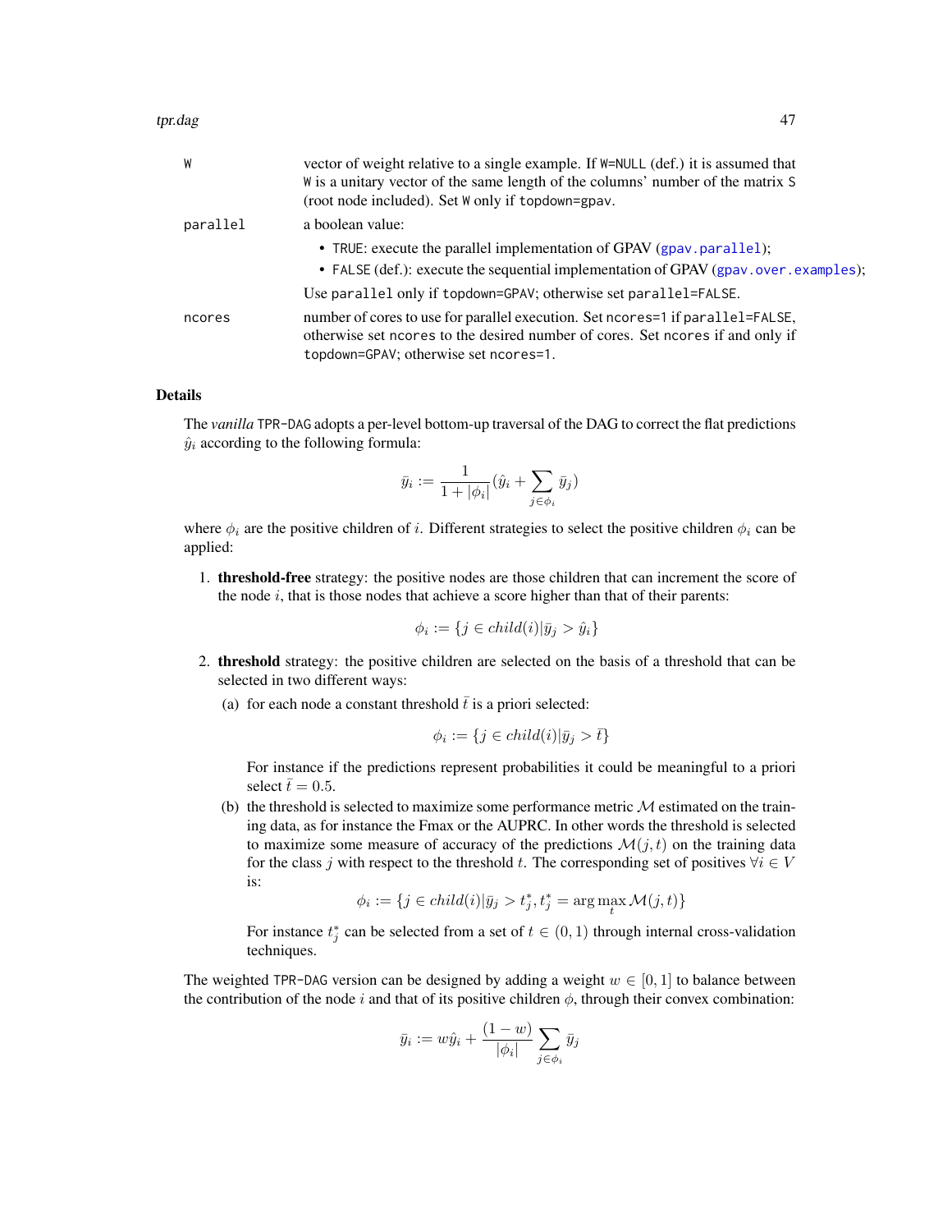W
: vector of weight relative to a single example. If `W=NULL` (def.) it is assumed that `W` is a unitary vector of the same length of the columns' number of the matrix `S` (root node included). Set `W` only if `topdown=gpav`.

parallel
: a boolean value:

- `TRUE`: execute the parallel implementation of GPAV (`gpav.parallel`);
- `FALSE` (def.): execute the sequential implementation of GPAV (`gpav.over.examples`);

Use `parallel` only if `topdown=GPAV`; otherwise set `parallel=FALSE`.

ncores
: number of cores to use for parallel execution. Set `ncores=1` if `parallel=FALSE`, otherwise set `ncores` to the desired number of cores. Set `ncores` if and only if `topdown=GPAV`; otherwise set `ncores=1`.

## Details

The *vanilla* `TPR-DAG` adopts a per-level bottom-up traversal of the DAG to correct the flat predictions $\hat{y}_i$ according to the following formula:

$$\bar{y}_i := \frac{1}{1 + |\phi_i|}(\hat{y}_i + \sum_{j \in \phi_i} \bar{y}_j)$$

where $\phi_i$ are the positive children of $i$. Different strategies to select the positive children $\phi_i$ can be applied:

1. **threshold-free** strategy: the positive nodes are those children that can increment the score of the node $i$, that is those nodes that achieve a score higher than that of their parents:

   $$\phi_i := \{j \in child(i) | \bar{y}_j > \hat{y}_i\}$$

2. **threshold** strategy: the positive children are selected on the basis of a threshold that can be selected in two different ways:

   (a) for each node a constant threshold $\bar{t}$ is a priori selected:

   $$\phi_i := \{j \in child(i) | \bar{y}_j > \bar{t}\}$$

   For instance if the predictions represent probabilities it could be meaningful to a priori select $\bar{t} = 0.5$.

   (b) the threshold is selected to maximize some performance metric $\mathcal{M}$ estimated on the training data, as for instance the Fmax or the AUPRC. In other words the threshold is selected to maximize some measure of accuracy of the predictions $\mathcal{M}(j, t)$ on the training data for the class $j$ with respect to the threshold $t$. The corresponding set of positives $\forall i \in V$ is:

   $$\phi_i := \{j \in child(i) | \bar{y}_j > t_j^*, t_j^* = \arg\max_t \mathcal{M}(j, t)\}$$

   For instance $t_j^*$ can be selected from a set of $t \in (0, 1)$ through internal cross-validation techniques.

The weighted `TPR-DAG` version can be designed by adding a weight $w \in [0, 1]$ to balance between the contribution of the node $i$ and that of its positive children $\phi$, through their convex combination:

$$\bar{y}_i := w\hat{y}_i + \frac{(1 - w)}{|\phi_i|} \sum_{j \in \phi_i} \bar{y}_j$$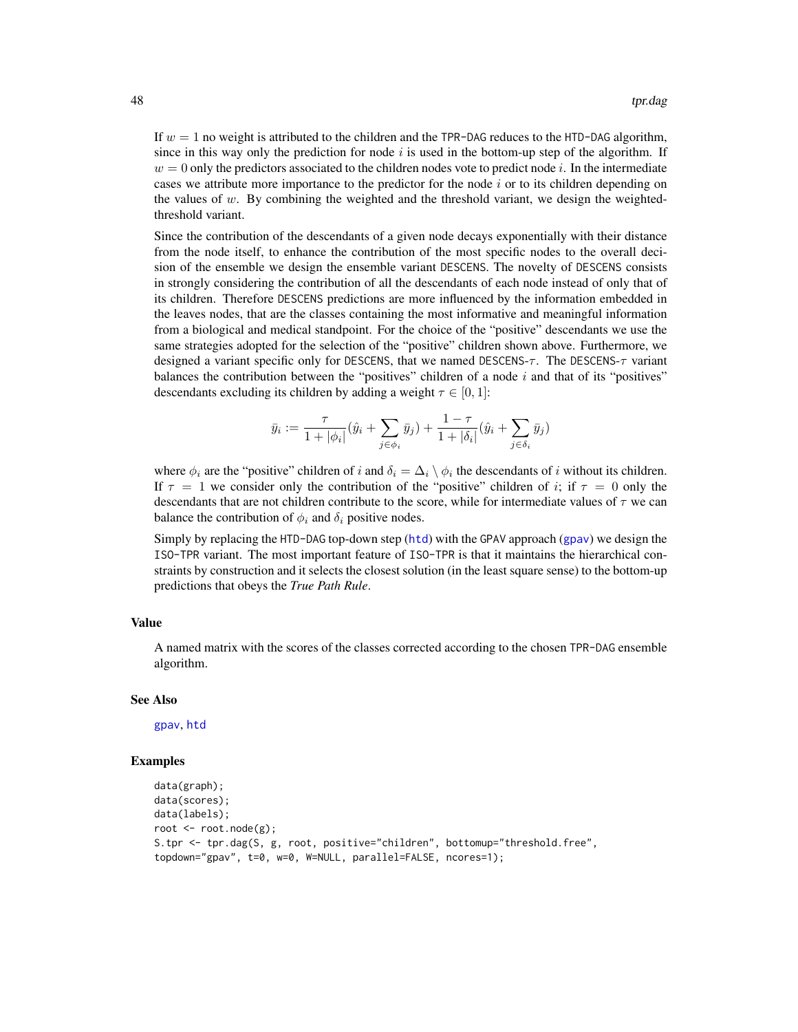If $w = 1$ no weight is attributed to the children and the TPR-DAG reduces to the HTD-DAG algorithm, since in this way only the prediction for node $i$ is used in the bottom-up step of the algorithm. If $w = 0$ only the predictors associated to the children nodes vote to predict node $i$. In the intermediate cases we attribute more importance to the predictor for the node $i$ or to its children depending on the values of $w$. By combining the weighted and the threshold variant, we design the weighted-threshold variant.

Since the contribution of the descendants of a given node decays exponentially with their distance from the node itself, to enhance the contribution of the most specific nodes to the overall decision of the ensemble we design the ensemble variant DESCENS. The novelty of DESCENS consists in strongly considering the contribution of all the descendants of each node instead of only that of its children. Therefore DESCENS predictions are more influenced by the information embedded in the leaves nodes, that are the classes containing the most informative and meaningful information from a biological and medical standpoint. For the choice of the "positive" descendants we use the same strategies adopted for the selection of the "positive" children shown above. Furthermore, we designed a variant specific only for DESCENS, that we named DESCENS-$\tau$. The DESCENS-$\tau$ variant balances the contribution between the "positives" children of a node $i$ and that of its "positives" descendants excluding its children by adding a weight $\tau \in [0, 1]$:

$$\bar{y}_i := \frac{\tau}{1 + |\phi_i|}(\hat{y}_i + \sum_{j \in \phi_i} \bar{y}_j) + \frac{1 - \tau}{1 + |\delta_i|}(\hat{y}_i + \sum_{j \in \delta_i} \bar{y}_j)$$

where $\phi_i$ are the "positive" children of $i$ and $\delta_i = \Delta_i \setminus \phi_i$ the descendants of $i$ without its children. If $\tau = 1$ we consider only the contribution of the "positive" children of $i$; if $\tau = 0$ only the descendants that are not children contribute to the score, while for intermediate values of $\tau$ we can balance the contribution of $\phi_i$ and $\delta_i$ positive nodes.

Simply by replacing the HTD-DAG top-down step (htd) with the GPAV approach (gpav) we design the ISO-TPR variant. The most important feature of ISO-TPR is that it maintains the hierarchical constraints by construction and it selects the closest solution (in the least square sense) to the bottom-up predictions that obeys the *True Path Rule*.

## Value

A named matrix with the scores of the classes corrected according to the chosen TPR-DAG ensemble algorithm.

## See Also

gpav, htd

## Examples

```
data(graph);
data(scores);
data(labels);
root <- root.node(g);
S.tpr <- tpr.dag(S, g, root, positive="children", bottomup="threshold.free",
topdown="gpav", t=0, w=0, W=NULL, parallel=FALSE, ncores=1);
```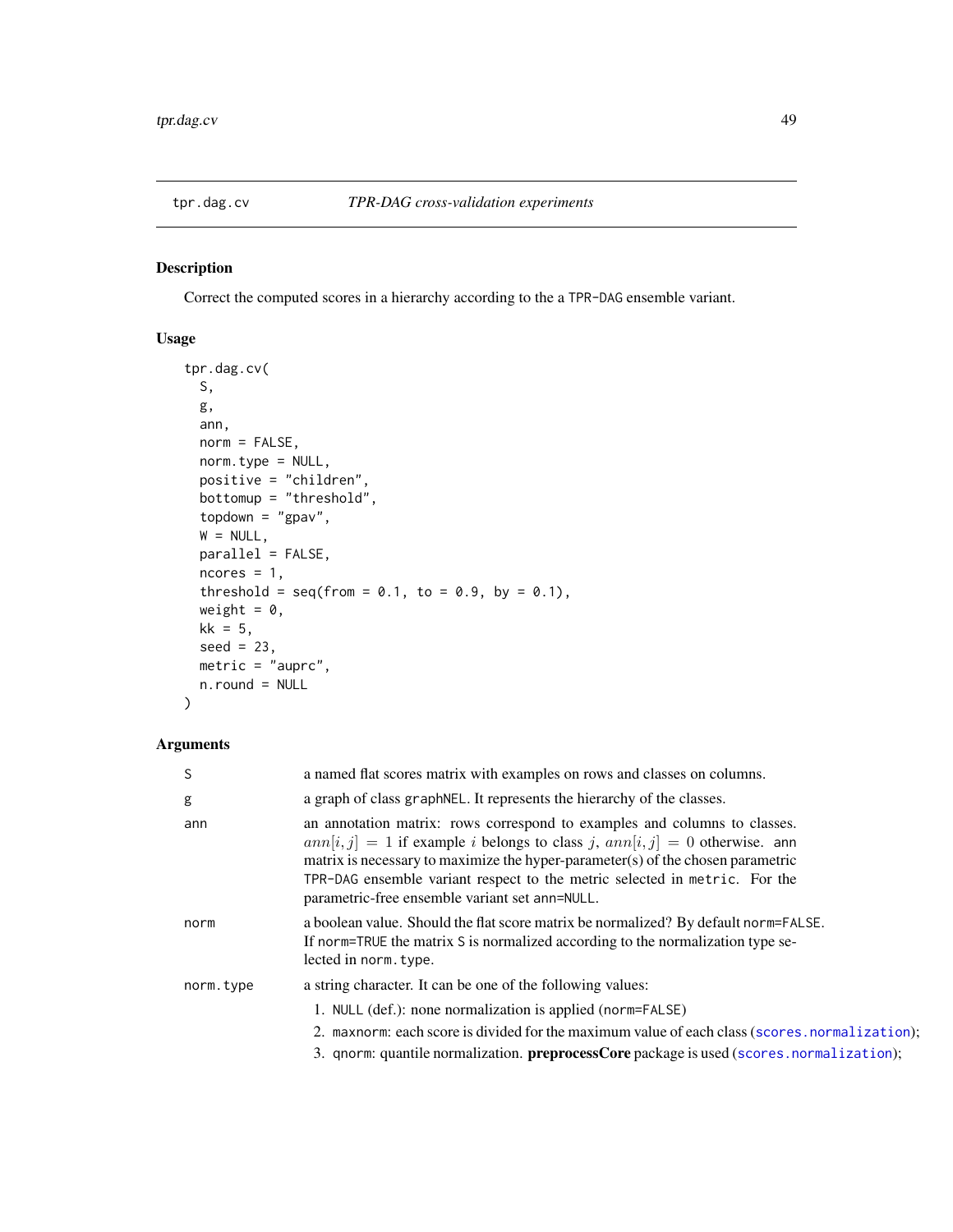## tpr.dag.cv — *TPR-DAG cross-validation experiments*

### Description

Correct the computed scores in a hierarchy according to the a TPR-DAG ensemble variant.

### Usage

```
tpr.dag.cv(
  S,
  g,
  ann,
  norm = FALSE,
  norm.type = NULL,
  positive = "children",
  bottomup = "threshold",
  topdown = "gpav",
  W = NULL,
  parallel = FALSE,
  ncores = 1,
  threshold = seq(from = 0.1, to = 0.9, by = 0.1),
  weight = 0,
  kk = 5,
  seed = 23,
  metric = "auprc",
  n.round = NULL
)
```

### Arguments

| Argument | Description |
|---|---|
| S | a named flat scores matrix with examples on rows and classes on columns. |
| g | a graph of class `graphNEL`. It represents the hierarchy of the classes. |
| ann | an annotation matrix: rows correspond to examples and columns to classes. $ann[i, j] = 1$ if example $i$ belongs to class $j$, $ann[i, j] = 0$ otherwise. `ann` matrix is necessary to maximize the hyper-parameter(s) of the chosen parametric TPR-DAG ensemble variant respect to the metric selected in `metric`. For the parametric-free ensemble variant set `ann=NULL`. |
| norm | a boolean value. Should the flat score matrix be normalized? By default `norm=FALSE`. If `norm=TRUE` the matrix `S` is normalized according to the normalization type selected in `norm.type`. |
| norm.type | a string character. It can be one of the following values: 1. `NULL` (def.): none normalization is applied (`norm=FALSE`) 2. `maxnorm`: each score is divided for the maximum value of each class (`scores.normalization`); 3. `qnorm`: quantile normalization. **preprocessCore** package is used (`scores.normalization`); |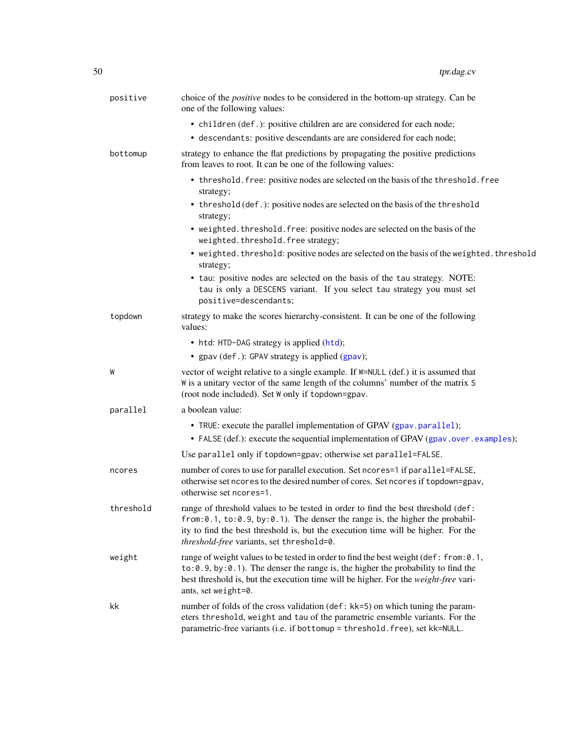positive
: choice of the *positive* nodes to be considered in the bottom-up strategy. Can be one of the following values:

- `children` (`def.`): positive children are are considered for each node;
- `descendants`: positive descendants are are considered for each node;

bottomup
: strategy to enhance the flat predictions by propagating the positive predictions from leaves to root. It can be one of the following values:

- `threshold.free`: positive nodes are selected on the basis of the `threshold.free` strategy;
- `threshold` (`def.`): positive nodes are selected on the basis of the `threshold` strategy;
- `weighted.threshold.free`: positive nodes are selected on the basis of the `weighted.threshold.free` strategy;
- `weighted.threshold`: positive nodes are selected on the basis of the `weighted.threshold` strategy;
- `tau`: positive nodes are selected on the basis of the `tau` strategy. NOTE: `tau` is only a `DESCENS` variant. If you select `tau` strategy you must set `positive=descendants`;

topdown
: strategy to make the scores hierarchy-consistent. It can be one of the following values:

- `htd`: `HTD-DAG` strategy is applied (`htd`);
- `gpav` (`def.`): `GPAV` strategy is applied (`gpav`);

W
: vector of weight relative to a single example. If `W=NULL` (def.) it is assumed that `W` is a unitary vector of the same length of the columns' number of the matrix `S` (root node included). Set `W` only if `topdown=gpav`.

parallel
: a boolean value:

- `TRUE`: execute the parallel implementation of GPAV (`gpav.parallel`);
- `FALSE` (def.): execute the sequential implementation of GPAV (`gpav.over.examples`);

Use `parallel` only if `topdown=gpav`; otherwise set `parallel=FALSE`.

ncores
: number of cores to use for parallel execution. Set `ncores=1` if `parallel=FALSE`, otherwise set `ncores` to the desired number of cores. Set `ncores` if `topdown=gpav`, otherwise set `ncores=1`.

threshold
: range of threshold values to be tested in order to find the best threshold (`def: from:0.1, to:0.9, by:0.1`). The denser the range is, the higher the probability to find the best threshold is, but the execution time will be higher. For the *threshold-free* variants, set `threshold=0`.

weight
: range of weight values to be tested in order to find the best weight (`def: from:0.1, to:0.9, by:0.1`). The denser the range is, the higher the probability to find the best threshold is, but the execution time will be higher. For the *weight-free* variants, set `weight=0`.

kk
: number of folds of the cross validation (`def: kk=5`) on which tuning the parameters `threshold`, `weight` and `tau` of the parametric ensemble variants. For the parametric-free variants (i.e. if `bottomup = threshold.free`), set `kk=NULL`.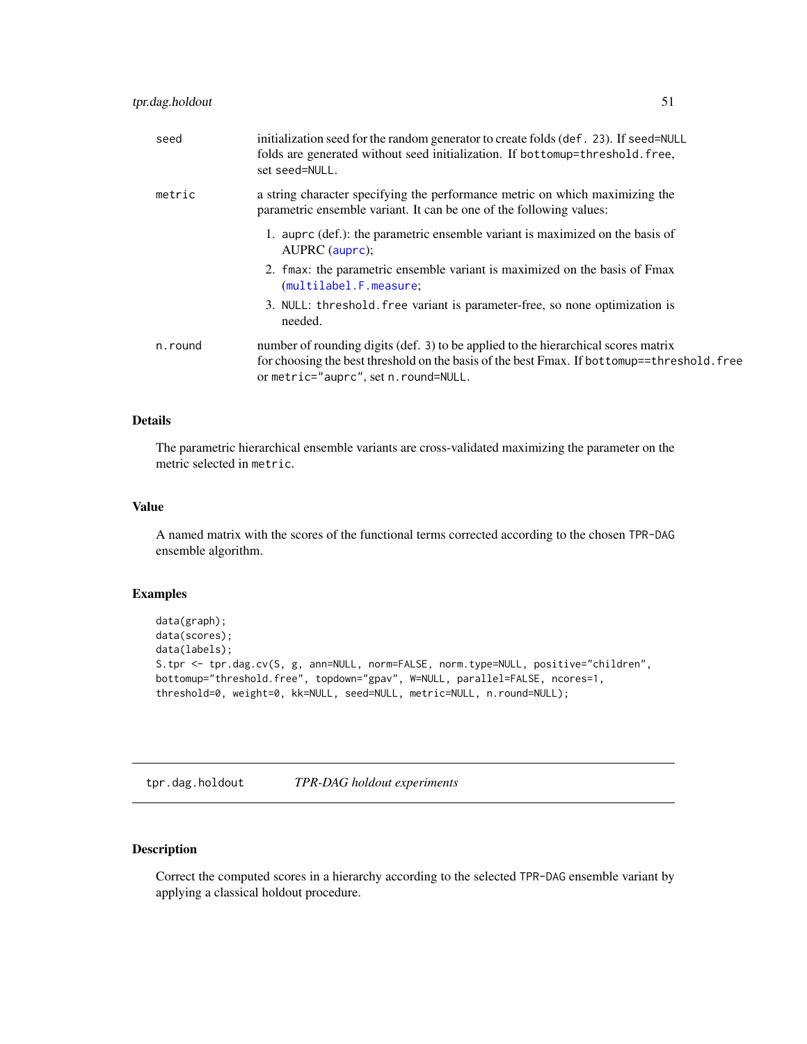| | |
|---|---|
| seed | initialization seed for the random generator to create folds (`def. 23`). If `seed=NULL` folds are generated without seed initialization. If `bottomup=threshold.free`, set `seed=NULL`. |
| metric | a string character specifying the performance metric on which maximizing the parametric ensemble variant. It can be one of the following values:<br>1. `auprc` (def.): the parametric ensemble variant is maximized on the basis of AUPRC (`auprc`);<br>2. `fmax`: the parametric ensemble variant is maximized on the basis of Fmax (`multilabel.F.measure`;<br>3. `NULL`: `threshold.free` variant is parameter-free, so none optimization is needed. |
| n.round | number of rounding digits (def. 3) to be applied to the hierarchical scores matrix for choosing the best threshold on the basis of the best Fmax. If `bottomup==threshold.free` or `metric="auprc"`, set `n.round=NULL`. |

### Details

The parametric hierarchical ensemble variants are cross-validated maximizing the parameter on the metric selected in `metric`.

### Value

A named matrix with the scores of the functional terms corrected according to the chosen `TPR-DAG` ensemble algorithm.

### Examples

```
data(graph);
data(scores);
data(labels);
S.tpr <- tpr.dag.cv(S, g, ann=NULL, norm=FALSE, norm.type=NULL, positive="children",
bottomup="threshold.free", topdown="gpav", W=NULL, parallel=FALSE, ncores=1,
threshold=0, weight=0, kk=NULL, seed=NULL, metric=NULL, n.round=NULL);
```

---

## tpr.dag.holdout *TPR-DAG holdout experiments*

### Description

Correct the computed scores in a hierarchy according to the selected `TPR-DAG` ensemble variant by applying a classical holdout procedure.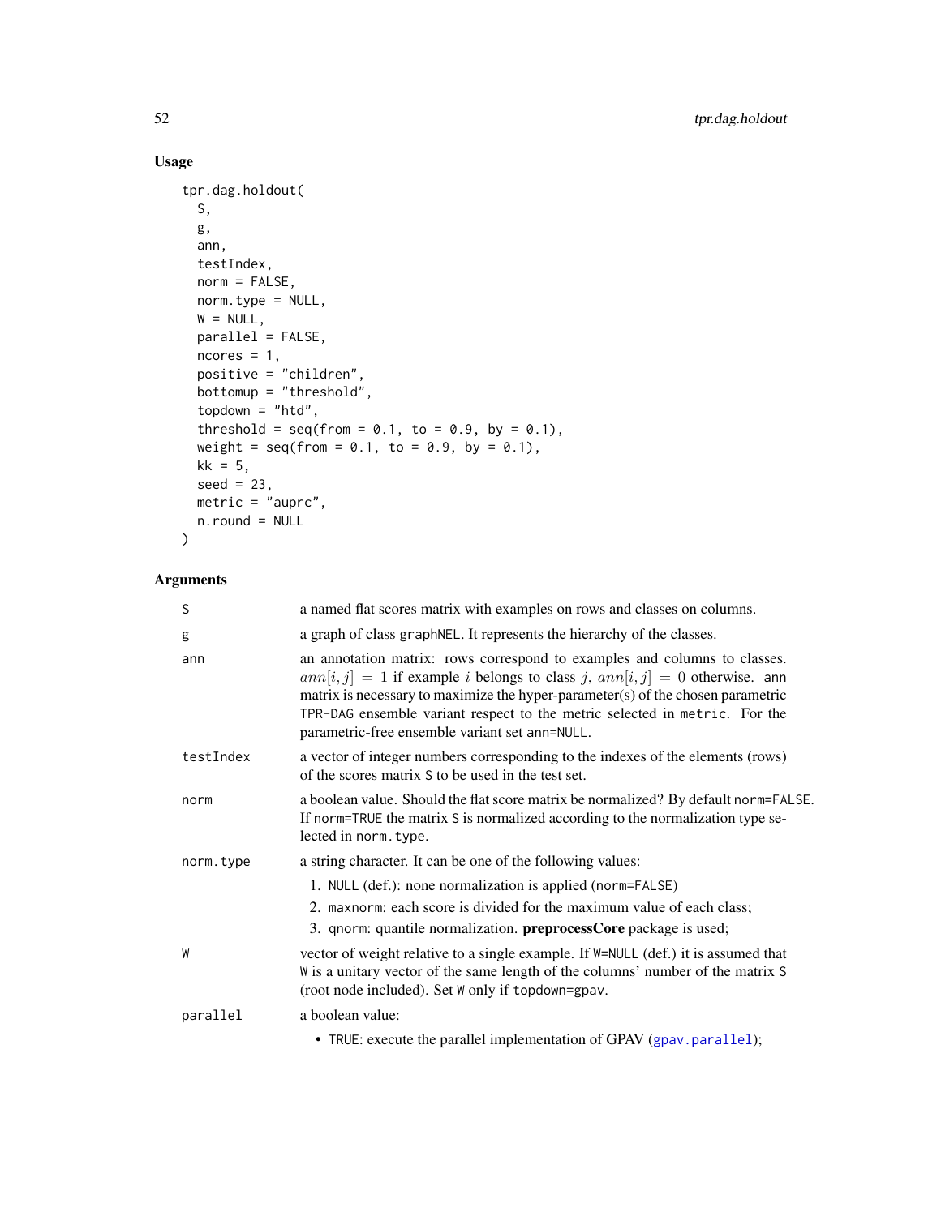## Usage

```
tpr.dag.holdout(
  S,
  g,
  ann,
  testIndex,
  norm = FALSE,
  norm.type = NULL,
  W = NULL,
  parallel = FALSE,
  ncores = 1,
  positive = "children",
  bottomup = "threshold",
  topdown = "htd",
  threshold = seq(from = 0.1, to = 0.9, by = 0.1),
  weight = seq(from = 0.1, to = 0.9, by = 0.1),
  kk = 5,
  seed = 23,
  metric = "auprc",
  n.round = NULL
)
```

## Arguments

| | |
|---|---|
| `S` | a named flat scores matrix with examples on rows and classes on columns. |
| `g` | a graph of class `graphNEL`. It represents the hierarchy of the classes. |
| `ann` | an annotation matrix: rows correspond to examples and columns to classes. $ann[i, j] = 1$ if example $i$ belongs to class $j$, $ann[i, j] = 0$ otherwise. `ann` matrix is necessary to maximize the hyper-parameter(s) of the chosen parametric `TPR-DAG` ensemble variant respect to the metric selected in `metric`. For the parametric-free ensemble variant set `ann=NULL`. |
| `testIndex` | a vector of integer numbers corresponding to the indexes of the elements (rows) of the scores matrix `S` to be used in the test set. |
| `norm` | a boolean value. Should the flat score matrix be normalized? By default `norm=FALSE`. If `norm=TRUE` the matrix `S` is normalized according to the normalization type selected in `norm.type`. |
| `norm.type` | a string character. It can be one of the following values:<br>1. `NULL` (def.): none normalization is applied (`norm=FALSE`)<br>2. `maxnorm`: each score is divided for the maximum value of each class;<br>3. `qnorm`: quantile normalization. **preprocessCore** package is used; |
| `W` | vector of weight relative to a single example. If `W=NULL` (def.) it is assumed that `W` is a unitary vector of the same length of the columns' number of the matrix `S` (root node included). Set `W` only if `topdown=gpav`. |
| `parallel` | a boolean value:<br>• `TRUE`: execute the parallel implementation of GPAV (`gpav.parallel`); |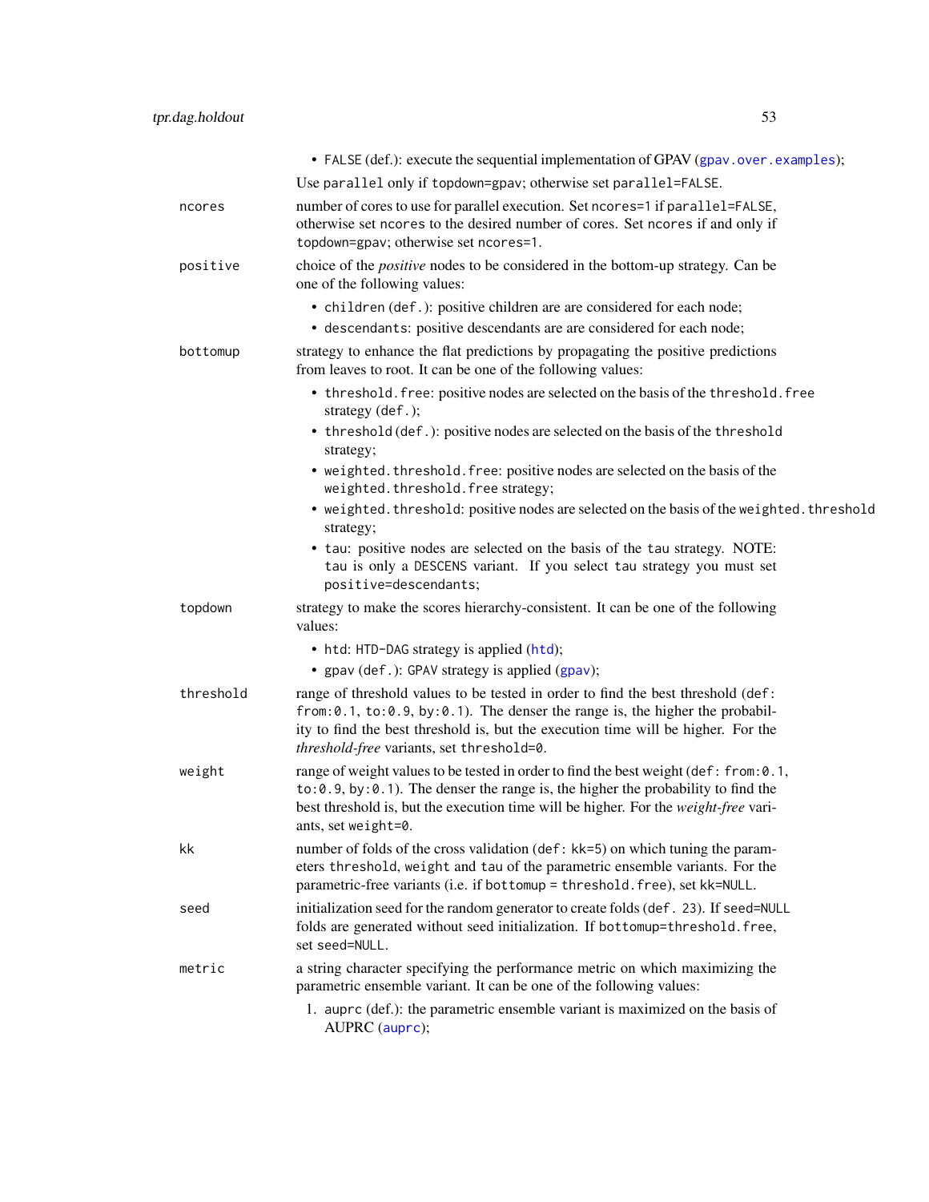- `FALSE` (def.): execute the sequential implementation of GPAV (`gpav.over.examples`);

  Use `parallel` only if `topdown=gpav`; otherwise set `parallel=FALSE`.

**ncores**
: number of cores to use for parallel execution. Set `ncores=1` if `parallel=FALSE`, otherwise set `ncores` to the desired number of cores. Set `ncores` if and only if `topdown=gpav`; otherwise set `ncores=1`.

**positive**
: choice of the *positive* nodes to be considered in the bottom-up strategy. Can be one of the following values:
  - `children` (`def.`): positive children are are considered for each node;
  - `descendants`: positive descendants are are considered for each node;

**bottomup**
: strategy to enhance the flat predictions by propagating the positive predictions from leaves to root. It can be one of the following values:
  - `threshold.free`: positive nodes are selected on the basis of the `threshold.free` strategy (`def.`);
  - `threshold` (`def.`): positive nodes are selected on the basis of the `threshold` strategy;
  - `weighted.threshold.free`: positive nodes are selected on the basis of the `weighted.threshold.free` strategy;
  - `weighted.threshold`: positive nodes are selected on the basis of the `weighted.threshold` strategy;
  - `tau`: positive nodes are selected on the basis of the `tau` strategy. NOTE: `tau` is only a `DESCENS` variant. If you select `tau` strategy you must set `positive=descendants`;

**topdown**
: strategy to make the scores hierarchy-consistent. It can be one of the following values:
  - `htd`: `HTD-DAG` strategy is applied (`htd`);
  - `gpav` (`def.`): `GPAV` strategy is applied (`gpav`);

**threshold**
: range of threshold values to be tested in order to find the best threshold (`def: from:0.1, to:0.9, by:0.1`). The denser the range is, the higher the probability to find the best threshold is, but the execution time will be higher. For the *threshold-free* variants, set `threshold=0`.

**weight**
: range of weight values to be tested in order to find the best weight (`def: from:0.1, to:0.9, by:0.1`). The denser the range is, the higher the probability to find the best threshold is, but the execution time will be higher. For the *weight-free* variants, set `weight=0`.

**kk**
: number of folds of the cross validation (`def: kk=5`) on which tuning the parameters `threshold`, `weight` and `tau` of the parametric ensemble variants. For the parametric-free variants (i.e. if `bottomup = threshold.free`), set `kk=NULL`.

**seed**
: initialization seed for the random generator to create folds (`def. 23`). If `seed=NULL` folds are generated without seed initialization. If `bottomup=threshold.free`, set `seed=NULL`.

**metric**
: a string character specifying the performance metric on which maximizing the parametric ensemble variant. It can be one of the following values:
  1. `auprc` (def.): the parametric ensemble variant is maximized on the basis of AUPRC (`auprc`);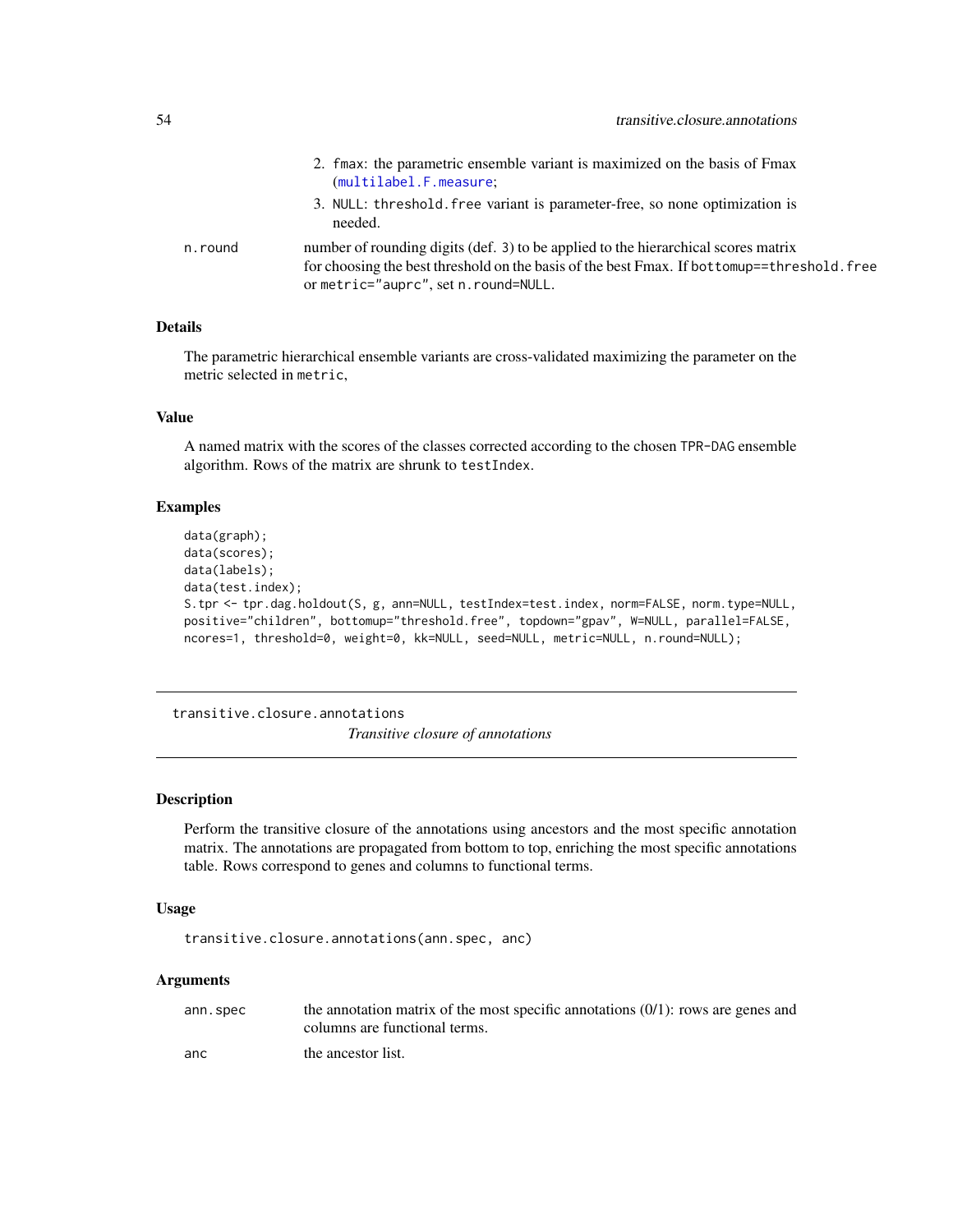2. `fmax`: the parametric ensemble variant is maximized on the basis of Fmax (`multilabel.F.measure`;
3. `NULL`: `threshold.free` variant is parameter-free, so none optimization is needed.

`n.round` number of rounding digits (def. 3) to be applied to the hierarchical scores matrix for choosing the best threshold on the basis of the best Fmax. If `bottomup==threshold.free` or `metric="auprc"`, set `n.round=NULL`.

### Details

The parametric hierarchical ensemble variants are cross-validated maximizing the parameter on the metric selected in `metric`,

### Value

A named matrix with the scores of the classes corrected according to the chosen `TPR-DAG` ensemble algorithm. Rows of the matrix are shrunk to `testIndex`.

### Examples

```
data(graph);
data(scores);
data(labels);
data(test.index);
S.tpr <- tpr.dag.holdout(S, g, ann=NULL, testIndex=test.index, norm=FALSE, norm.type=NULL,
positive="children", bottomup="threshold.free", topdown="gpav", W=NULL, parallel=FALSE,
ncores=1, threshold=0, weight=0, kk=NULL, seed=NULL, metric=NULL, n.round=NULL);
```

---

## transitive.closure.annotations

*Transitive closure of annotations*

---

### Description

Perform the transitive closure of the annotations using ancestors and the most specific annotation matrix. The annotations are propagated from bottom to top, enriching the most specific annotations table. Rows correspond to genes and columns to functional terms.

### Usage

```
transitive.closure.annotations(ann.spec, anc)
```

### Arguments

| | |
|---|---|
| `ann.spec` | the annotation matrix of the most specific annotations (0/1): rows are genes and columns are functional terms. |
| `anc` | the ancestor list. |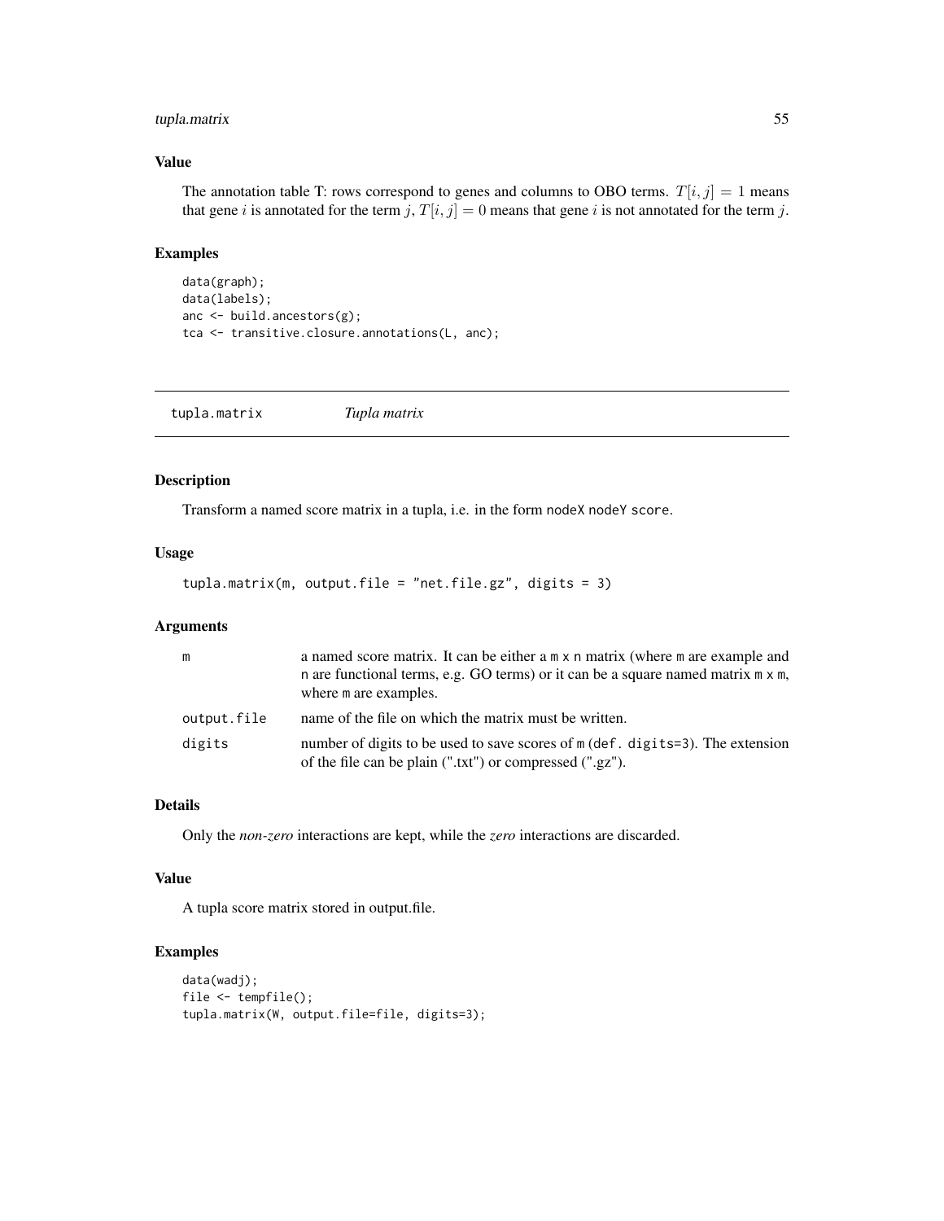## Value

The annotation table T: rows correspond to genes and columns to OBO terms. $T[i, j] = 1$ means that gene $i$ is annotated for the term $j$, $T[i, j] = 0$ means that gene $i$ is not annotated for the term $j$.

## Examples

```
data(graph);
data(labels);
anc <- build.ancestors(g);
tca <- transitive.closure.annotations(L, anc);
```

---

# tupla.matrix    *Tupla matrix*

---

## Description

Transform a named score matrix in a tupla, i.e. in the form `nodeX nodeY score`.

## Usage

```
tupla.matrix(m, output.file = "net.file.gz", digits = 3)
```

## Arguments

| | |
|---|---|
| `m` | a named score matrix. It can be either a `m x n` matrix (where `m` are example and `n` are functional terms, e.g. GO terms) or it can be a square named matrix `m x m`, where `m` are examples. |
| `output.file` | name of the file on which the matrix must be written. |
| `digits` | number of digits to be used to save scores of `m` (`def. digits=3`). The extension of the file can be plain (".txt") or compressed (".gz"). |

## Details

Only the *non-zero* interactions are kept, while the *zero* interactions are discarded.

## Value

A tupla score matrix stored in output.file.

## Examples

```
data(wadj);
file <- tempfile();
tupla.matrix(W, output.file=file, digits=3);
```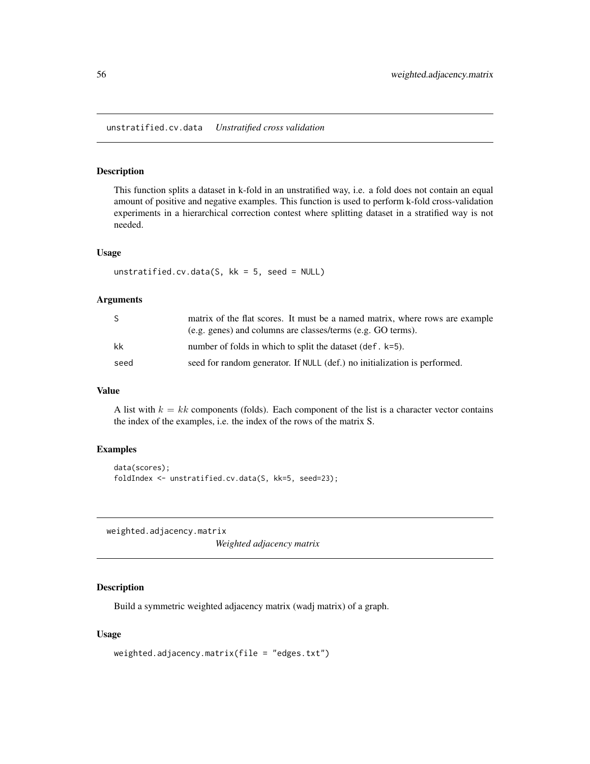## unstratified.cv.data *Unstratified cross validation*

### Description

This function splits a dataset in k-fold in an unstratified way, i.e. a fold does not contain an equal amount of positive and negative examples. This function is used to perform k-fold cross-validation experiments in a hierarchical correction contest where splitting dataset in a stratified way is not needed.

### Usage

```
unstratified.cv.data(S, kk = 5, seed = NULL)
```

### Arguments

| | |
|---|---|
| S | matrix of the flat scores. It must be a named matrix, where rows are example (e.g. genes) and columns are classes/terms (e.g. GO terms). |
| kk | number of folds in which to split the dataset (`def. k=5`). |
| seed | seed for random generator. If `NULL` (def.) no initialization is performed. |

### Value

A list with $k = kk$ components (folds). Each component of the list is a character vector contains the index of the examples, i.e. the index of the rows of the matrix S.

### Examples

```
data(scores);
foldIndex <- unstratified.cv.data(S, kk=5, seed=23);
```

## weighted.adjacency.matrix *Weighted adjacency matrix*

### Description

Build a symmetric weighted adjacency matrix (wadj matrix) of a graph.

### Usage

```
weighted.adjacency.matrix(file = "edges.txt")
```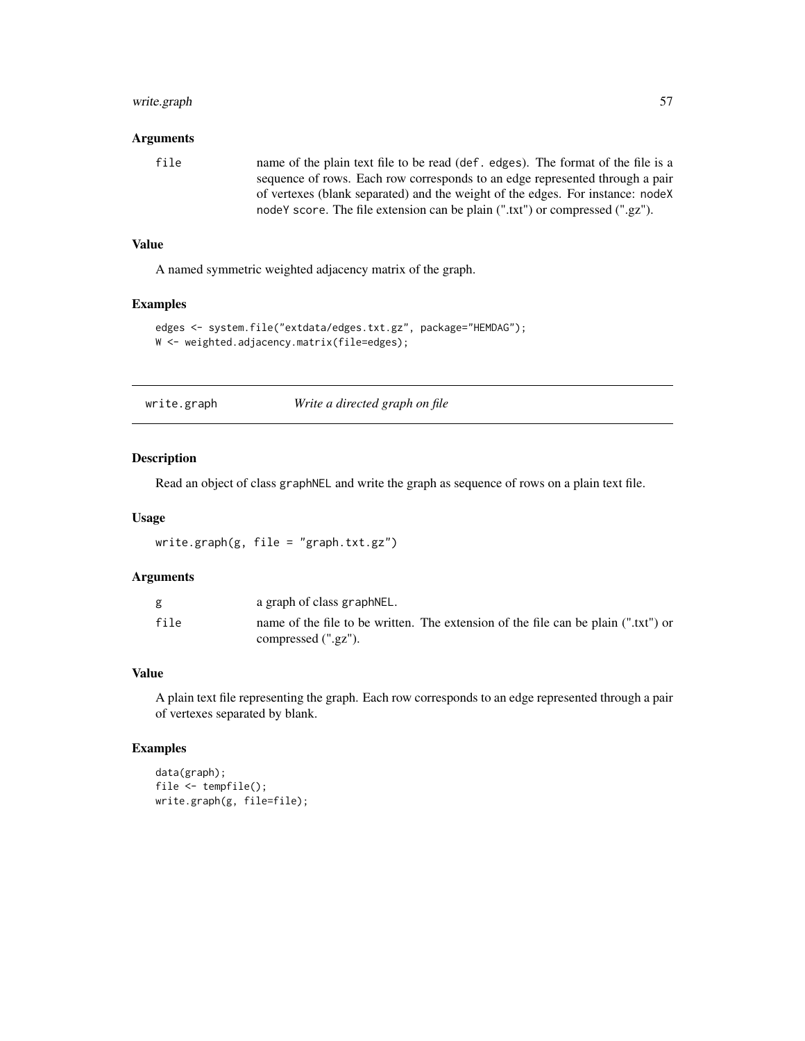### Arguments

**file** — name of the plain text file to be read (def. `edges`). The format of the file is a sequence of rows. Each row corresponds to an edge represented through a pair of vertexes (blank separated) and the weight of the edges. For instance: `nodeX nodeY score`. The file extension can be plain (".txt") or compressed (".gz").

### Value

A named symmetric weighted adjacency matrix of the graph.

### Examples

```
edges <- system.file("extdata/edges.txt.gz", package="HEMDAG");
W <- weighted.adjacency.matrix(file=edges);
```

---

## write.graph — *Write a directed graph on file*

---

### Description

Read an object of class `graphNEL` and write the graph as sequence of rows on a plain text file.

### Usage

```
write.graph(g, file = "graph.txt.gz")
```

### Arguments

| | |
|---|---|
| `g` | a graph of class `graphNEL`. |
| `file` | name of the file to be written. The extension of the file can be plain (".txt") or compressed (".gz"). |

### Value

A plain text file representing the graph. Each row corresponds to an edge represented through a pair of vertexes separated by blank.

### Examples

```
data(graph);
file <- tempfile();
write.graph(g, file=file);
```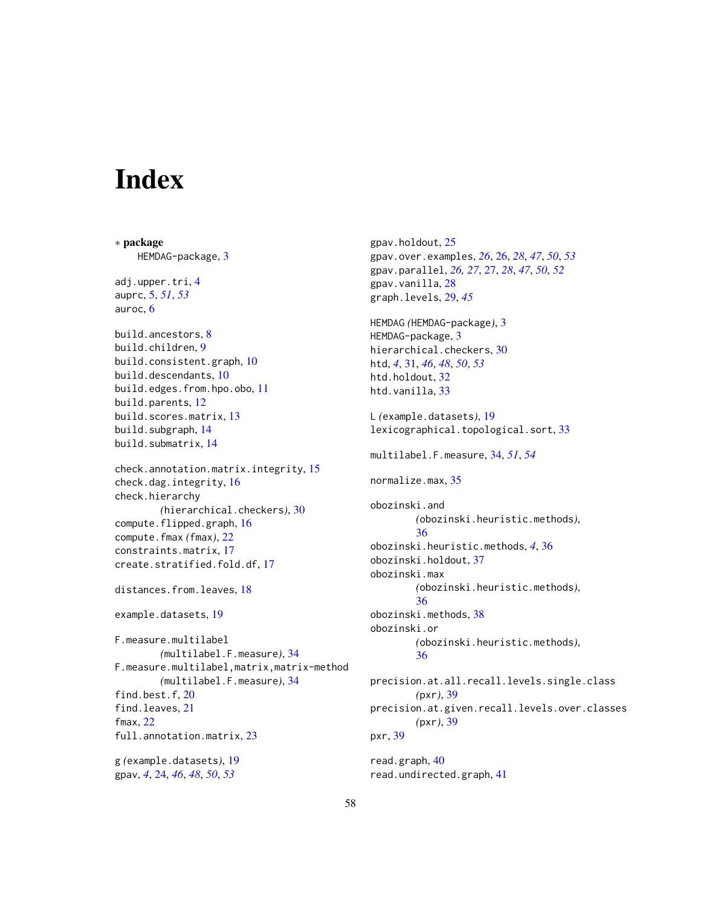# Index

∗ **package**
HEMDAG-package, 3

adj.upper.tri, 4
auprc, 5, *51*, *53*
auroc, 6

build.ancestors, 8
build.children, 9
build.consistent.graph, 10
build.descendants, 10
build.edges.from.hpo.obo, 11
build.parents, 12
build.scores.matrix, 13
build.subgraph, 14
build.submatrix, 14

check.annotation.matrix.integrity, 15
check.dag.integrity, 16
check.hierarchy
*(*hierarchical.checkers*)*, 30
compute.flipped.graph, 16
compute.fmax *(*fmax*)*, 22
constraints.matrix, 17
create.stratified.fold.df, 17

distances.from.leaves, 18

example.datasets, 19

F.measure.multilabel
*(*multilabel.F.measure*)*, 34
F.measure.multilabel,matrix,matrix-method
*(*multilabel.F.measure*)*, 34
find.best.f, 20
find.leaves, 21
fmax, 22
full.annotation.matrix, 23

g *(*example.datasets*)*, 19
gpav, *4*, 24, *46*, *48*, *50*, *53*
gpav.holdout, 25
gpav.over.examples, *26*, 26, *28*, *47*, *50*, *53*
gpav.parallel, *26*, *27*, 27, *28*, *47*, *50*, *52*
gpav.vanilla, 28
graph.levels, 29, *45*

HEMDAG *(*HEMDAG-package*)*, 3
HEMDAG-package, 3
hierarchical.checkers, 30
htd, *4*, 31, *46*, *48*, *50*, *53*
htd.holdout, 32
htd.vanilla, 33

L *(*example.datasets*)*, 19
lexicographical.topological.sort, 33

multilabel.F.measure, 34, *51*, *54*

normalize.max, 35

obozinski.and
*(*obozinski.heuristic.methods*)*, 36
obozinski.heuristic.methods, *4*, 36
obozinski.holdout, 37
obozinski.max
*(*obozinski.heuristic.methods*)*, 36
obozinski.methods, 38
obozinski.or
*(*obozinski.heuristic.methods*)*, 36

precision.at.all.recall.levels.single.class
*(*pxr*)*, 39
precision.at.given.recall.levels.over.classes
*(*pxr*)*, 39
pxr, 39

read.graph, 40
read.undirected.graph, 41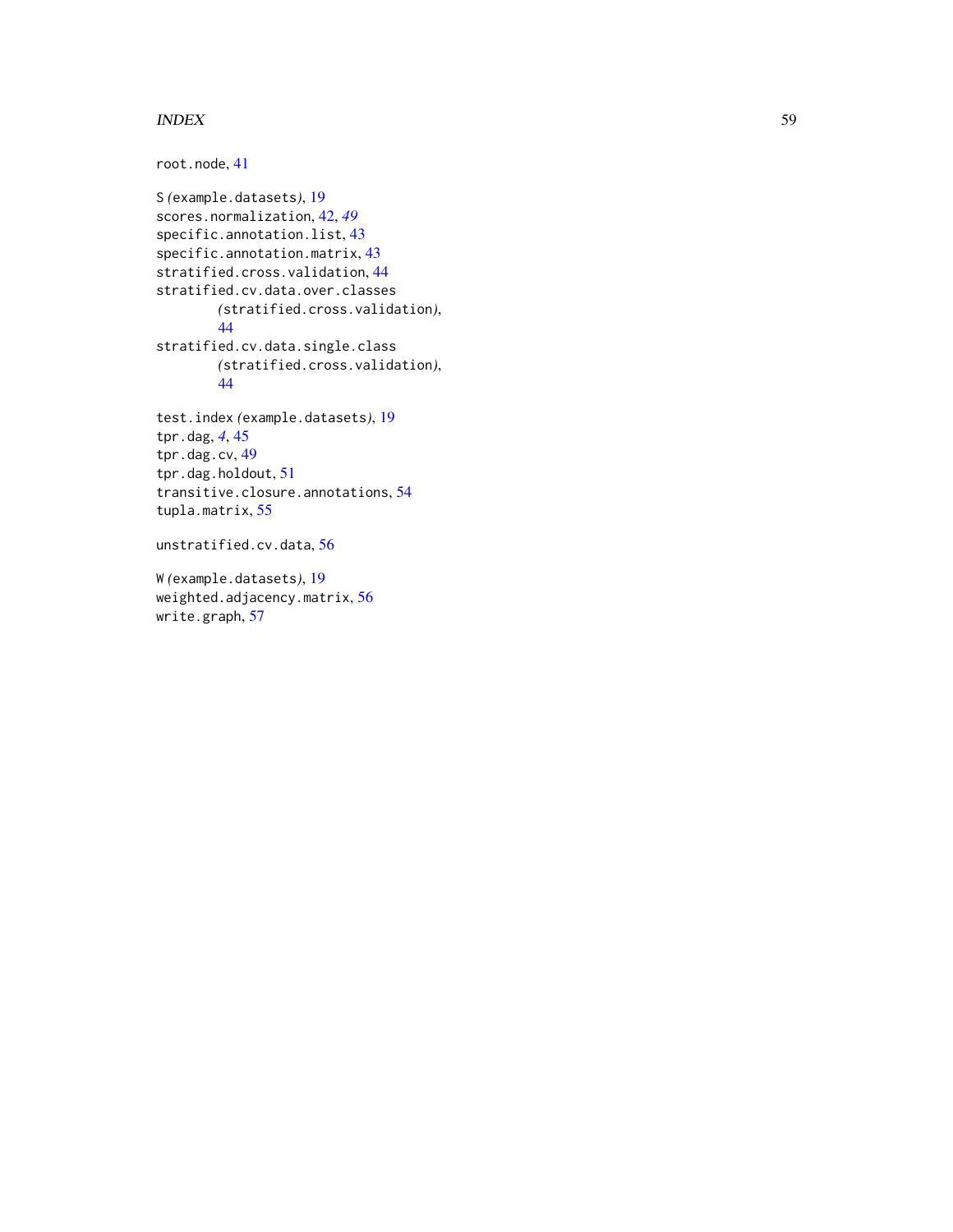root.node, 41

S *(*example.datasets*)*, 19
scores.normalization, 42, *49*
specific.annotation.list, 43
specific.annotation.matrix, 43
stratified.cross.validation, 44
stratified.cv.data.over.classes
    *(*stratified.cross.validation*)*,
    44
stratified.cv.data.single.class
    *(*stratified.cross.validation*)*,
    44

test.index *(*example.datasets*)*, 19
tpr.dag, *4*, 45
tpr.dag.cv, 49
tpr.dag.holdout, 51
transitive.closure.annotations, 54
tupla.matrix, 55

unstratified.cv.data, 56

W *(*example.datasets*)*, 19
weighted.adjacency.matrix, 56
write.graph, 57